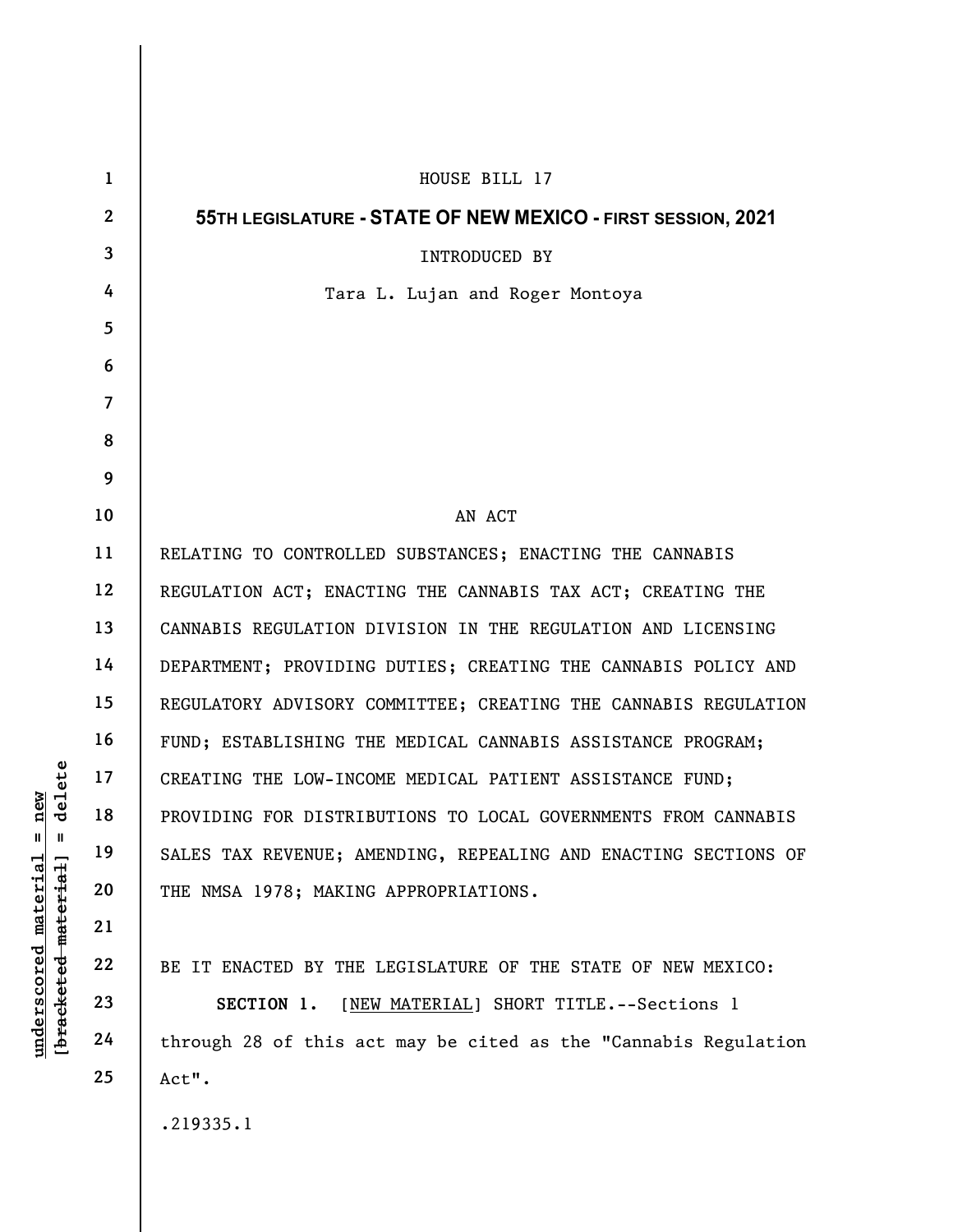HOUSE BILL 17

**55TH LEGISLATURE - STATE OF NEW MEXICO - FIRST SESSION, 2021**

INTRODUCED BY

Tara L. Lujan and Roger Montoya

AN ACT

RELATING TO CONTROLLED SUBSTANCES; ENACTING THE CANNABIS REGULATION ACT; ENACTING THE CANNABIS TAX ACT; CREATING THE CANNABIS REGULATION DIVISION IN THE REGULATION AND LICENSING DEPARTMENT; PROVIDING DUTIES; CREATING THE CANNABIS POLICY AND REGULATORY ADVISORY COMMITTEE; CREATING THE CANNABIS REGULATION FUND; ESTABLISHING THE MEDICAL CANNABIS ASSISTANCE PROGRAM; CREATING THE LOW-INCOME MEDICAL PATIENT ASSISTANCE FUND; PROVIDING FOR DISTRIBUTIONS TO LOCAL GOVERNMENTS FROM CANNABIS SALES TAX REVENUE; AMENDING, REPEALING AND ENACTING SECTIONS OF THE NMSA 1978; MAKING APPROPRIATIONS.

BE IT ENACTED BY THE LEGISLATURE OF THE STATE OF NEW MEXICO:

**SECTION 1.** [NEW MATERIAL] SHORT TITLE.--Sections 1 through 28 of this act may be cited as the "Cannabis Regulation Act".

.219335.1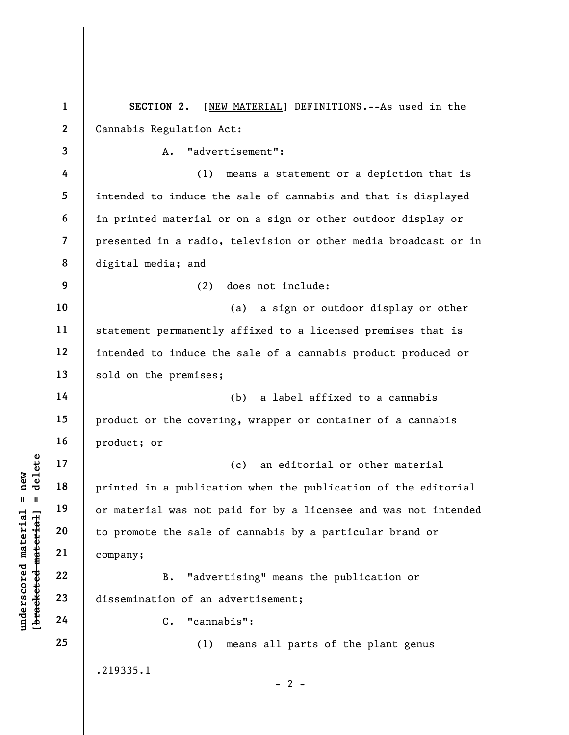**SECTION 2.** [NEW MATERIAL] DEFINITIONS.--As used in the Cannabis Regulation Act:

A. "advertisement":

(1) means a statement or a depiction that is intended to induce the sale of cannabis and that is displayed in printed material or on a sign or other outdoor display or presented in a radio, television or other media broadcast or in digital media; and

(2) does not include:

(a) a sign or outdoor display or other statement permanently affixed to a licensed premises that is intended to induce the sale of a cannabis product produced or sold on the premises;

(b) a label affixed to a cannabis product or the covering, wrapper or container of a cannabis product; or

(c) an editorial or other material printed in a publication when the publication of the editorial or material was not paid for by a licensee and was not intended to promote the sale of cannabis by a particular brand or company;

B. "advertising" means the publication or dissemination of an advertisement;

C. "cannabis":

(1) means all parts of the plant genus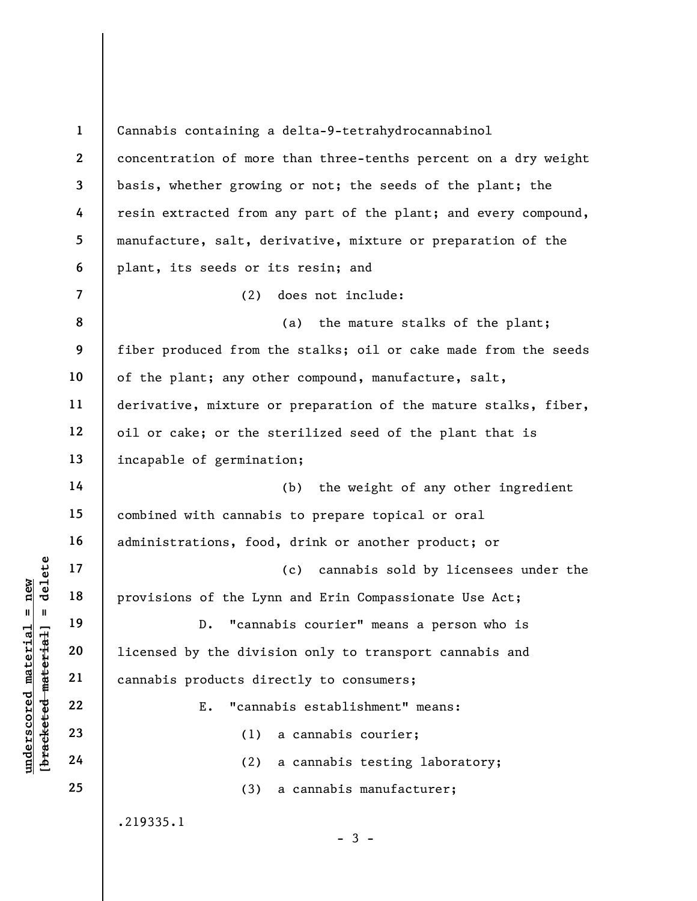Cannabis containing a delta-9-tetrahydrocannabinol concentration of more than three-tenths percent on a dry weight basis, whether growing or not; the seeds of the plant; the resin extracted from any part of the plant; and every compound, manufacture, salt, derivative, mixture or preparation of the plant, its seeds or its resin; and

(2) does not include:

(a) the mature stalks of the plant; fiber produced from the stalks; oil or cake made from the seeds of the plant; any other compound, manufacture, salt, derivative, mixture or preparation of the mature stalks, fiber, oil or cake; or the sterilized seed of the plant that is incapable of germination;

(b) the weight of any other ingredient combined with cannabis to prepare topical or oral administrations, food, drink or another product; or

(c) cannabis sold by licensees under the provisions of the Lynn and Erin Compassionate Use Act;

D. "cannabis courier" means a person who is licensed by the division only to transport cannabis and cannabis products directly to consumers;

E. "cannabis establishment" means:

(1) a cannabis courier;

(2) a cannabis testing laboratory;

(3) a cannabis manufacturer;

.219335.1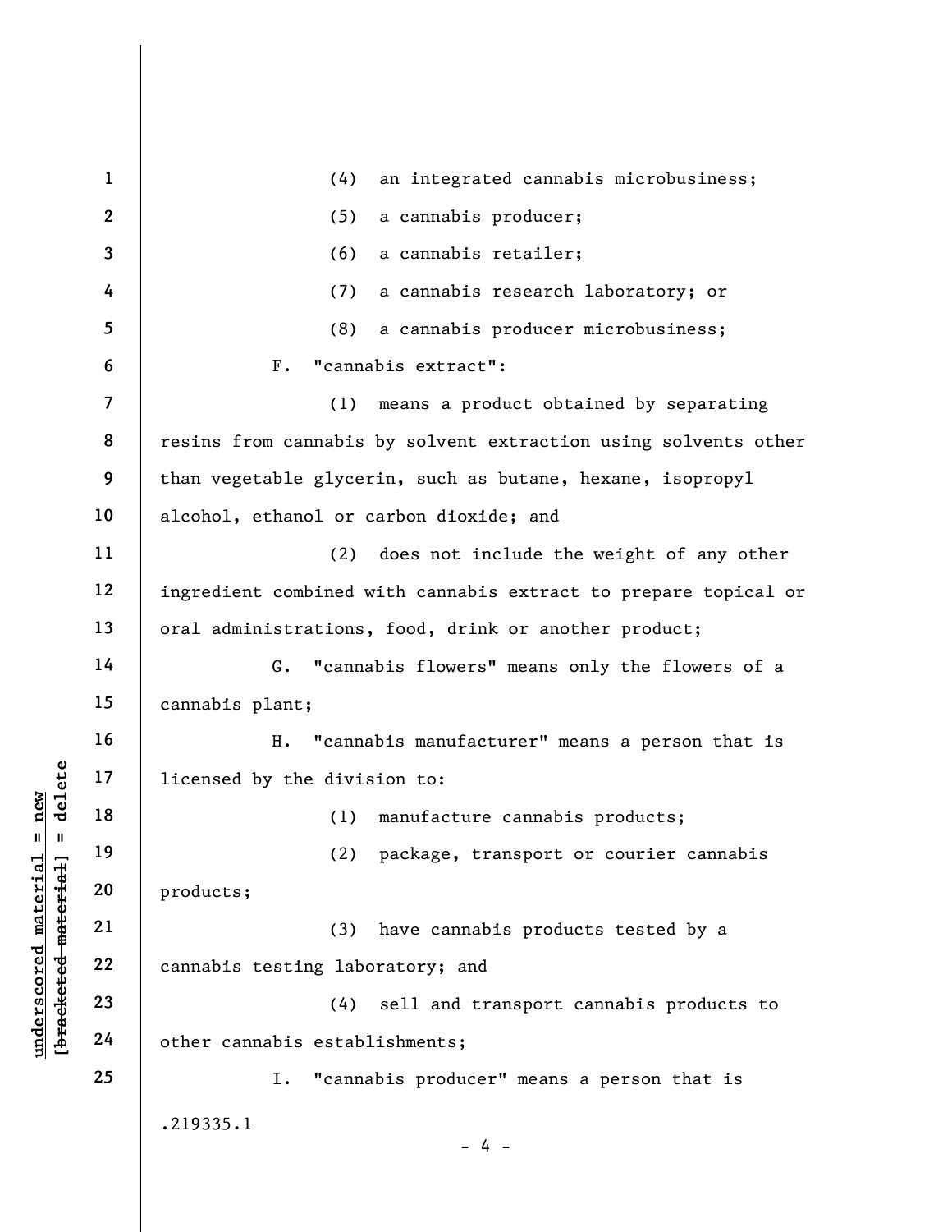(4) an integrated cannabis microbusiness;

(5) a cannabis producer;

(6) a cannabis retailer;

(7) a cannabis research laboratory; or

(8) a cannabis producer microbusiness;

F. "cannabis extract":

(1) means a product obtained by separating resins from cannabis by solvent extraction using solvents other than vegetable glycerin, such as butane, hexane, isopropyl alcohol, ethanol or carbon dioxide; and

(2) does not include the weight of any other ingredient combined with cannabis extract to prepare topical or oral administrations, food, drink or another product;

G. "cannabis flowers" means only the flowers of a cannabis plant;

H. "cannabis manufacturer" means a person that is licensed by the division to:

(1) manufacture cannabis products;

(2) package, transport or courier cannabis products;

(3) have cannabis products tested by a cannabis testing laboratory; and

(4) sell and transport cannabis products to other cannabis establishments;

I. "cannabis producer" means a person that is

.219335.1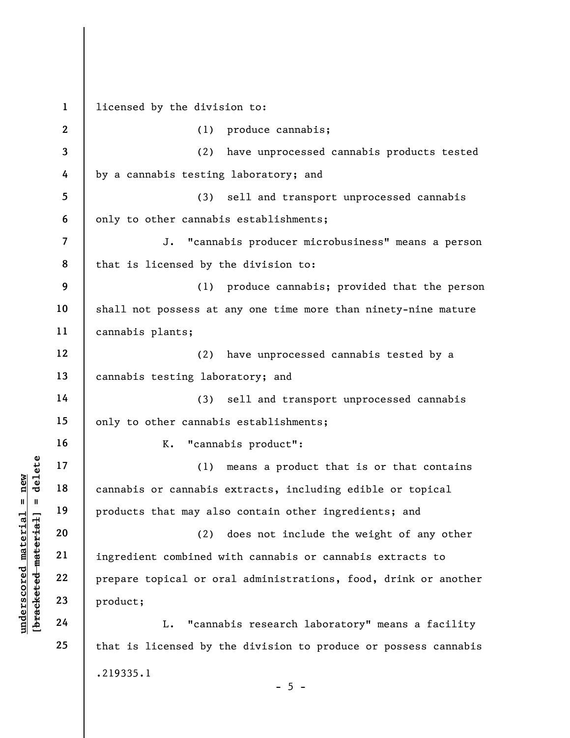licensed by the division to:

(1) produce cannabis;

(2) have unprocessed cannabis products tested by a cannabis testing laboratory; and

(3) sell and transport unprocessed cannabis only to other cannabis establishments;

J. "cannabis producer microbusiness" means a person that is licensed by the division to:

(1) produce cannabis; provided that the person shall not possess at any one time more than ninety-nine mature cannabis plants;

(2) have unprocessed cannabis tested by a cannabis testing laboratory; and

(3) sell and transport unprocessed cannabis only to other cannabis establishments;

K. "cannabis product":

(1) means a product that is or that contains cannabis or cannabis extracts, including edible or topical products that may also contain other ingredients; and

(2) does not include the weight of any other ingredient combined with cannabis or cannabis extracts to prepare topical or oral administrations, food, drink or another product;

L. "cannabis research laboratory" means a facility that is licensed by the division to produce or possess cannabis

.219335.1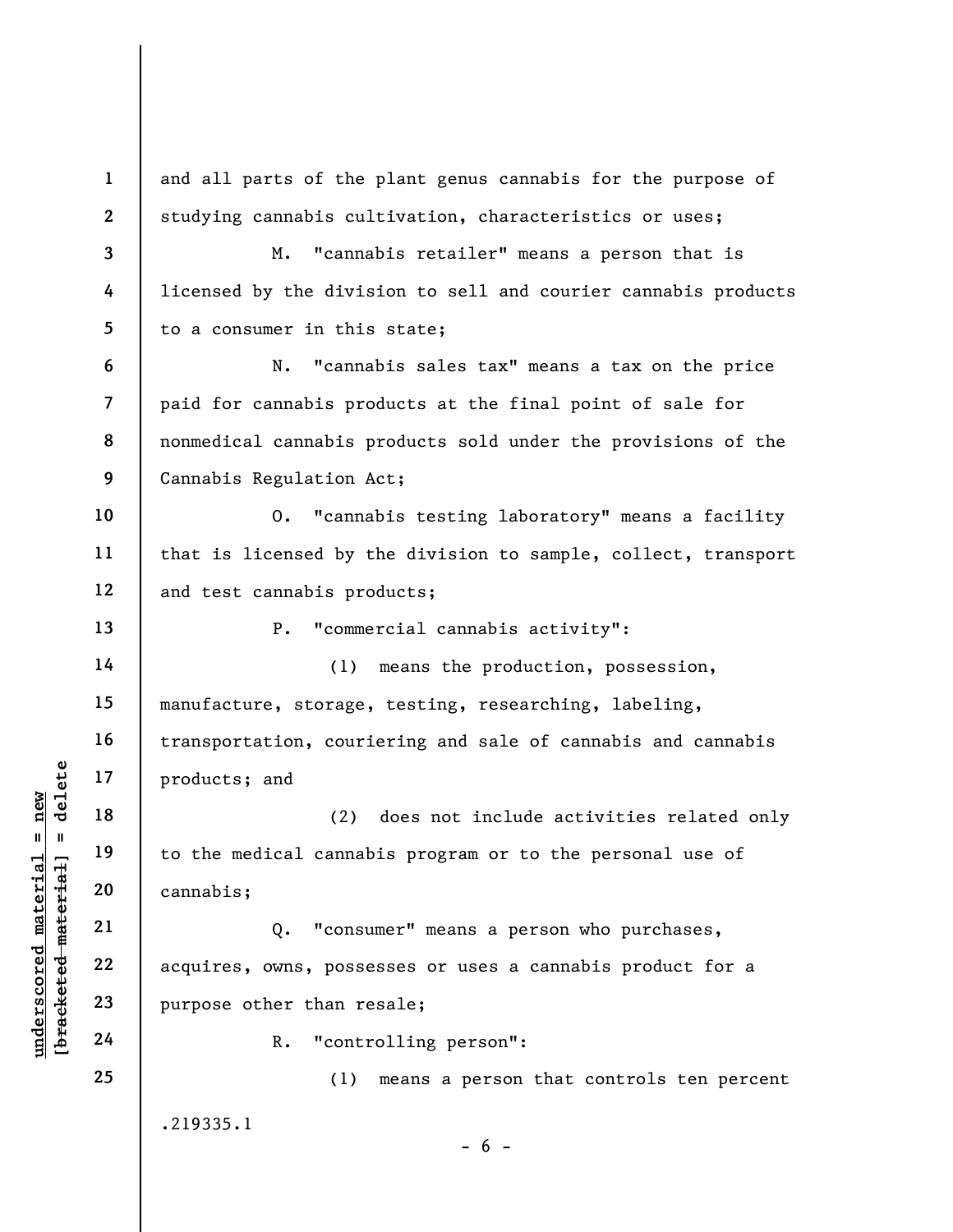and all parts of the plant genus cannabis for the purpose of studying cannabis cultivation, characteristics or uses;

M. "cannabis retailer" means a person that is licensed by the division to sell and courier cannabis products to a consumer in this state;

N. "cannabis sales tax" means a tax on the price paid for cannabis products at the final point of sale for nonmedical cannabis products sold under the provisions of the Cannabis Regulation Act;

O. "cannabis testing laboratory" means a facility that is licensed by the division to sample, collect, transport and test cannabis products;

P. "commercial cannabis activity":

(1) means the production, possession, manufacture, storage, testing, researching, labeling, transportation, couriering and sale of cannabis and cannabis products; and

(2) does not include activities related only to the medical cannabis program or to the personal use of cannabis;

Q. "consumer" means a person who purchases, acquires, owns, possesses or uses a cannabis product for a purpose other than resale;

R. "controlling person":

(1) means a person that controls ten percent

.219335.1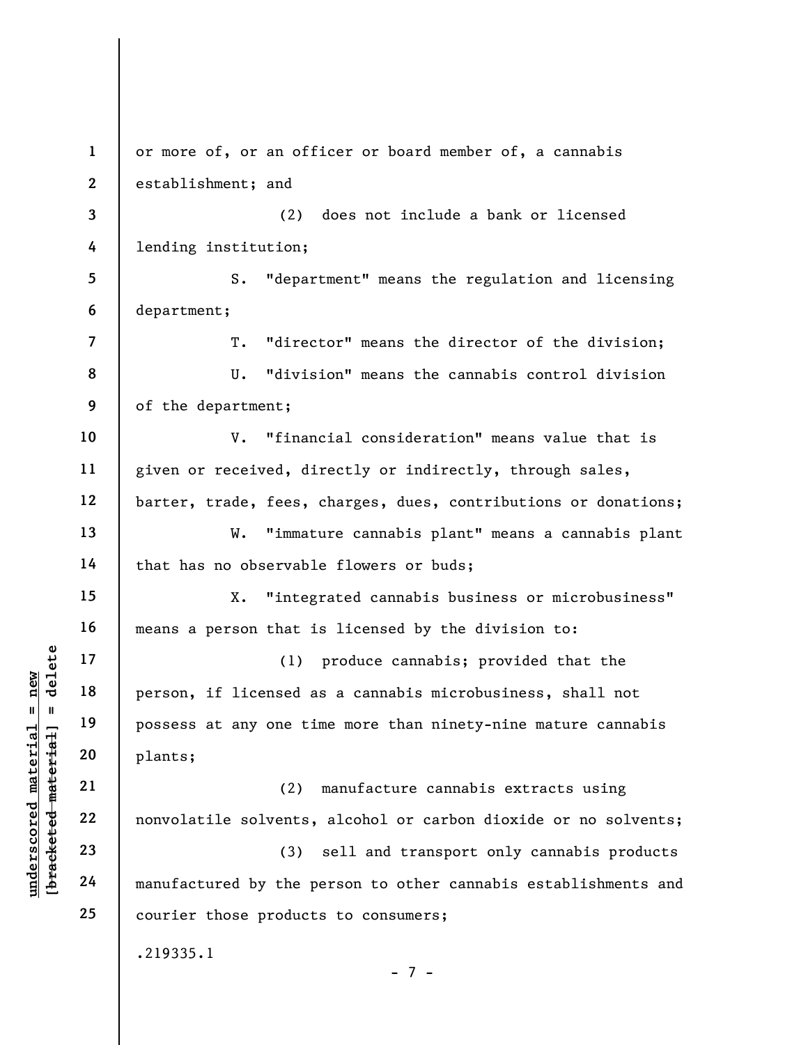or more of, or an officer or board member of, a cannabis establishment; and

(2) does not include a bank or licensed lending institution;

S. "department" means the regulation and licensing department;

T. "director" means the director of the division;

U. "division" means the cannabis control division of the department;

V. "financial consideration" means value that is given or received, directly or indirectly, through sales, barter, trade, fees, charges, dues, contributions or donations;

W. "immature cannabis plant" means a cannabis plant that has no observable flowers or buds;

X. "integrated cannabis business or microbusiness" means a person that is licensed by the division to:

(1) produce cannabis; provided that the person, if licensed as a cannabis microbusiness, shall not possess at any one time more than ninety-nine mature cannabis plants;

(2) manufacture cannabis extracts using nonvolatile solvents, alcohol or carbon dioxide or no solvents;

(3) sell and transport only cannabis products manufactured by the person to other cannabis establishments and courier those products to consumers;

.219335.1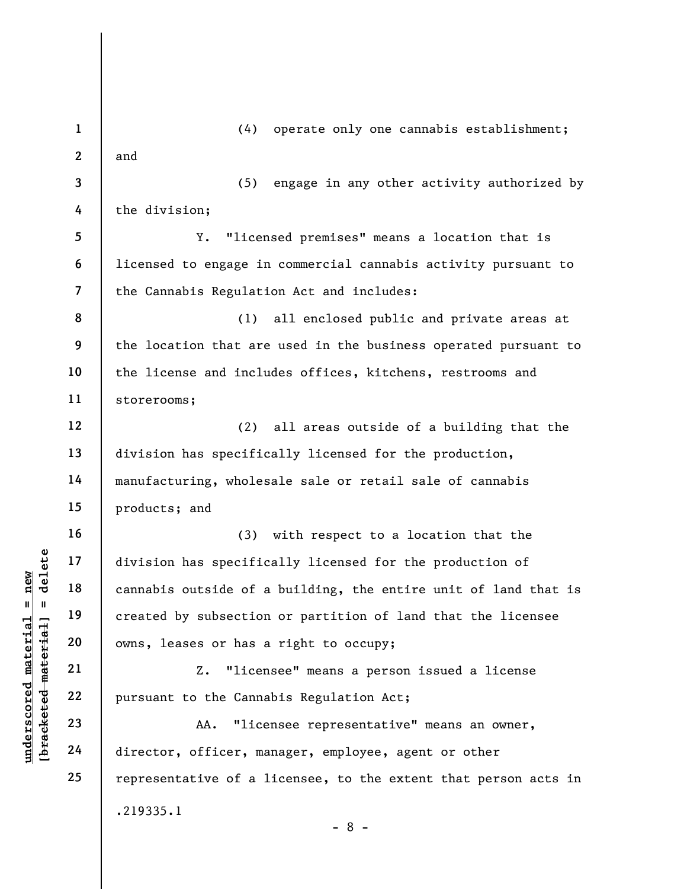(4) operate only one cannabis establishment; and

(5) engage in any other activity authorized by the division;

Y. "licensed premises" means a location that is licensed to engage in commercial cannabis activity pursuant to the Cannabis Regulation Act and includes:

(1) all enclosed public and private areas at the location that are used in the business operated pursuant to the license and includes offices, kitchens, restrooms and storerooms;

(2) all areas outside of a building that the division has specifically licensed for the production, manufacturing, wholesale sale or retail sale of cannabis products; and

(3) with respect to a location that the division has specifically licensed for the production of cannabis outside of a building, the entire unit of land that is created by subsection or partition of land that the licensee owns, leases or has a right to occupy;

Z. "licensee" means a person issued a license pursuant to the Cannabis Regulation Act;

AA. "licensee representative" means an owner, director, officer, manager, employee, agent or other representative of a licensee, to the extent that person acts in

.219335.1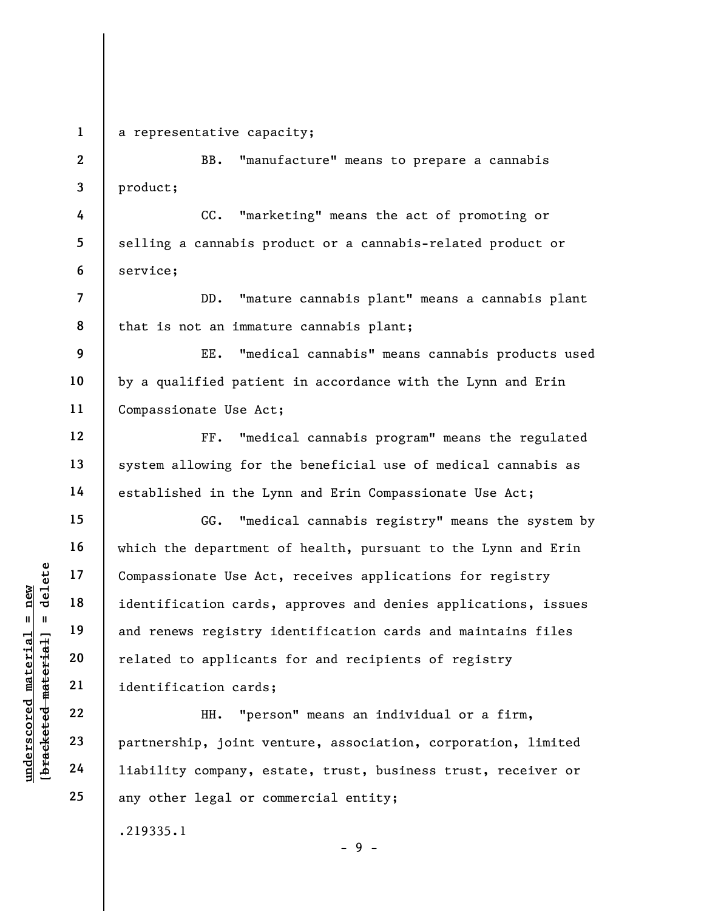a representative capacity;

BB. "manufacture" means to prepare a cannabis product;

CC. "marketing" means the act of promoting or selling a cannabis product or a cannabis-related product or service;

DD. "mature cannabis plant" means a cannabis plant that is not an immature cannabis plant;

EE. "medical cannabis" means cannabis products used by a qualified patient in accordance with the Lynn and Erin Compassionate Use Act;

FF. "medical cannabis program" means the regulated system allowing for the beneficial use of medical cannabis as established in the Lynn and Erin Compassionate Use Act;

GG. "medical cannabis registry" means the system by which the department of health, pursuant to the Lynn and Erin Compassionate Use Act, receives applications for registry identification cards, approves and denies applications, issues and renews registry identification cards and maintains files related to applicants for and recipients of registry identification cards;

HH. "person" means an individual or a firm, partnership, joint venture, association, corporation, limited liability company, estate, trust, business trust, receiver or any other legal or commercial entity;

.219335.1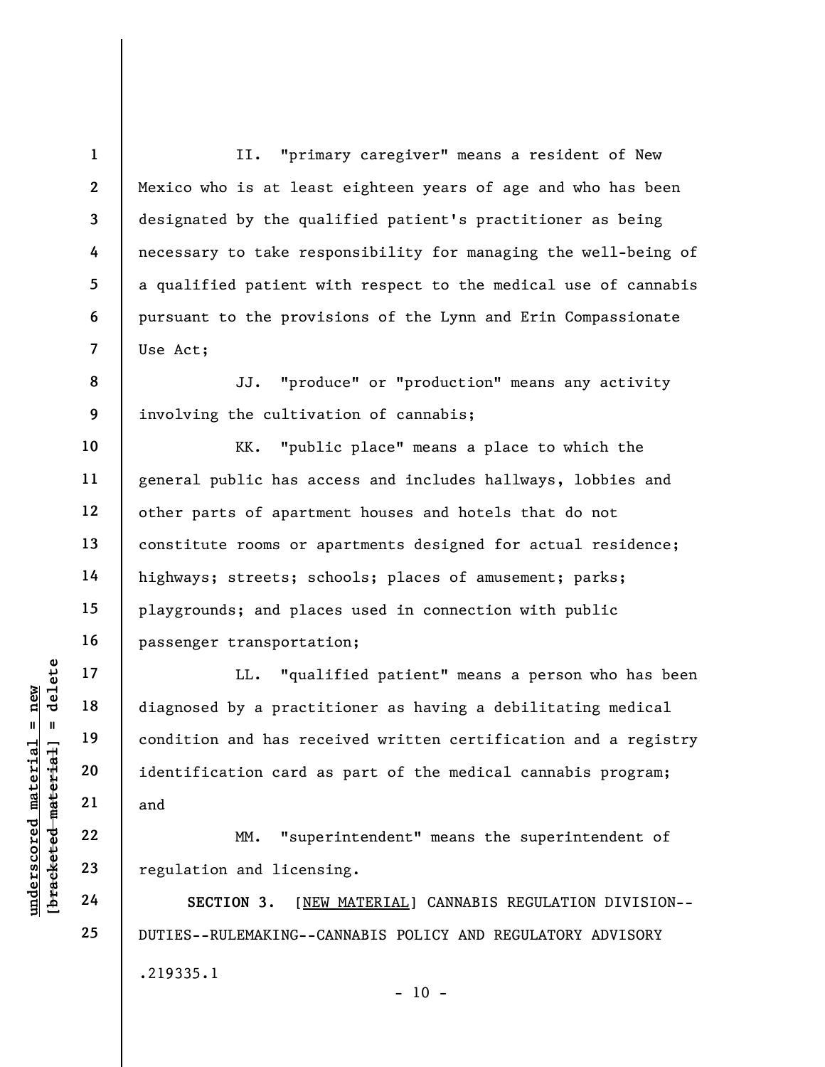II. "primary caregiver" means a resident of New Mexico who is at least eighteen years of age and who has been designated by the qualified patient's practitioner as being necessary to take responsibility for managing the well-being of a qualified patient with respect to the medical use of cannabis pursuant to the provisions of the Lynn and Erin Compassionate Use Act;

JJ. "produce" or "production" means any activity involving the cultivation of cannabis;

KK. "public place" means a place to which the general public has access and includes hallways, lobbies and other parts of apartment houses and hotels that do not constitute rooms or apartments designed for actual residence; highways; streets; schools; places of amusement; parks; playgrounds; and places used in connection with public passenger transportation;

LL. "qualified patient" means a person who has been diagnosed by a practitioner as having a debilitating medical condition and has received written certification and a registry identification card as part of the medical cannabis program; and

MM. "superintendent" means the superintendent of regulation and licensing.

**SECTION 3.** [NEW MATERIAL] CANNABIS REGULATION DIVISION--DUTIES--RULEMAKING--CANNABIS POLICY AND REGULATORY ADVISORY

.219335.1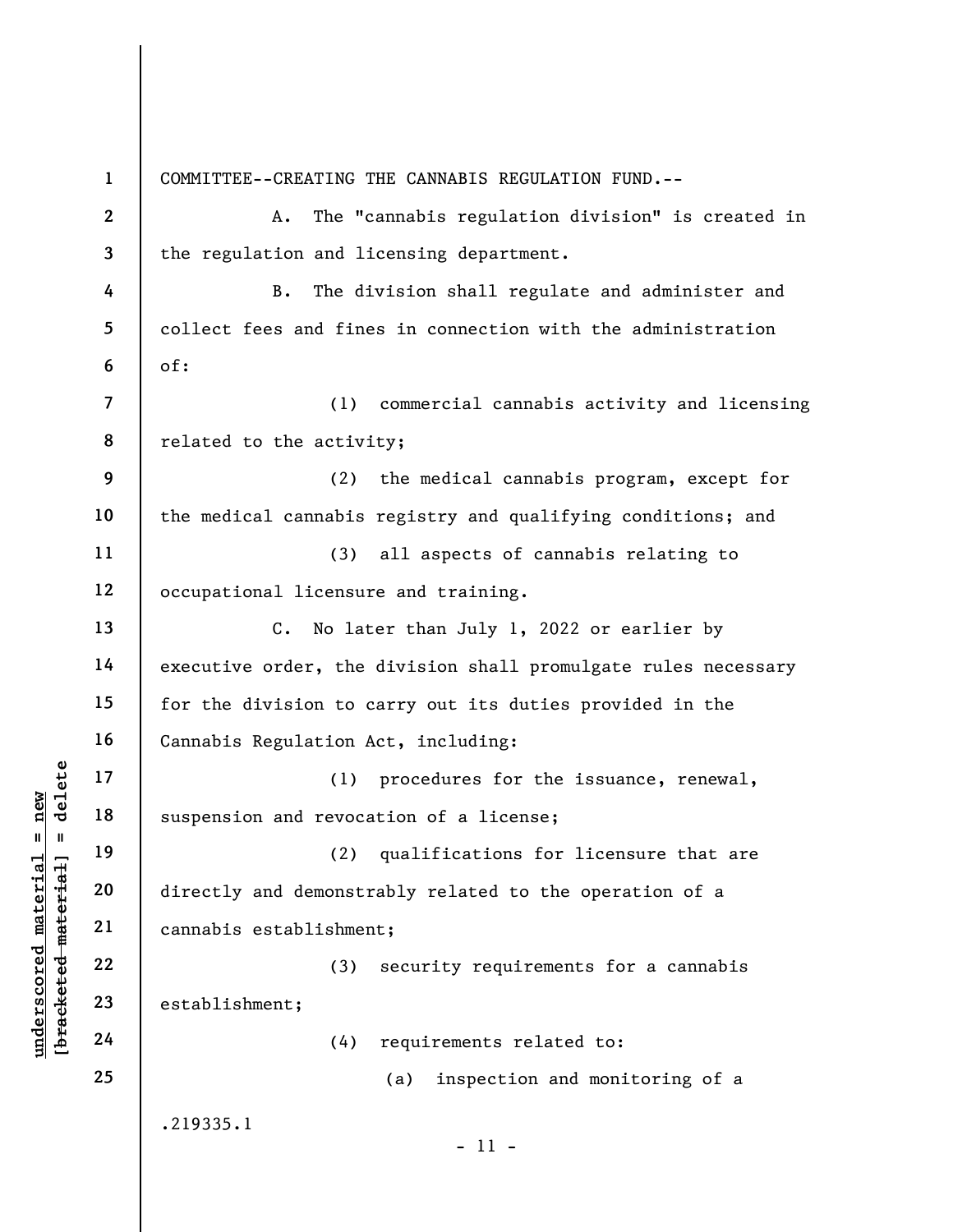COMMITTEE--CREATING THE CANNABIS REGULATION FUND.--

A. The "cannabis regulation division" is created in the regulation and licensing department.

B. The division shall regulate and administer and collect fees and fines in connection with the administration of:

(1) commercial cannabis activity and licensing related to the activity;

(2) the medical cannabis program, except for the medical cannabis registry and qualifying conditions; and

(3) all aspects of cannabis relating to occupational licensure and training.

C. No later than July 1, 2022 or earlier by executive order, the division shall promulgate rules necessary for the division to carry out its duties provided in the Cannabis Regulation Act, including:

(1) procedures for the issuance, renewal, suspension and revocation of a license;

(2) qualifications for licensure that are directly and demonstrably related to the operation of a cannabis establishment;

(3) security requirements for a cannabis establishment;

(4) requirements related to:

(a) inspection and monitoring of a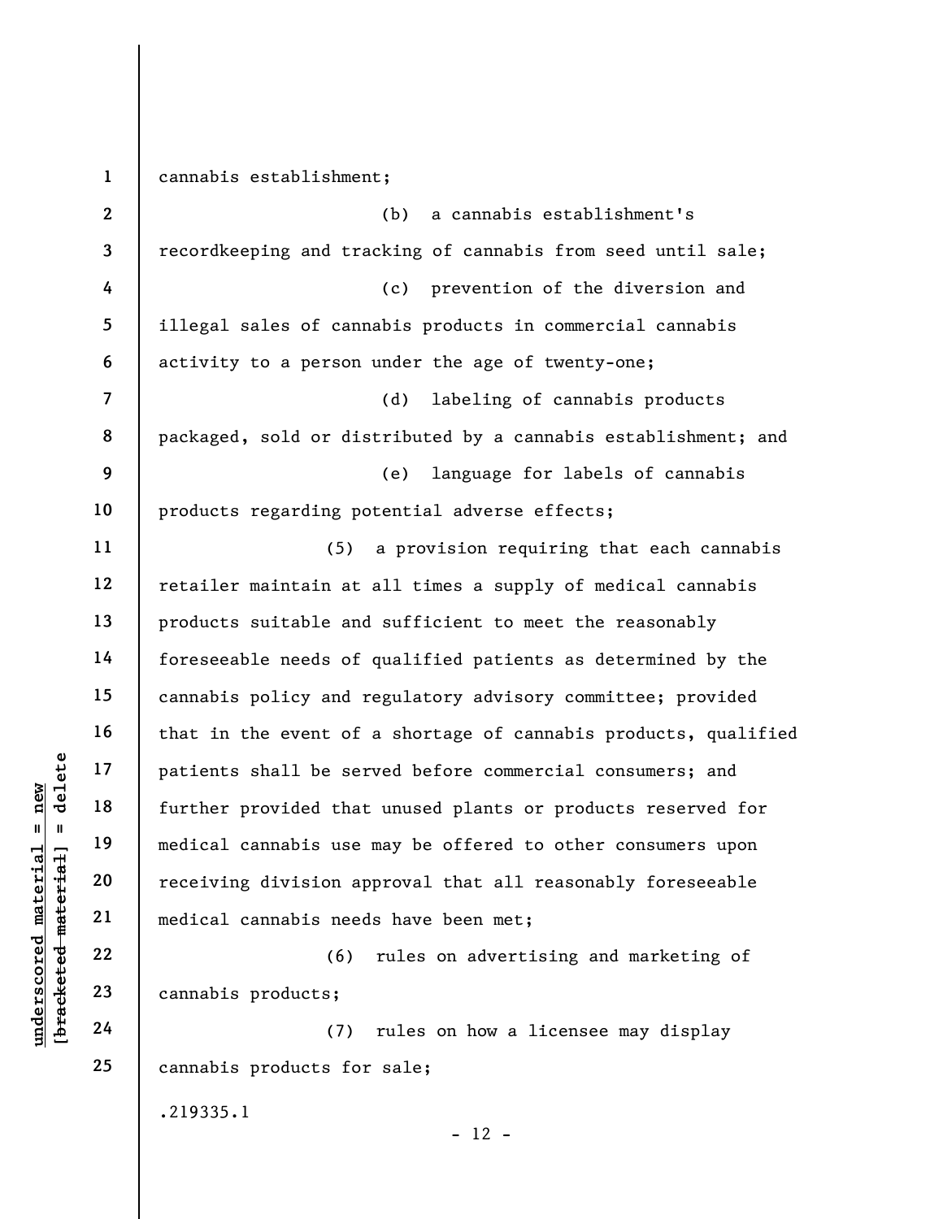cannabis establishment;

(b) a cannabis establishment's recordkeeping and tracking of cannabis from seed until sale;

(c) prevention of the diversion and illegal sales of cannabis products in commercial cannabis activity to a person under the age of twenty-one;

(d) labeling of cannabis products packaged, sold or distributed by a cannabis establishment; and

(e) language for labels of cannabis products regarding potential adverse effects;

(5) a provision requiring that each cannabis retailer maintain at all times a supply of medical cannabis products suitable and sufficient to meet the reasonably foreseeable needs of qualified patients as determined by the cannabis policy and regulatory advisory committee; provided that in the event of a shortage of cannabis products, qualified patients shall be served before commercial consumers; and further provided that unused plants or products reserved for medical cannabis use may be offered to other consumers upon receiving division approval that all reasonably foreseeable medical cannabis needs have been met;

(6) rules on advertising and marketing of cannabis products;

(7) rules on how a licensee may display cannabis products for sale;

.219335.1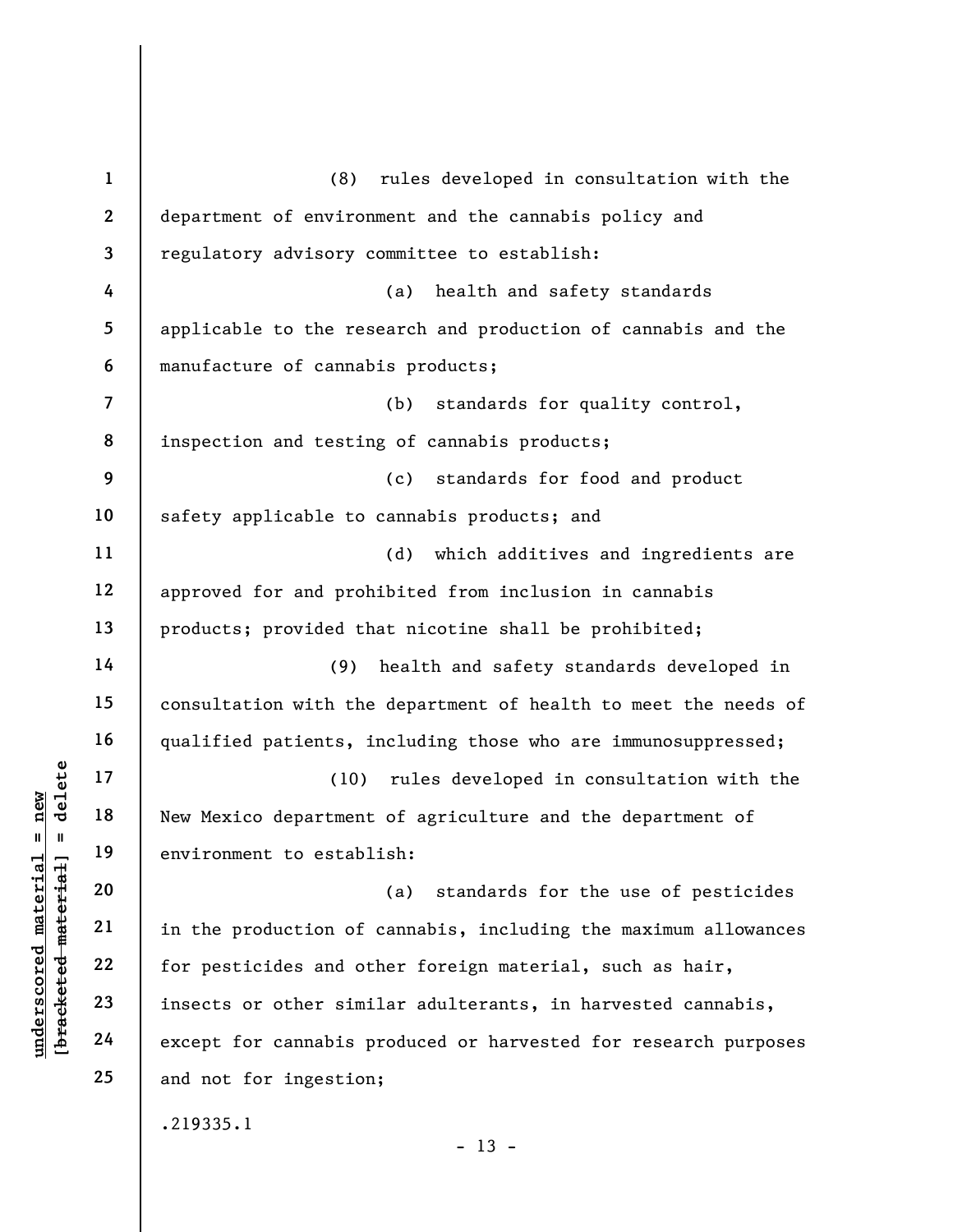(8) rules developed in consultation with the department of environment and the cannabis policy and regulatory advisory committee to establish:

(a) health and safety standards applicable to the research and production of cannabis and the manufacture of cannabis products;

(b) standards for quality control, inspection and testing of cannabis products;

(c) standards for food and product safety applicable to cannabis products; and

(d) which additives and ingredients are approved for and prohibited from inclusion in cannabis products; provided that nicotine shall be prohibited;

(9) health and safety standards developed in consultation with the department of health to meet the needs of qualified patients, including those who are immunosuppressed;

(10) rules developed in consultation with the New Mexico department of agriculture and the department of environment to establish:

(a) standards for the use of pesticides in the production of cannabis, including the maximum allowances for pesticides and other foreign material, such as hair, insects or other similar adulterants, in harvested cannabis, except for cannabis produced or harvested for research purposes and not for ingestion;

.219335.1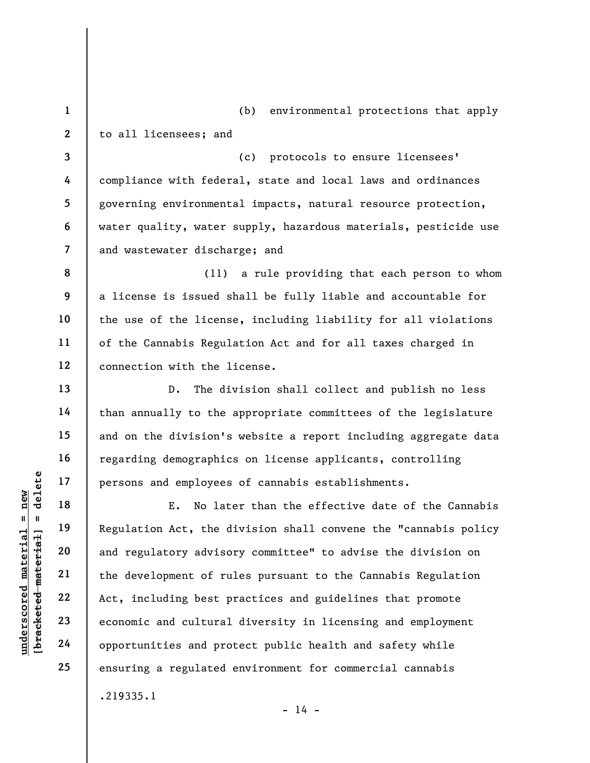(b) environmental protections that apply to all licensees; and

(c) protocols to ensure licensees' compliance with federal, state and local laws and ordinances governing environmental impacts, natural resource protection, water quality, water supply, hazardous materials, pesticide use and wastewater discharge; and

(11) a rule providing that each person to whom a license is issued shall be fully liable and accountable for the use of the license, including liability for all violations of the Cannabis Regulation Act and for all taxes charged in connection with the license.

D. The division shall collect and publish no less than annually to the appropriate committees of the legislature and on the division's website a report including aggregate data regarding demographics on license applicants, controlling persons and employees of cannabis establishments.

E. No later than the effective date of the Cannabis Regulation Act, the division shall convene the "cannabis policy and regulatory advisory committee" to advise the division on the development of rules pursuant to the Cannabis Regulation Act, including best practices and guidelines that promote economic and cultural diversity in licensing and employment opportunities and protect public health and safety while ensuring a regulated environment for commercial cannabis

.219335.1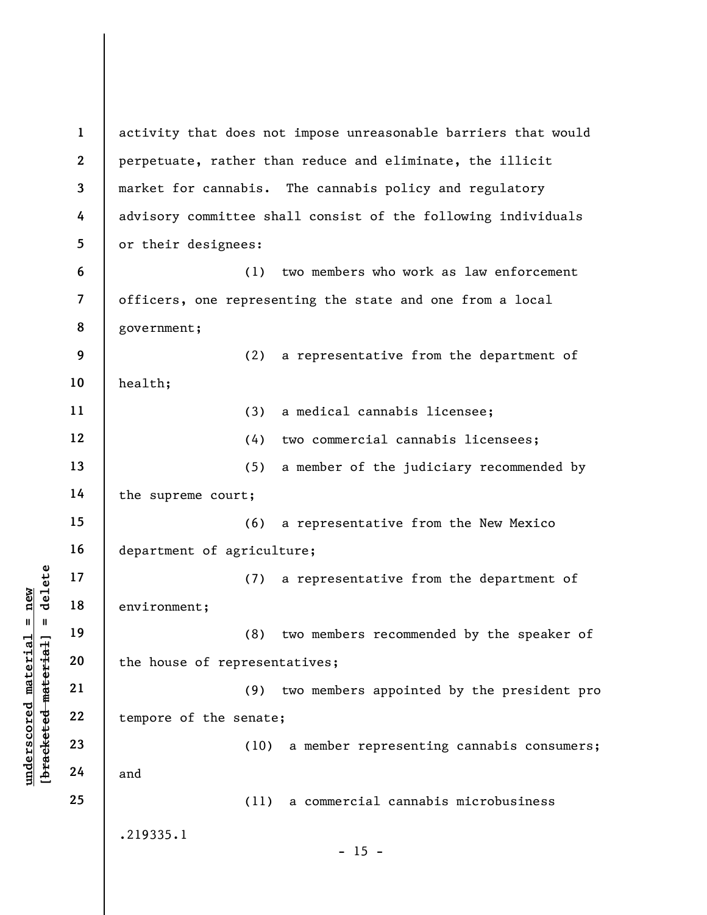activity that does not impose unreasonable barriers that would perpetuate, rather than reduce and eliminate, the illicit market for cannabis. The cannabis policy and regulatory advisory committee shall consist of the following individuals or their designees:

(1) two members who work as law enforcement officers, one representing the state and one from a local government;

(2) a representative from the department of health;

(3) a medical cannabis licensee;

(4) two commercial cannabis licensees;

(5) a member of the judiciary recommended by the supreme court;

(6) a representative from the New Mexico department of agriculture;

(7) a representative from the department of environment;

(8) two members recommended by the speaker of the house of representatives;

(9) two members appointed by the president pro tempore of the senate;

(10) a member representing cannabis consumers; and

(11) a commercial cannabis microbusiness

.219335.1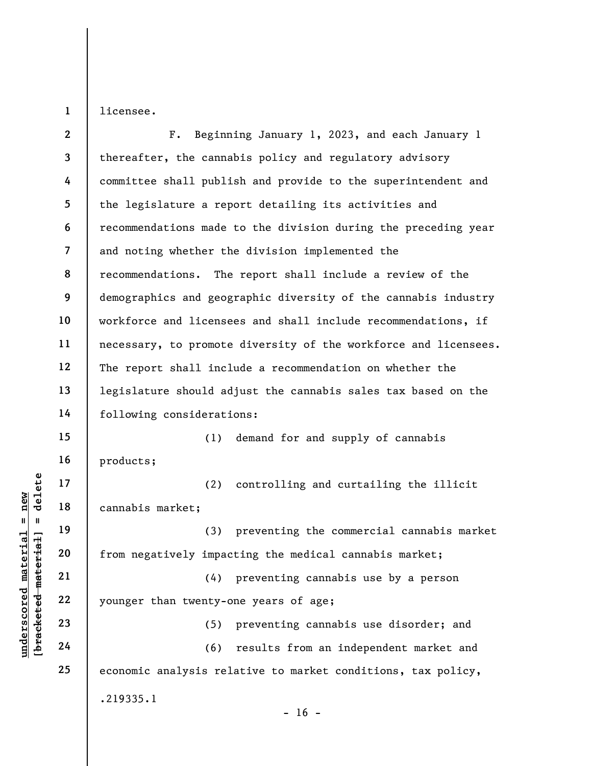licensee.

F. Beginning January 1, 2023, and each January 1 thereafter, the cannabis policy and regulatory advisory committee shall publish and provide to the superintendent and the legislature a report detailing its activities and recommendations made to the division during the preceding year and noting whether the division implemented the recommendations. The report shall include a review of the demographics and geographic diversity of the cannabis industry workforce and licensees and shall include recommendations, if necessary, to promote diversity of the workforce and licensees. The report shall include a recommendation on whether the legislature should adjust the cannabis sales tax based on the following considerations:

(1) demand for and supply of cannabis products;

(2) controlling and curtailing the illicit cannabis market;

(3) preventing the commercial cannabis market from negatively impacting the medical cannabis market;

(4) preventing cannabis use by a person younger than twenty-one years of age;

(5) preventing cannabis use disorder; and

(6) results from an independent market and economic analysis relative to market conditions, tax policy,

.219335.1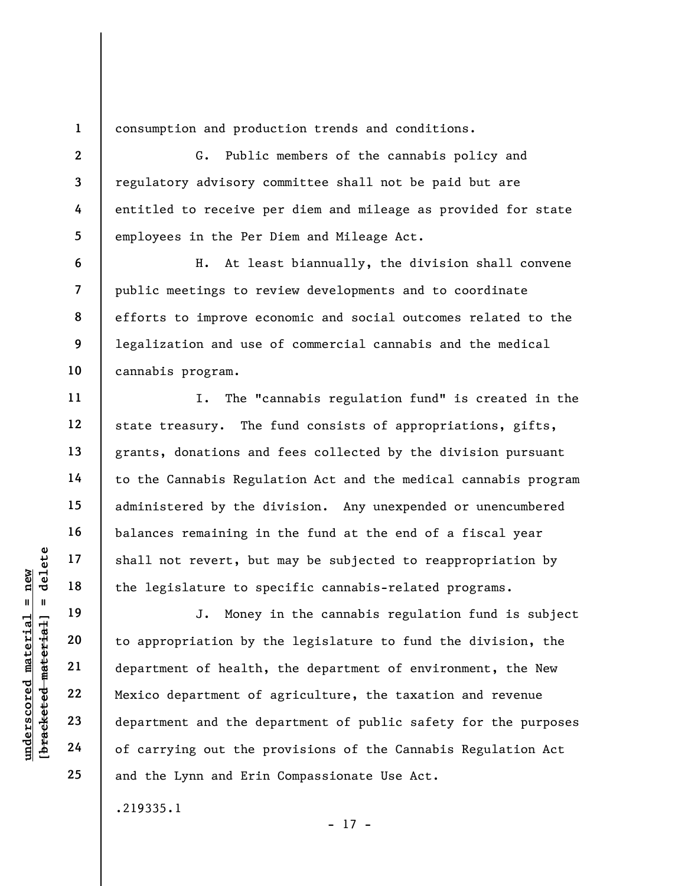consumption and production trends and conditions.

G. Public members of the cannabis policy and regulatory advisory committee shall not be paid but are entitled to receive per diem and mileage as provided for state employees in the Per Diem and Mileage Act.

H. At least biannually, the division shall convene public meetings to review developments and to coordinate efforts to improve economic and social outcomes related to the legalization and use of commercial cannabis and the medical cannabis program.

I. The "cannabis regulation fund" is created in the state treasury. The fund consists of appropriations, gifts, grants, donations and fees collected by the division pursuant to the Cannabis Regulation Act and the medical cannabis program administered by the division. Any unexpended or unencumbered balances remaining in the fund at the end of a fiscal year shall not revert, but may be subjected to reappropriation by the legislature to specific cannabis-related programs.

J. Money in the cannabis regulation fund is subject to appropriation by the legislature to fund the division, the department of health, the department of environment, the New Mexico department of agriculture, the taxation and revenue department and the department of public safety for the purposes of carrying out the provisions of the Cannabis Regulation Act and the Lynn and Erin Compassionate Use Act.

.219335.1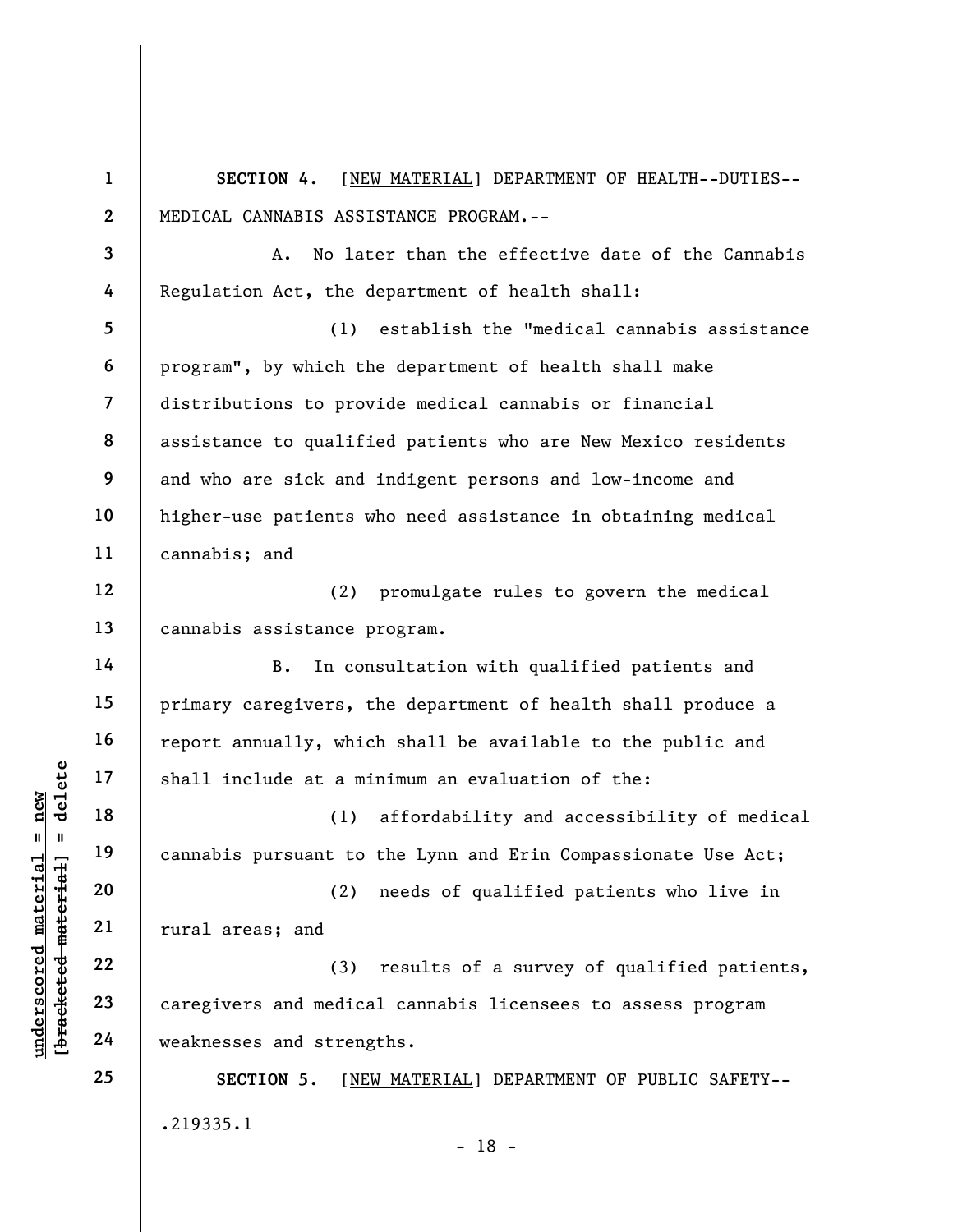**SECTION 4.** [NEW MATERIAL] DEPARTMENT OF HEALTH--DUTIES--MEDICAL CANNABIS ASSISTANCE PROGRAM.--

A. No later than the effective date of the Cannabis Regulation Act, the department of health shall:

(1) establish the "medical cannabis assistance program", by which the department of health shall make distributions to provide medical cannabis or financial assistance to qualified patients who are New Mexico residents and who are sick and indigent persons and low-income and higher-use patients who need assistance in obtaining medical cannabis; and

(2) promulgate rules to govern the medical cannabis assistance program.

B. In consultation with qualified patients and primary caregivers, the department of health shall produce a report annually, which shall be available to the public and shall include at a minimum an evaluation of the:

(1) affordability and accessibility of medical cannabis pursuant to the Lynn and Erin Compassionate Use Act;

(2) needs of qualified patients who live in rural areas; and

(3) results of a survey of qualified patients, caregivers and medical cannabis licensees to assess program weaknesses and strengths.

**SECTION 5.** [NEW MATERIAL] DEPARTMENT OF PUBLIC SAFETY--

.219335.1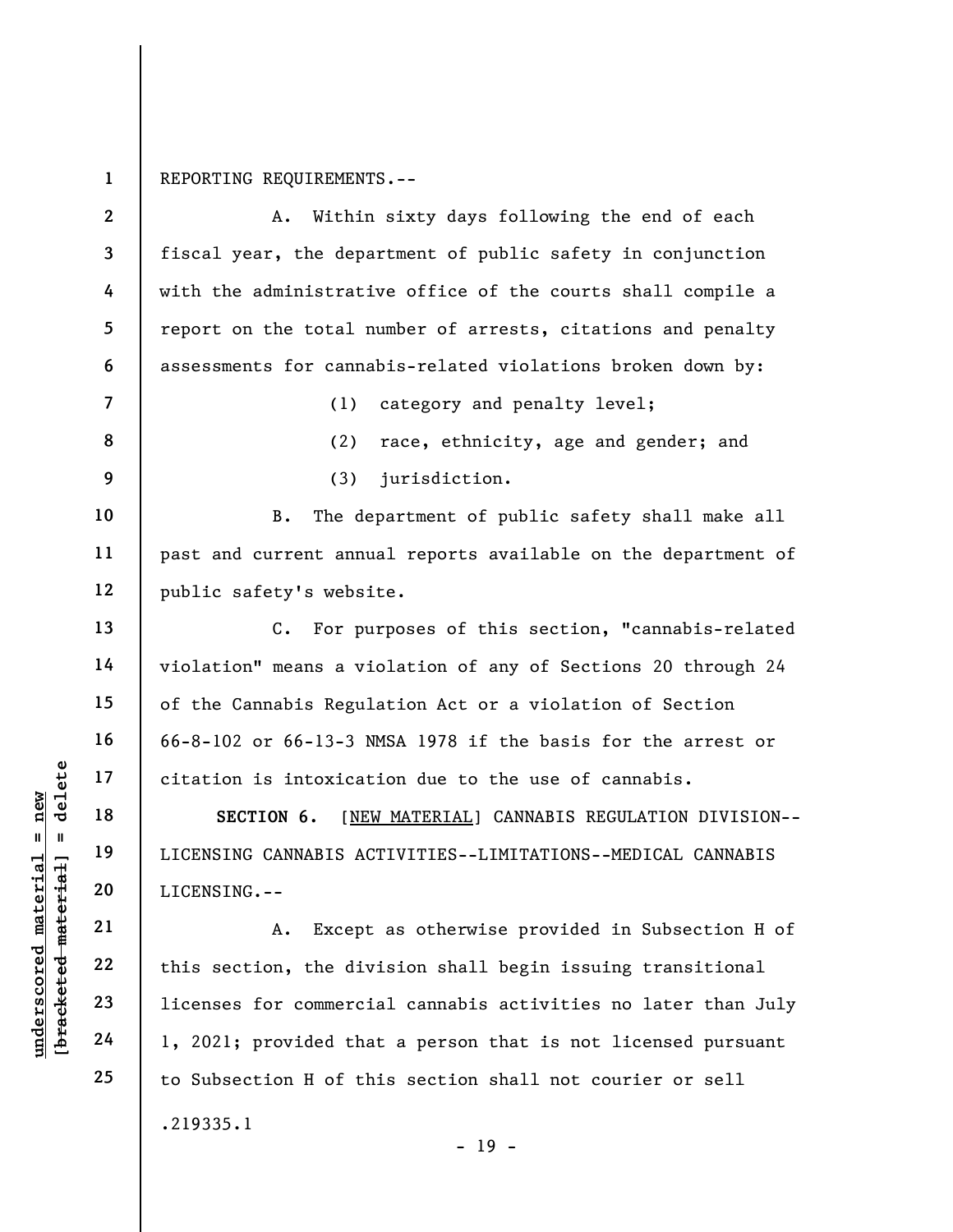REPORTING REQUIREMENTS.--

A. Within sixty days following the end of each fiscal year, the department of public safety in conjunction with the administrative office of the courts shall compile a report on the total number of arrests, citations and penalty assessments for cannabis-related violations broken down by:

(1) category and penalty level;

(2) race, ethnicity, age and gender; and

(3) jurisdiction.

B. The department of public safety shall make all past and current annual reports available on the department of public safety's website.

C. For purposes of this section, "cannabis-related violation" means a violation of any of Sections 20 through 24 of the Cannabis Regulation Act or a violation of Section 66-8-102 or 66-13-3 NMSA 1978 if the basis for the arrest or citation is intoxication due to the use of cannabis.

**SECTION 6.** [NEW MATERIAL] CANNABIS REGULATION DIVISION--LICENSING CANNABIS ACTIVITIES--LIMITATIONS--MEDICAL CANNABIS LICENSING.--

A. Except as otherwise provided in Subsection H of this section, the division shall begin issuing transitional licenses for commercial cannabis activities no later than July 1, 2021; provided that a person that is not licensed pursuant to Subsection H of this section shall not courier or sell

.219335.1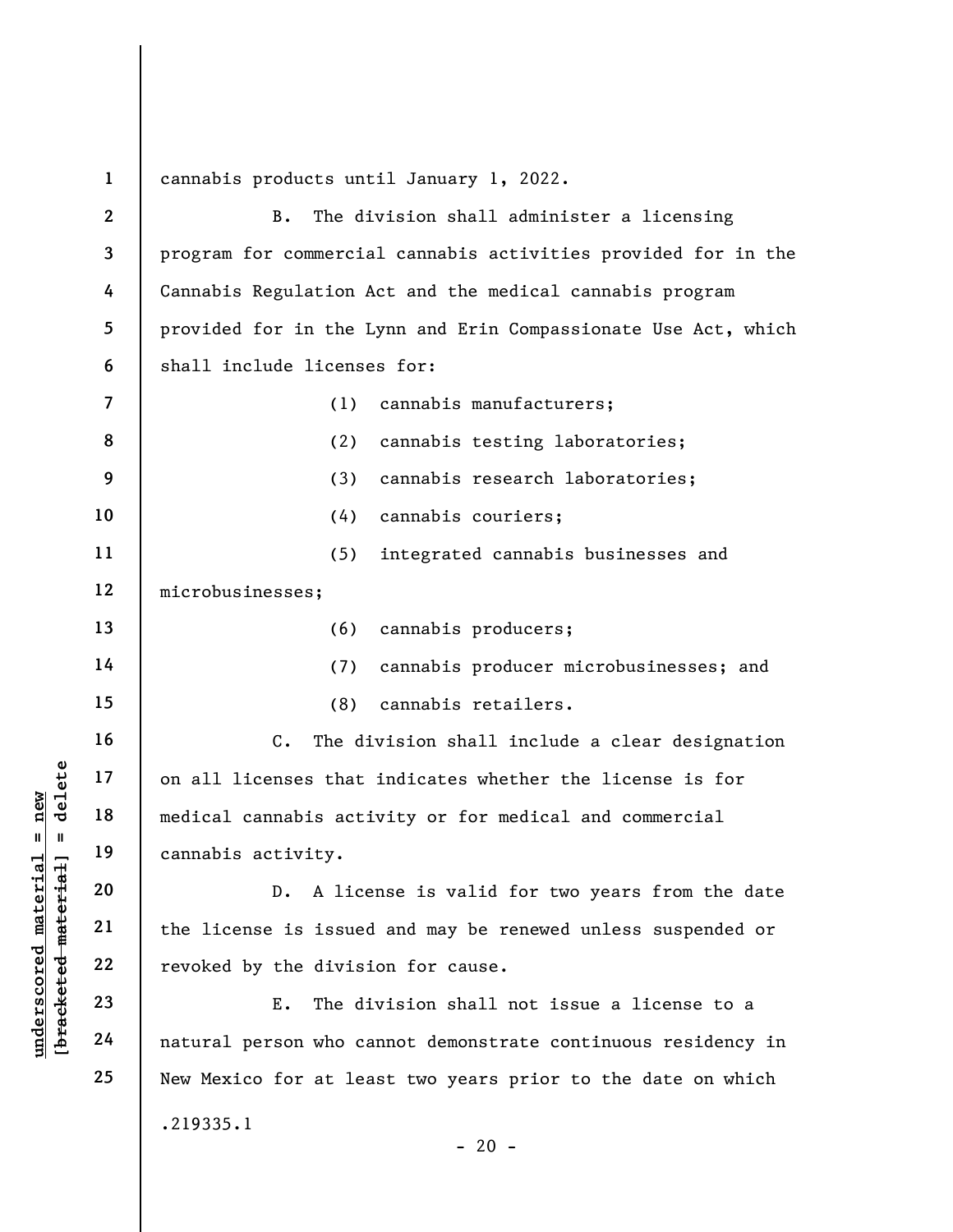cannabis products until January 1, 2022.

B. The division shall administer a licensing program for commercial cannabis activities provided for in the Cannabis Regulation Act and the medical cannabis program provided for in the Lynn and Erin Compassionate Use Act, which shall include licenses for:

(1) cannabis manufacturers;

(2) cannabis testing laboratories;

(3) cannabis research laboratories;

(4) cannabis couriers;

(5) integrated cannabis businesses and microbusinesses;

(6) cannabis producers;

(7) cannabis producer microbusinesses; and

(8) cannabis retailers.

C. The division shall include a clear designation on all licenses that indicates whether the license is for medical cannabis activity or for medical and commercial cannabis activity.

D. A license is valid for two years from the date the license is issued and may be renewed unless suspended or revoked by the division for cause.

E. The division shall not issue a license to a natural person who cannot demonstrate continuous residency in New Mexico for at least two years prior to the date on which

.219335.1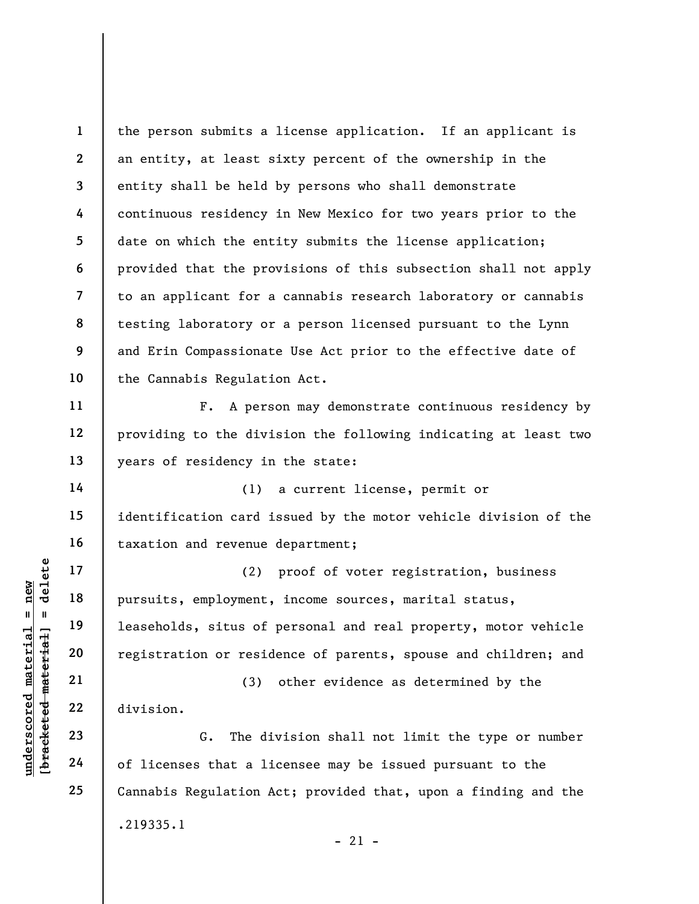the person submits a license application. If an applicant is an entity, at least sixty percent of the ownership in the entity shall be held by persons who shall demonstrate continuous residency in New Mexico for two years prior to the date on which the entity submits the license application; provided that the provisions of this subsection shall not apply to an applicant for a cannabis research laboratory or cannabis testing laboratory or a person licensed pursuant to the Lynn and Erin Compassionate Use Act prior to the effective date of the Cannabis Regulation Act.

F. A person may demonstrate continuous residency by providing to the division the following indicating at least two years of residency in the state:

(1) a current license, permit or identification card issued by the motor vehicle division of the taxation and revenue department;

(2) proof of voter registration, business pursuits, employment, income sources, marital status, leaseholds, situs of personal and real property, motor vehicle registration or residence of parents, spouse and children; and

(3) other evidence as determined by the division.

G. The division shall not limit the type or number of licenses that a licensee may be issued pursuant to the Cannabis Regulation Act; provided that, upon a finding and the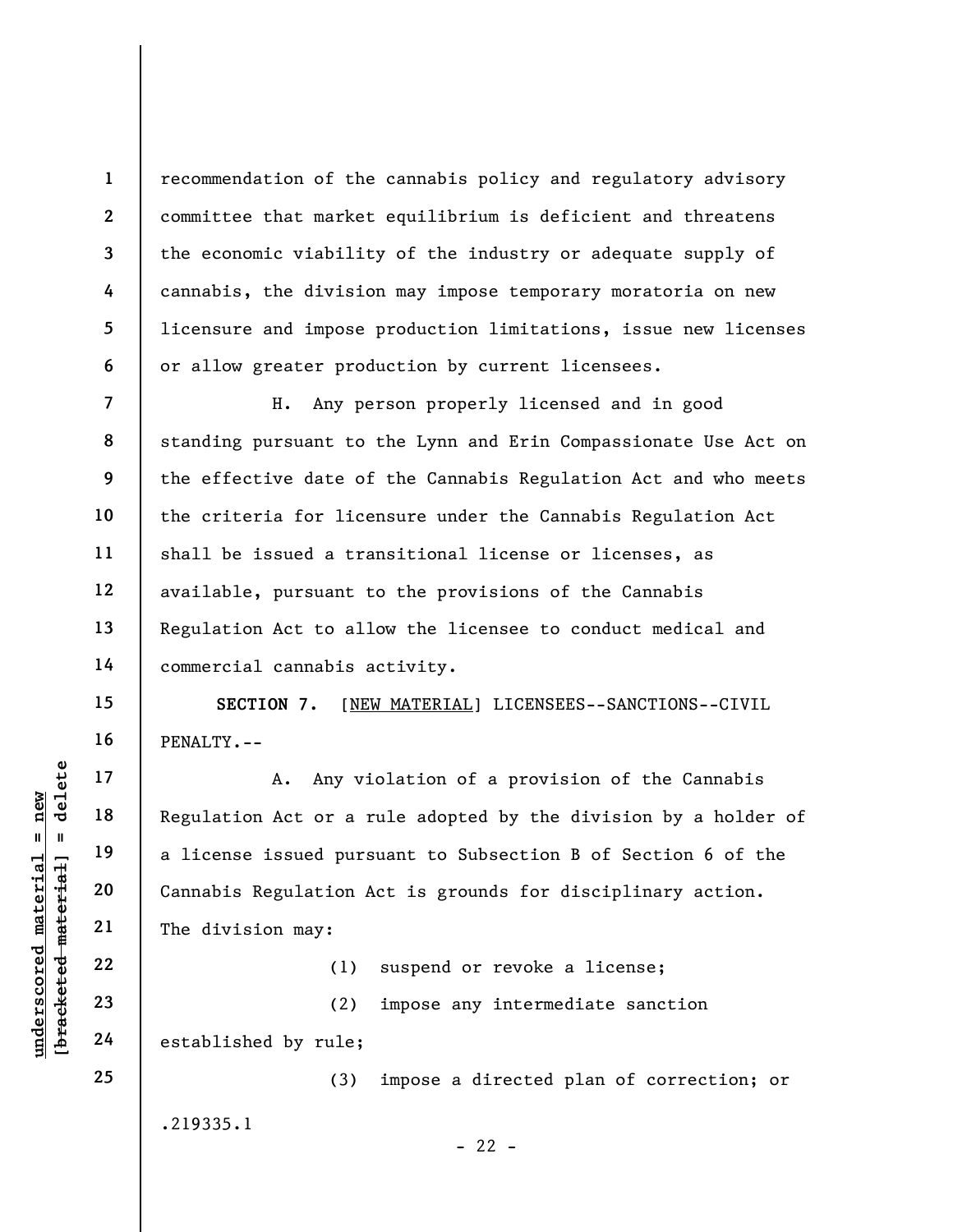recommendation of the cannabis policy and regulatory advisory committee that market equilibrium is deficient and threatens the economic viability of the industry or adequate supply of cannabis, the division may impose temporary moratoria on new licensure and impose production limitations, issue new licenses or allow greater production by current licensees.

H. Any person properly licensed and in good standing pursuant to the Lynn and Erin Compassionate Use Act on the effective date of the Cannabis Regulation Act and who meets the criteria for licensure under the Cannabis Regulation Act shall be issued a transitional license or licenses, as available, pursuant to the provisions of the Cannabis Regulation Act to allow the licensee to conduct medical and commercial cannabis activity.

**SECTION 7.** [NEW MATERIAL] LICENSEES--SANCTIONS--CIVIL PENALTY.--

A. Any violation of a provision of the Cannabis Regulation Act or a rule adopted by the division by a holder of a license issued pursuant to Subsection B of Section 6 of the Cannabis Regulation Act is grounds for disciplinary action. The division may:

(1) suspend or revoke a license;

(2) impose any intermediate sanction established by rule;

(3) impose a directed plan of correction; or

.219335.1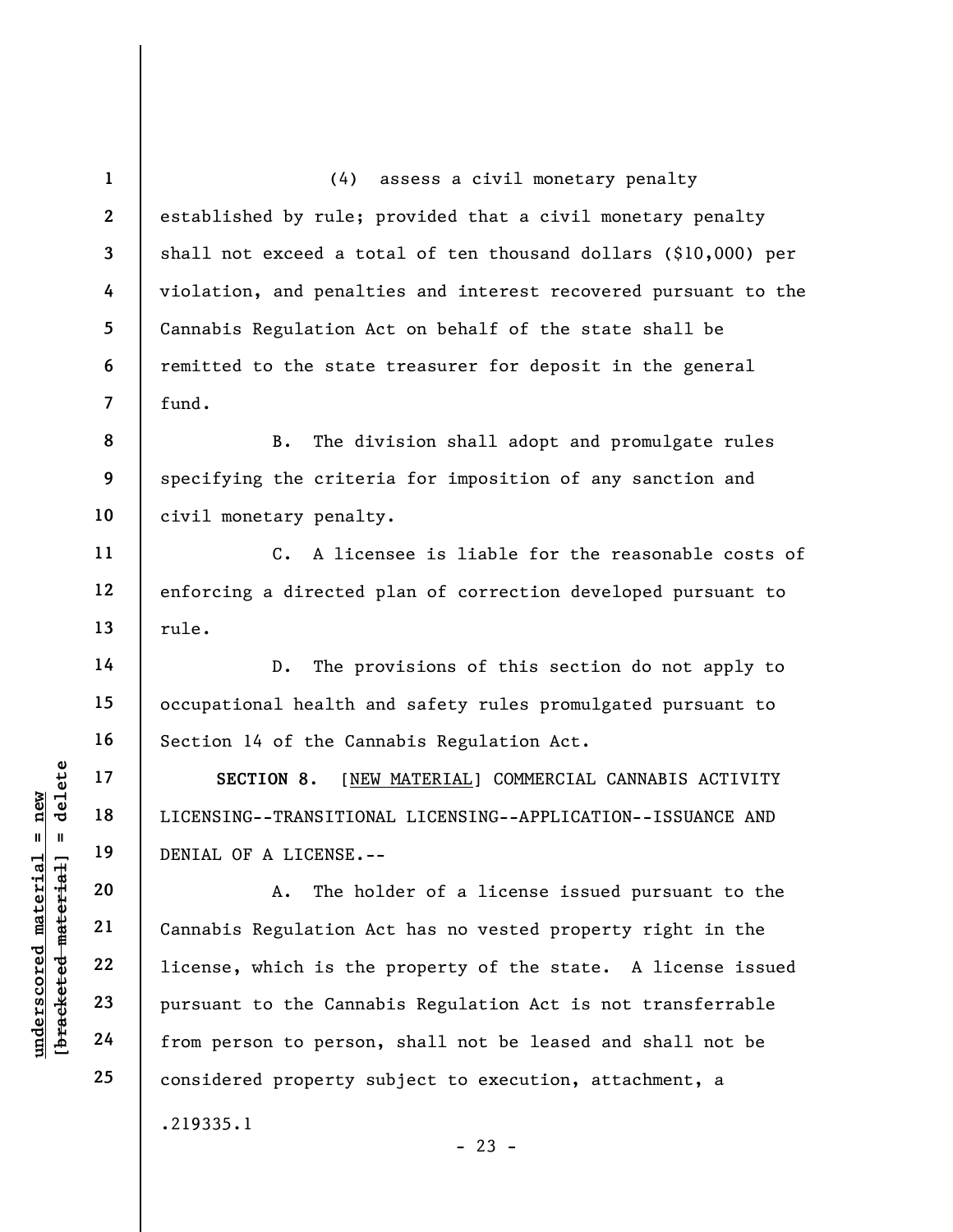(4) assess a civil monetary penalty established by rule; provided that a civil monetary penalty shall not exceed a total of ten thousand dollars ($10,000) per violation, and penalties and interest recovered pursuant to the Cannabis Regulation Act on behalf of the state shall be remitted to the state treasurer for deposit in the general fund.

B. The division shall adopt and promulgate rules specifying the criteria for imposition of any sanction and civil monetary penalty.

C. A licensee is liable for the reasonable costs of enforcing a directed plan of correction developed pursuant to rule.

D. The provisions of this section do not apply to occupational health and safety rules promulgated pursuant to Section 14 of the Cannabis Regulation Act.

**SECTION 8.** [NEW MATERIAL] COMMERCIAL CANNABIS ACTIVITY LICENSING--TRANSITIONAL LICENSING--APPLICATION--ISSUANCE AND DENIAL OF A LICENSE.--

A. The holder of a license issued pursuant to the Cannabis Regulation Act has no vested property right in the license, which is the property of the state. A license issued pursuant to the Cannabis Regulation Act is not transferrable from person to person, shall not be leased and shall not be considered property subject to execution, attachment, a

.219335.1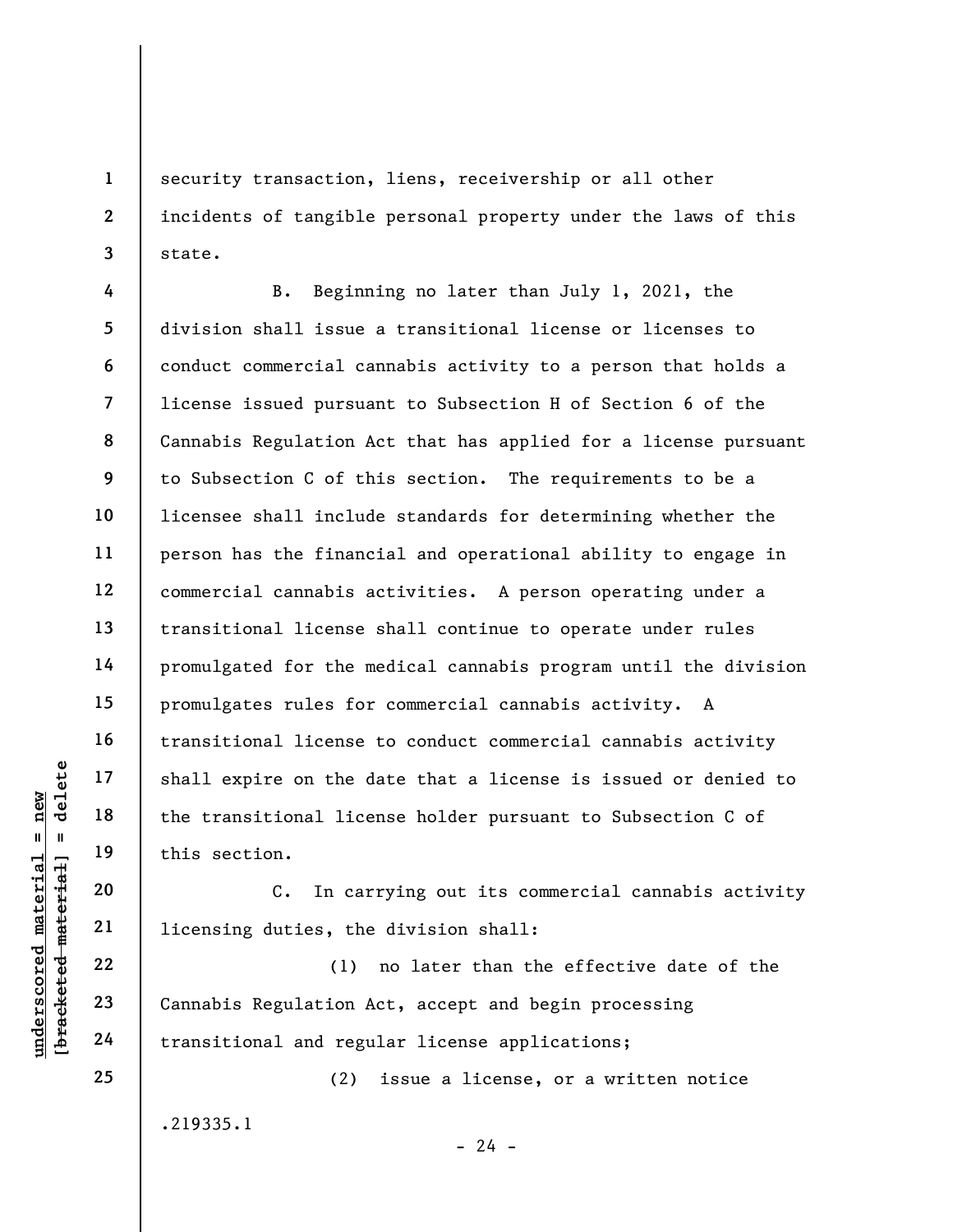security transaction, liens, receivership or all other incidents of tangible personal property under the laws of this state.

B. Beginning no later than July 1, 2021, the division shall issue a transitional license or licenses to conduct commercial cannabis activity to a person that holds a license issued pursuant to Subsection H of Section 6 of the Cannabis Regulation Act that has applied for a license pursuant to Subsection C of this section. The requirements to be a licensee shall include standards for determining whether the person has the financial and operational ability to engage in commercial cannabis activities. A person operating under a transitional license shall continue to operate under rules promulgated for the medical cannabis program until the division promulgates rules for commercial cannabis activity. A transitional license to conduct commercial cannabis activity shall expire on the date that a license is issued or denied to the transitional license holder pursuant to Subsection C of this section.

C. In carrying out its commercial cannabis activity licensing duties, the division shall:

(1) no later than the effective date of the Cannabis Regulation Act, accept and begin processing transitional and regular license applications;

(2) issue a license, or a written notice

.219335.1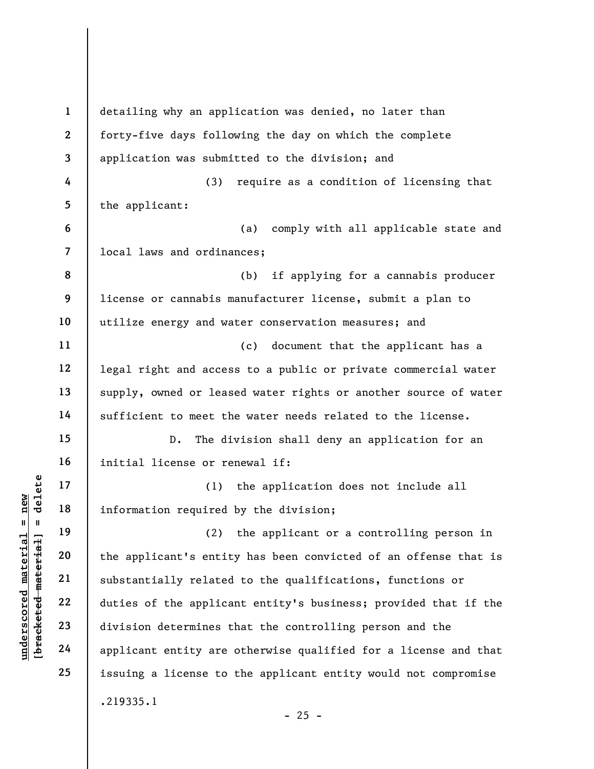detailing why an application was denied, no later than forty-five days following the day on which the complete application was submitted to the division; and

(3) require as a condition of licensing that the applicant:

(a) comply with all applicable state and local laws and ordinances;

(b) if applying for a cannabis producer license or cannabis manufacturer license, submit a plan to utilize energy and water conservation measures; and

(c) document that the applicant has a legal right and access to a public or private commercial water supply, owned or leased water rights or another source of water sufficient to meet the water needs related to the license.

D. The division shall deny an application for an initial license or renewal if:

(1) the application does not include all information required by the division;

(2) the applicant or a controlling person in the applicant's entity has been convicted of an offense that is substantially related to the qualifications, functions or duties of the applicant entity's business; provided that if the division determines that the controlling person and the applicant entity are otherwise qualified for a license and that issuing a license to the applicant entity would not compromise

.219335.1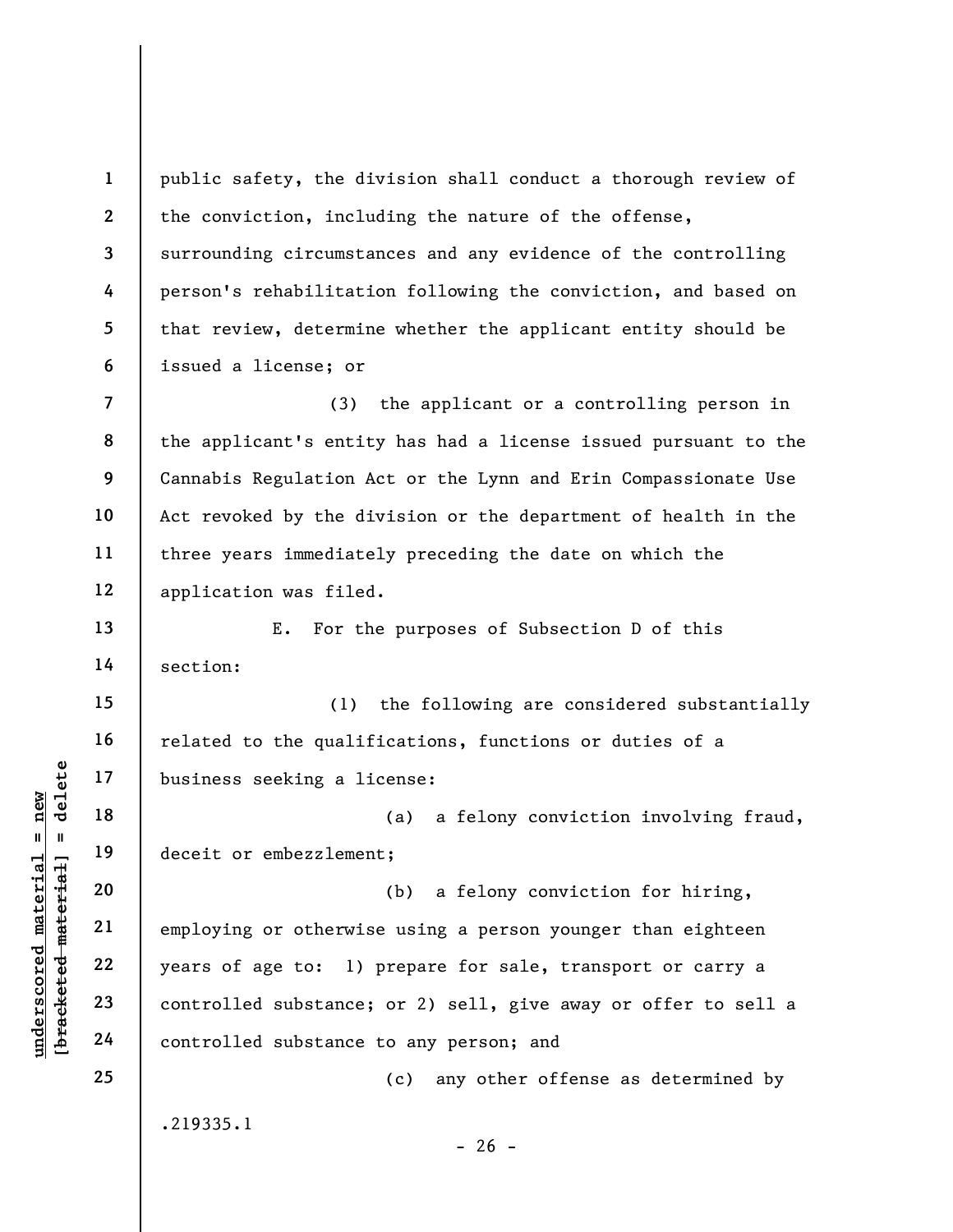public safety, the division shall conduct a thorough review of the conviction, including the nature of the offense, surrounding circumstances and any evidence of the controlling person's rehabilitation following the conviction, and based on that review, determine whether the applicant entity should be issued a license; or

(3) the applicant or a controlling person in the applicant's entity has had a license issued pursuant to the Cannabis Regulation Act or the Lynn and Erin Compassionate Use Act revoked by the division or the department of health in the three years immediately preceding the date on which the application was filed.

E. For the purposes of Subsection D of this section:

(1) the following are considered substantially related to the qualifications, functions or duties of a business seeking a license:

(a) a felony conviction involving fraud, deceit or embezzlement;

(b) a felony conviction for hiring, employing or otherwise using a person younger than eighteen years of age to: 1) prepare for sale, transport or carry a controlled substance; or 2) sell, give away or offer to sell a controlled substance to any person; and

(c) any other offense as determined by

.219335.1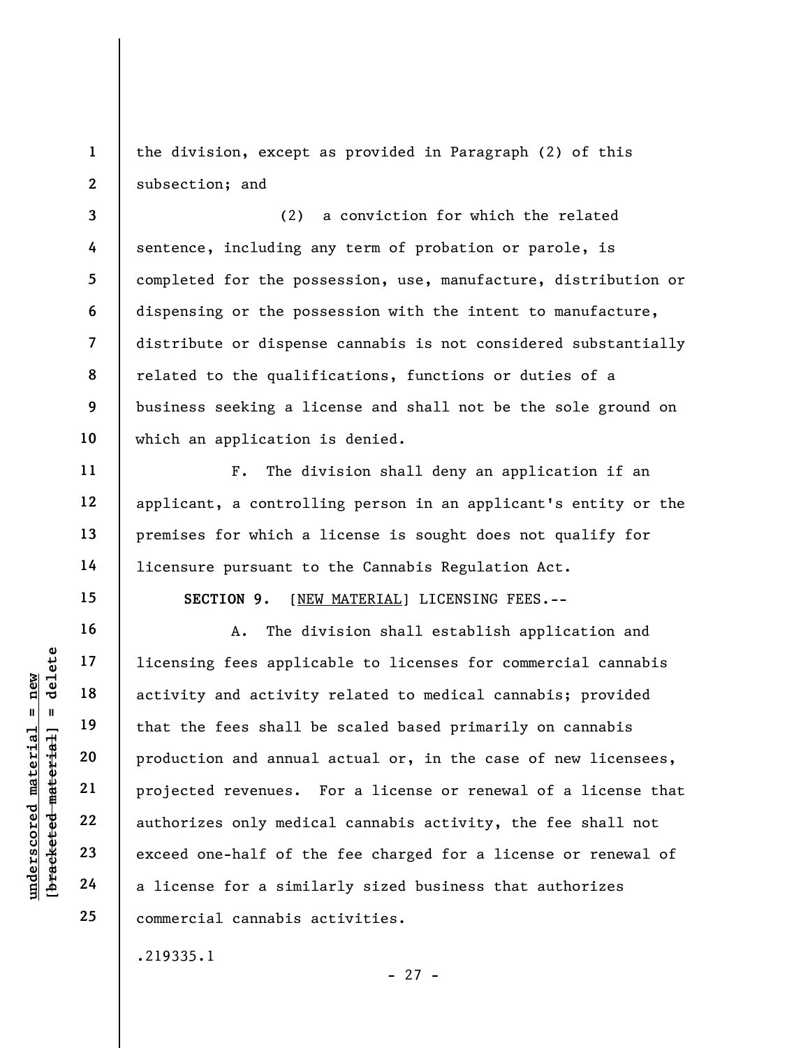the division, except as provided in Paragraph (2) of this subsection; and

(2) a conviction for which the related sentence, including any term of probation or parole, is completed for the possession, use, manufacture, distribution or dispensing or the possession with the intent to manufacture, distribute or dispense cannabis is not considered substantially related to the qualifications, functions or duties of a business seeking a license and shall not be the sole ground on which an application is denied.

F. The division shall deny an application if an applicant, a controlling person in an applicant's entity or the premises for which a license is sought does not qualify for licensure pursuant to the Cannabis Regulation Act.

**SECTION 9.** [NEW MATERIAL] LICENSING FEES.--

A. The division shall establish application and licensing fees applicable to licenses for commercial cannabis activity and activity related to medical cannabis; provided that the fees shall be scaled based primarily on cannabis production and annual actual or, in the case of new licensees, projected revenues. For a license or renewal of a license that authorizes only medical cannabis activity, the fee shall not exceed one-half of the fee charged for a license or renewal of a license for a similarly sized business that authorizes commercial cannabis activities.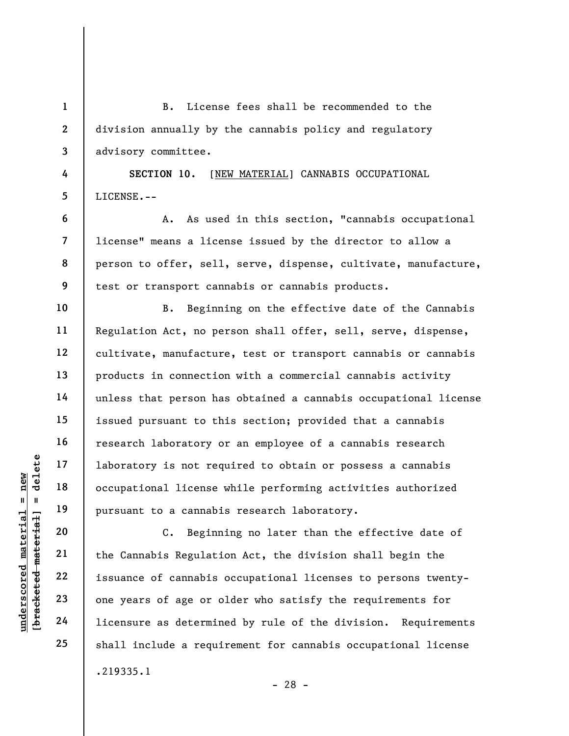B. License fees shall be recommended to the division annually by the cannabis policy and regulatory advisory committee.

**SECTION 10.** [NEW MATERIAL] CANNABIS OCCUPATIONAL LICENSE.--

A. As used in this section, "cannabis occupational license" means a license issued by the director to allow a person to offer, sell, serve, dispense, cultivate, manufacture, test or transport cannabis or cannabis products.

B. Beginning on the effective date of the Cannabis Regulation Act, no person shall offer, sell, serve, dispense, cultivate, manufacture, test or transport cannabis or cannabis products in connection with a commercial cannabis activity unless that person has obtained a cannabis occupational license issued pursuant to this section; provided that a cannabis research laboratory or an employee of a cannabis research laboratory is not required to obtain or possess a cannabis occupational license while performing activities authorized pursuant to a cannabis research laboratory.

C. Beginning no later than the effective date of the Cannabis Regulation Act, the division shall begin the issuance of cannabis occupational licenses to persons twenty-one years of age or older who satisfy the requirements for licensure as determined by rule of the division. Requirements shall include a requirement for cannabis occupational license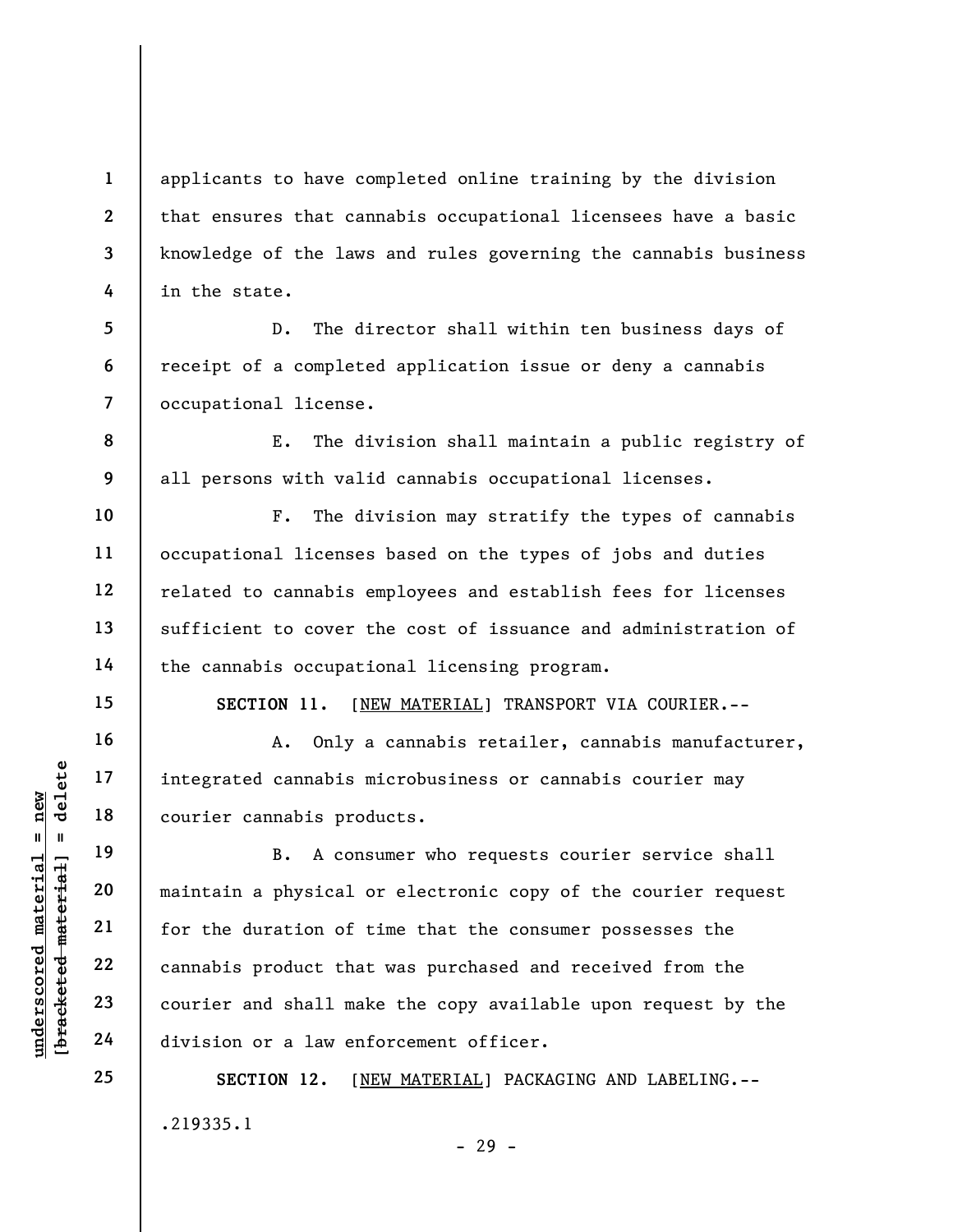applicants to have completed online training by the division that ensures that cannabis occupational licensees have a basic knowledge of the laws and rules governing the cannabis business in the state.

D. The director shall within ten business days of receipt of a completed application issue or deny a cannabis occupational license.

E. The division shall maintain a public registry of all persons with valid cannabis occupational licenses.

F. The division may stratify the types of cannabis occupational licenses based on the types of jobs and duties related to cannabis employees and establish fees for licenses sufficient to cover the cost of issuance and administration of the cannabis occupational licensing program.

**SECTION 11.** [NEW MATERIAL] TRANSPORT VIA COURIER.--

A. Only a cannabis retailer, cannabis manufacturer, integrated cannabis microbusiness or cannabis courier may courier cannabis products.

B. A consumer who requests courier service shall maintain a physical or electronic copy of the courier request for the duration of time that the consumer possesses the cannabis product that was purchased and received from the courier and shall make the copy available upon request by the division or a law enforcement officer.

**SECTION 12.** [NEW MATERIAL] PACKAGING AND LABELING.--

.219335.1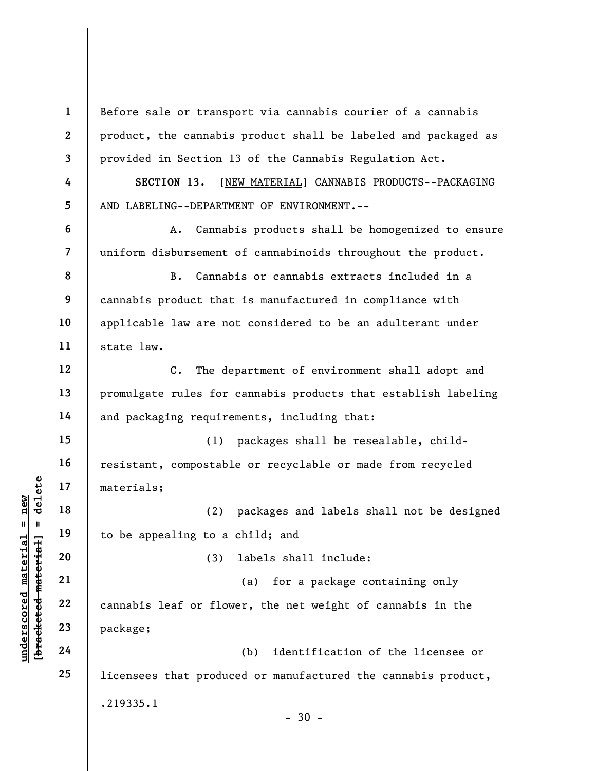Before sale or transport via cannabis courier of a cannabis product, the cannabis product shall be labeled and packaged as provided in Section 13 of the Cannabis Regulation Act.

**SECTION 13.** [NEW MATERIAL] CANNABIS PRODUCTS--PACKAGING AND LABELING--DEPARTMENT OF ENVIRONMENT.--

A. Cannabis products shall be homogenized to ensure uniform disbursement of cannabinoids throughout the product.

B. Cannabis or cannabis extracts included in a cannabis product that is manufactured in compliance with applicable law are not considered to be an adulterant under state law.

C. The department of environment shall adopt and promulgate rules for cannabis products that establish labeling and packaging requirements, including that:

(1) packages shall be resealable, child-resistant, compostable or recyclable or made from recycled materials;

(2) packages and labels shall not be designed to be appealing to a child; and

(3) labels shall include:

(a) for a package containing only cannabis leaf or flower, the net weight of cannabis in the package;

(b) identification of the licensee or licensees that produced or manufactured the cannabis product,

.219335.1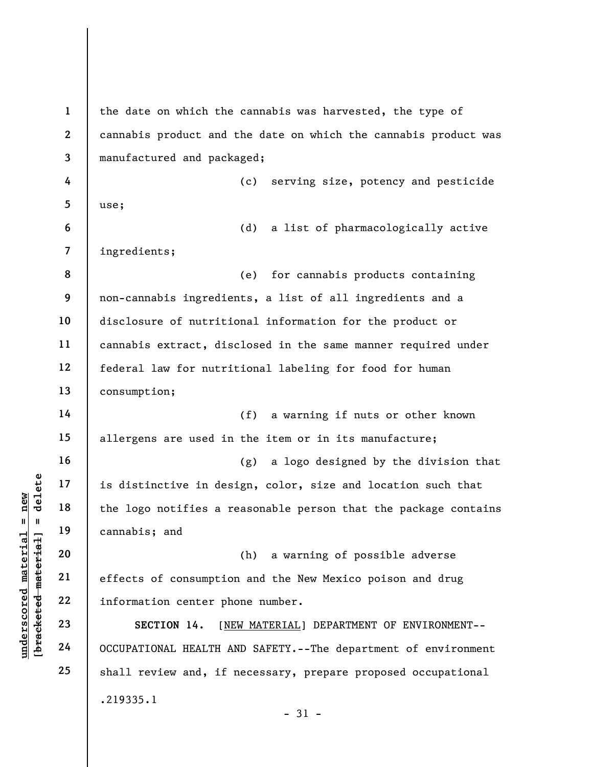the date on which the cannabis was harvested, the type of cannabis product and the date on which the cannabis product was manufactured and packaged;

(c) serving size, potency and pesticide use;

(d) a list of pharmacologically active ingredients;

(e) for cannabis products containing non-cannabis ingredients, a list of all ingredients and a disclosure of nutritional information for the product or cannabis extract, disclosed in the same manner required under federal law for nutritional labeling for food for human consumption;

(f) a warning if nuts or other known allergens are used in the item or in its manufacture;

(g) a logo designed by the division that is distinctive in design, color, size and location such that the logo notifies a reasonable person that the package contains cannabis; and

(h) a warning of possible adverse effects of consumption and the New Mexico poison and drug information center phone number.

**SECTION 14.** [NEW MATERIAL] DEPARTMENT OF ENVIRONMENT--OCCUPATIONAL HEALTH AND SAFETY.--The department of environment shall review and, if necessary, prepare proposed occupational

.219335.1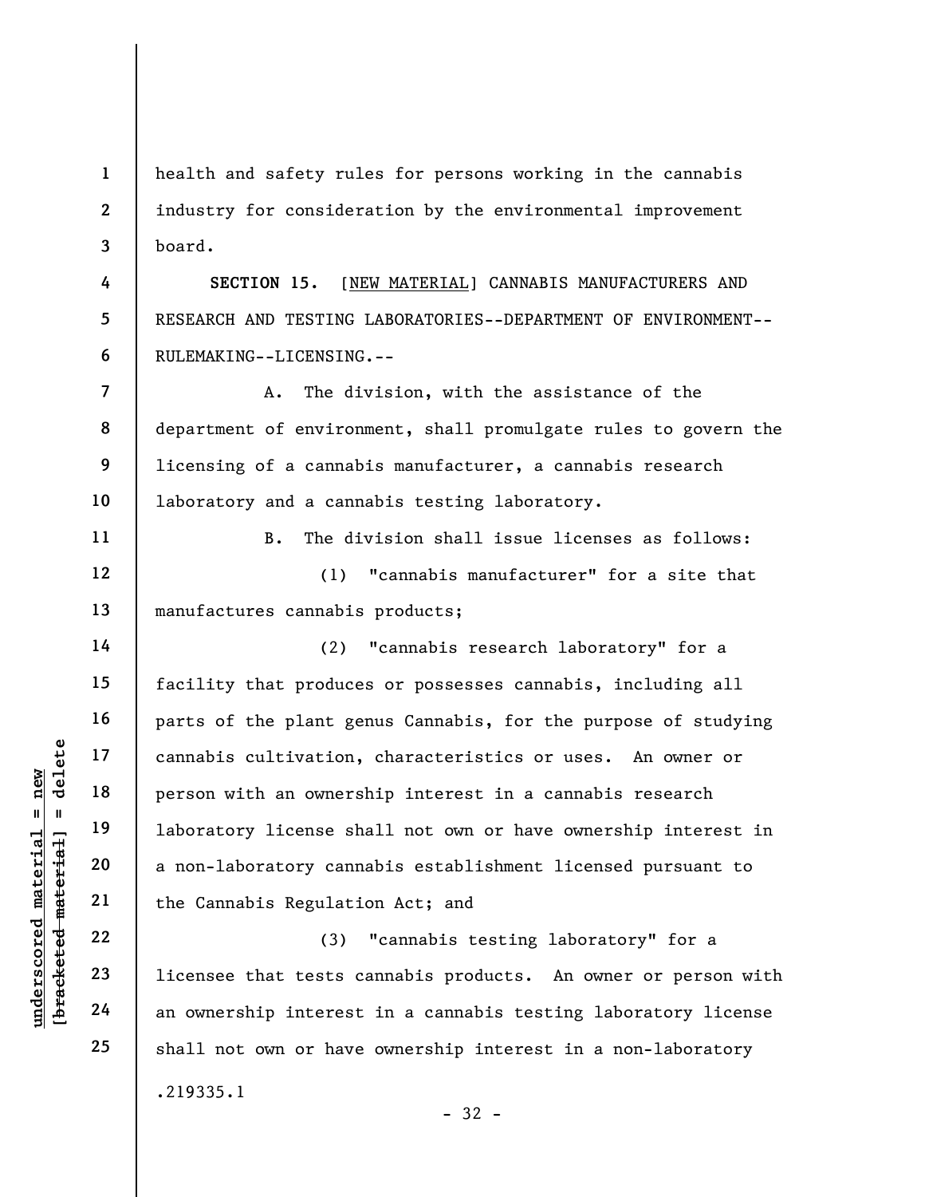health and safety rules for persons working in the cannabis industry for consideration by the environmental improvement board.

**SECTION 15.** [NEW MATERIAL] CANNABIS MANUFACTURERS AND RESEARCH AND TESTING LABORATORIES--DEPARTMENT OF ENVIRONMENT--RULEMAKING--LICENSING.--

A. The division, with the assistance of the department of environment, shall promulgate rules to govern the licensing of a cannabis manufacturer, a cannabis research laboratory and a cannabis testing laboratory.

B. The division shall issue licenses as follows:

(1) "cannabis manufacturer" for a site that manufactures cannabis products;

(2) "cannabis research laboratory" for a facility that produces or possesses cannabis, including all parts of the plant genus Cannabis, for the purpose of studying cannabis cultivation, characteristics or uses. An owner or person with an ownership interest in a cannabis research laboratory license shall not own or have ownership interest in a non-laboratory cannabis establishment licensed pursuant to the Cannabis Regulation Act; and

(3) "cannabis testing laboratory" for a licensee that tests cannabis products. An owner or person with an ownership interest in a cannabis testing laboratory license shall not own or have ownership interest in a non-laboratory

.219335.1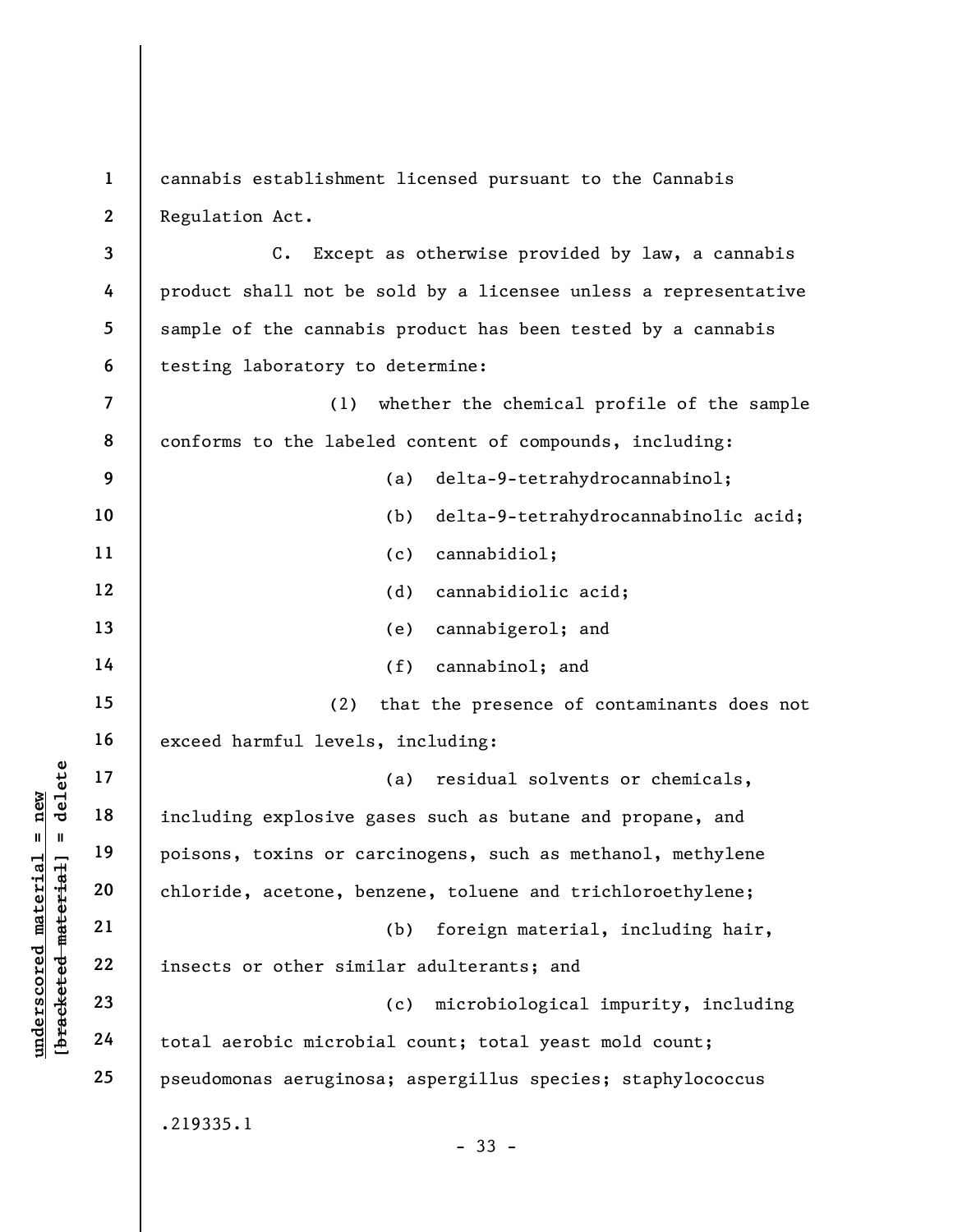cannabis establishment licensed pursuant to the Cannabis Regulation Act.

C. Except as otherwise provided by law, a cannabis product shall not be sold by a licensee unless a representative sample of the cannabis product has been tested by a cannabis testing laboratory to determine:

(1) whether the chemical profile of the sample conforms to the labeled content of compounds, including:

(a) delta-9-tetrahydrocannabinol;

(b) delta-9-tetrahydrocannabinolic acid;

(c) cannabidiol;

(d) cannabidiolic acid;

(e) cannabigerol; and

(f) cannabinol; and

(2) that the presence of contaminants does not exceed harmful levels, including:

(a) residual solvents or chemicals, including explosive gases such as butane and propane, and poisons, toxins or carcinogens, such as methanol, methylene chloride, acetone, benzene, toluene and trichloroethylene;

(b) foreign material, including hair, insects or other similar adulterants; and

(c) microbiological impurity, including total aerobic microbial count; total yeast mold count; pseudomonas aeruginosa; aspergillus species; staphylococcus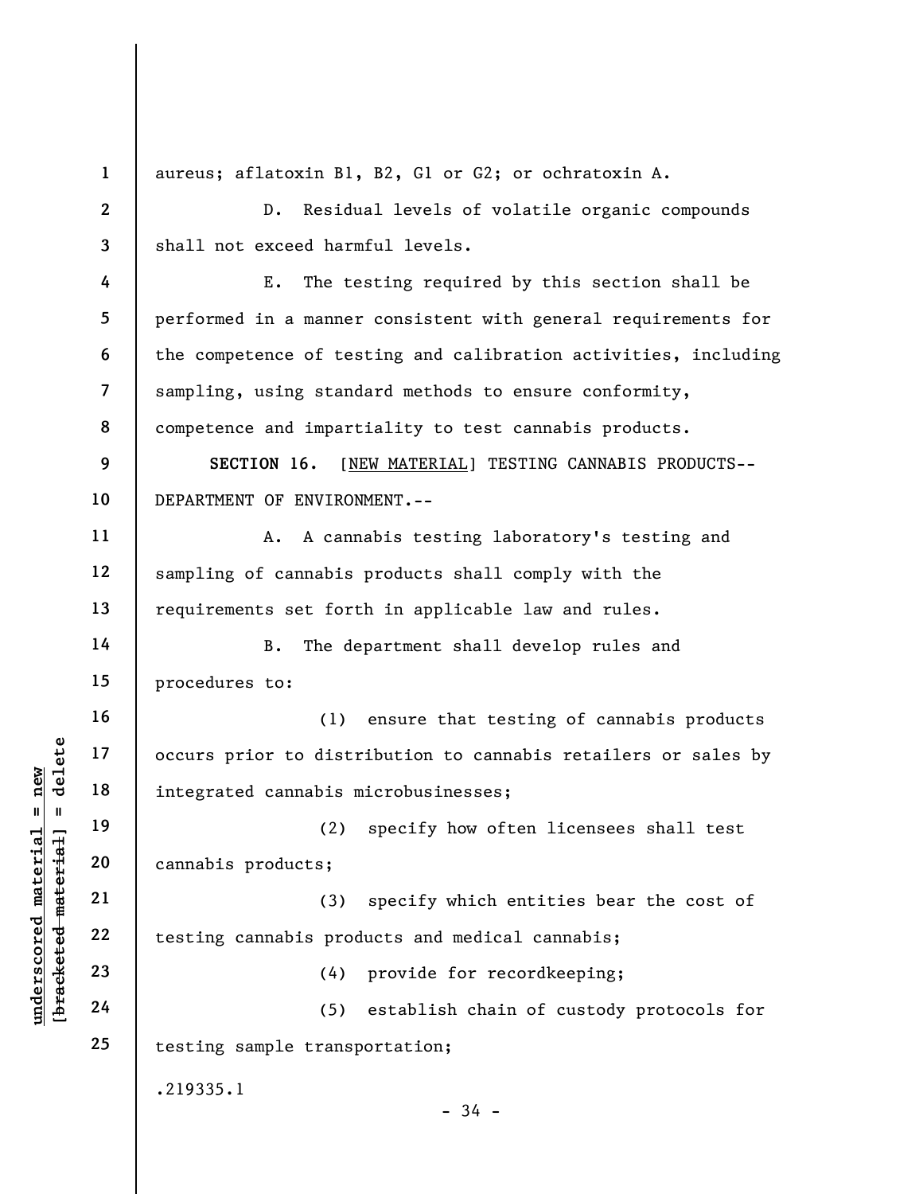aureus; aflatoxin B1, B2, G1 or G2; or ochratoxin A.

D. Residual levels of volatile organic compounds shall not exceed harmful levels.

E. The testing required by this section shall be performed in a manner consistent with general requirements for the competence of testing and calibration activities, including sampling, using standard methods to ensure conformity, competence and impartiality to test cannabis products.

**SECTION 16.** [NEW MATERIAL] TESTING CANNABIS PRODUCTS--DEPARTMENT OF ENVIRONMENT.--

A. A cannabis testing laboratory's testing and sampling of cannabis products shall comply with the requirements set forth in applicable law and rules.

B. The department shall develop rules and procedures to:

(1) ensure that testing of cannabis products occurs prior to distribution to cannabis retailers or sales by integrated cannabis microbusinesses;

(2) specify how often licensees shall test cannabis products;

(3) specify which entities bear the cost of testing cannabis products and medical cannabis;

(4) provide for recordkeeping;

(5) establish chain of custody protocols for testing sample transportation;

.219335.1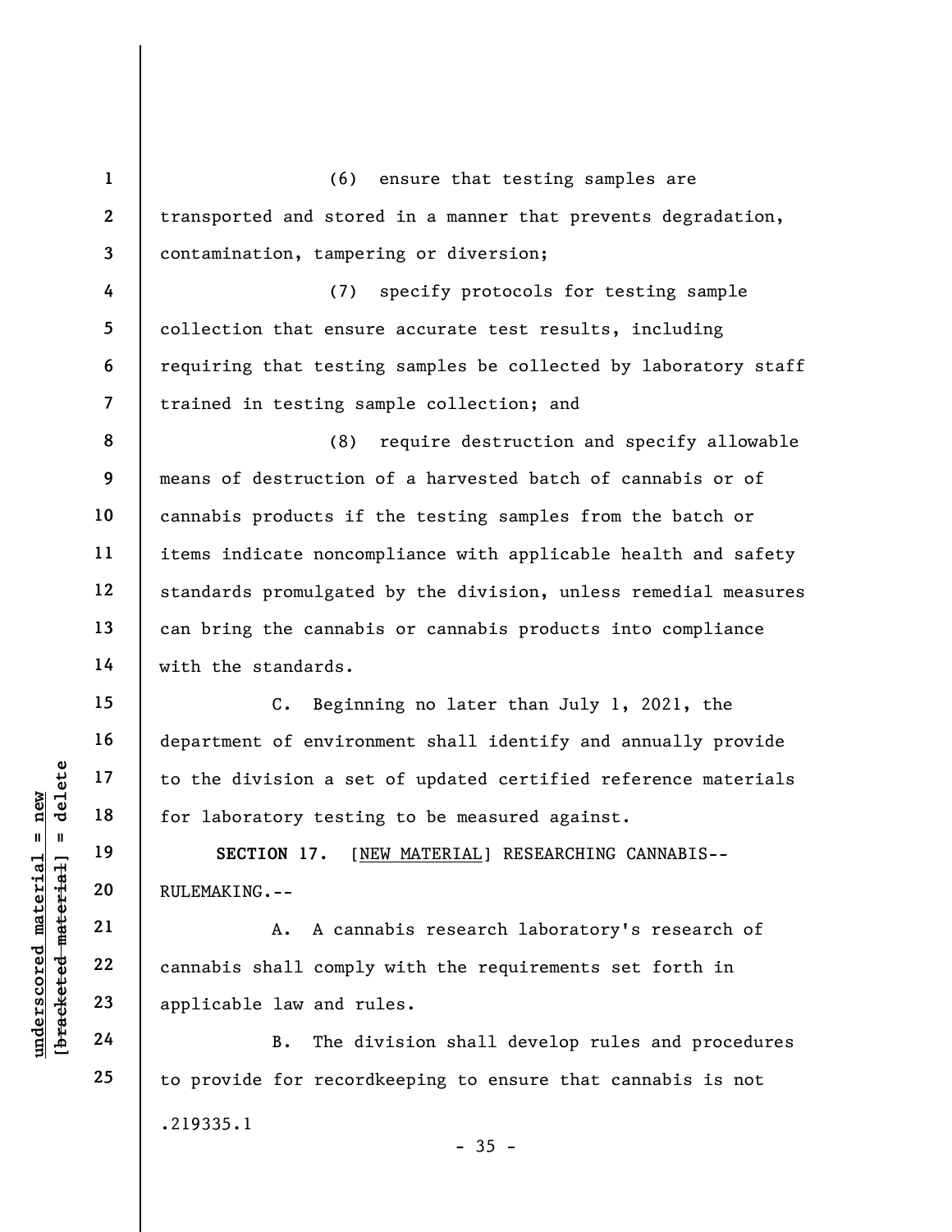(6) ensure that testing samples are transported and stored in a manner that prevents degradation, contamination, tampering or diversion;

(7) specify protocols for testing sample collection that ensure accurate test results, including requiring that testing samples be collected by laboratory staff trained in testing sample collection; and

(8) require destruction and specify allowable means of destruction of a harvested batch of cannabis or of cannabis products if the testing samples from the batch or items indicate noncompliance with applicable health and safety standards promulgated by the division, unless remedial measures can bring the cannabis or cannabis products into compliance with the standards.

C. Beginning no later than July 1, 2021, the department of environment shall identify and annually provide to the division a set of updated certified reference materials for laboratory testing to be measured against.

**SECTION 17.** [NEW MATERIAL] RESEARCHING CANNABIS--RULEMAKING.--

A. A cannabis research laboratory's research of cannabis shall comply with the requirements set forth in applicable law and rules.

B. The division shall develop rules and procedures to provide for recordkeeping to ensure that cannabis is not

.219335.1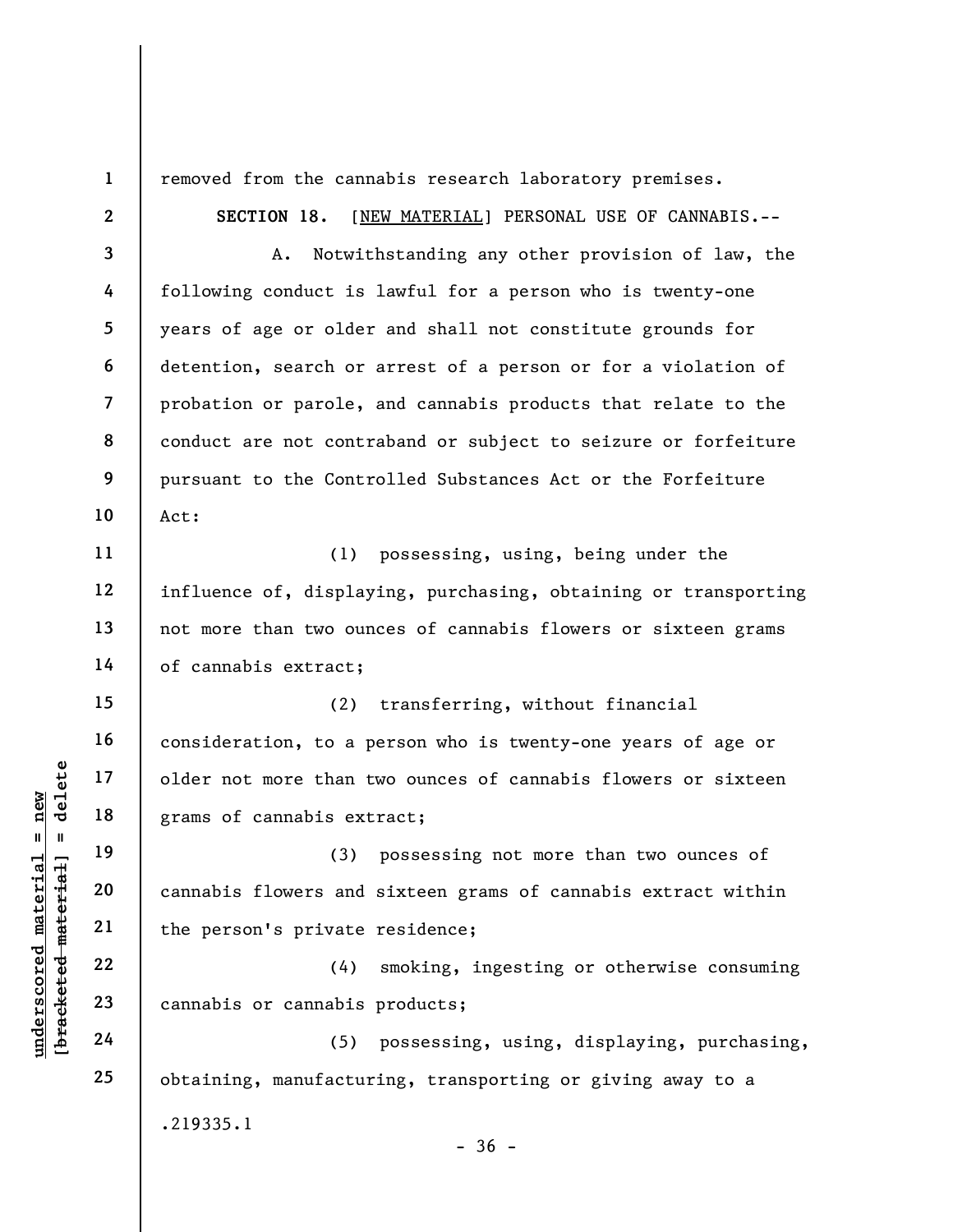removed from the cannabis research laboratory premises.

**SECTION 18.** [NEW MATERIAL] PERSONAL USE OF CANNABIS.--

A. Notwithstanding any other provision of law, the following conduct is lawful for a person who is twenty-one years of age or older and shall not constitute grounds for detention, search or arrest of a person or for a violation of probation or parole, and cannabis products that relate to the conduct are not contraband or subject to seizure or forfeiture pursuant to the Controlled Substances Act or the Forfeiture Act:

(1) possessing, using, being under the influence of, displaying, purchasing, obtaining or transporting not more than two ounces of cannabis flowers or sixteen grams of cannabis extract;

(2) transferring, without financial consideration, to a person who is twenty-one years of age or older not more than two ounces of cannabis flowers or sixteen grams of cannabis extract;

(3) possessing not more than two ounces of cannabis flowers and sixteen grams of cannabis extract within the person's private residence;

(4) smoking, ingesting or otherwise consuming cannabis or cannabis products;

(5) possessing, using, displaying, purchasing, obtaining, manufacturing, transporting or giving away to a

.219335.1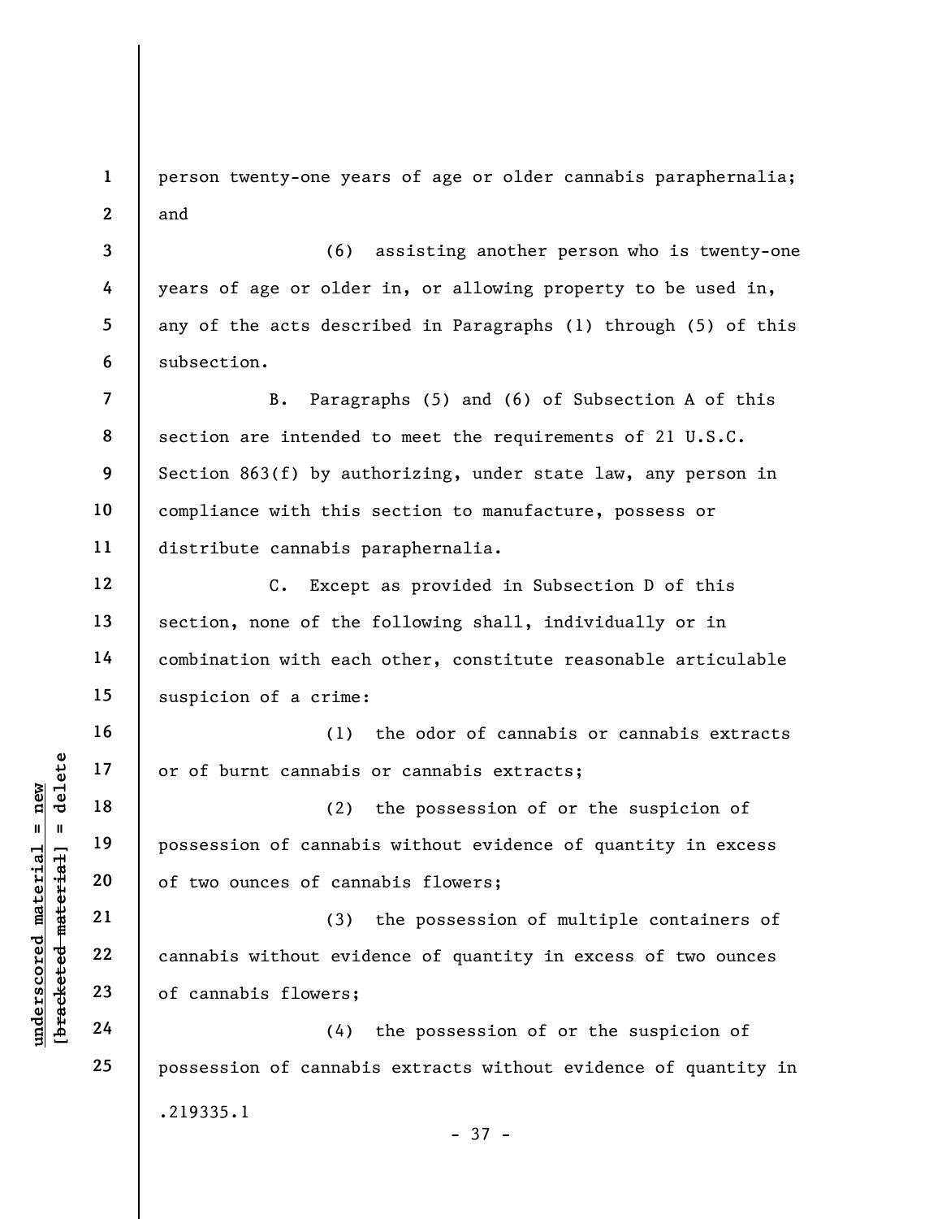person twenty-one years of age or older cannabis paraphernalia; and

(6) assisting another person who is twenty-one years of age or older in, or allowing property to be used in, any of the acts described in Paragraphs (1) through (5) of this subsection.

B. Paragraphs (5) and (6) of Subsection A of this section are intended to meet the requirements of 21 U.S.C. Section 863(f) by authorizing, under state law, any person in compliance with this section to manufacture, possess or distribute cannabis paraphernalia.

C. Except as provided in Subsection D of this section, none of the following shall, individually or in combination with each other, constitute reasonable articulable suspicion of a crime:

(1) the odor of cannabis or cannabis extracts or of burnt cannabis or cannabis extracts;

(2) the possession of or the suspicion of possession of cannabis without evidence of quantity in excess of two ounces of cannabis flowers;

(3) the possession of multiple containers of cannabis without evidence of quantity in excess of two ounces of cannabis flowers;

(4) the possession of or the suspicion of possession of cannabis extracts without evidence of quantity in

.219335.1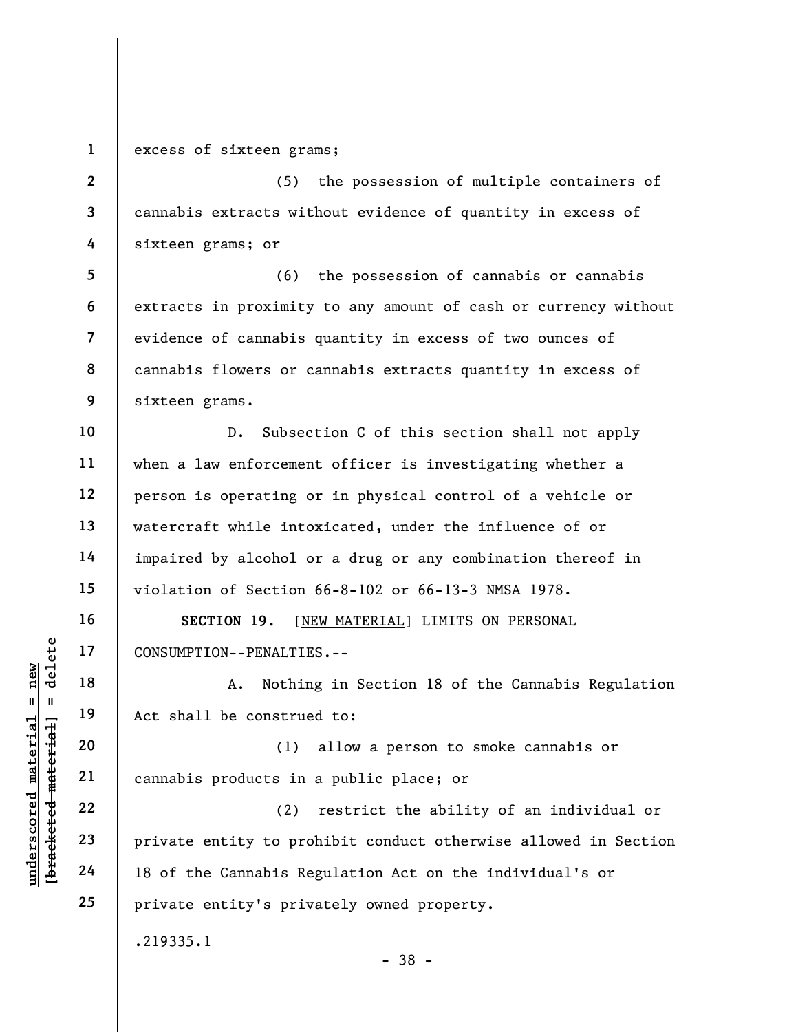excess of sixteen grams;

(5) the possession of multiple containers of cannabis extracts without evidence of quantity in excess of sixteen grams; or

(6) the possession of cannabis or cannabis extracts in proximity to any amount of cash or currency without evidence of cannabis quantity in excess of two ounces of cannabis flowers or cannabis extracts quantity in excess of sixteen grams.

D. Subsection C of this section shall not apply when a law enforcement officer is investigating whether a person is operating or in physical control of a vehicle or watercraft while intoxicated, under the influence of or impaired by alcohol or a drug or any combination thereof in violation of Section 66-8-102 or 66-13-3 NMSA 1978.

**SECTION 19.** [NEW MATERIAL] LIMITS ON PERSONAL CONSUMPTION--PENALTIES.--

A. Nothing in Section 18 of the Cannabis Regulation Act shall be construed to:

(1) allow a person to smoke cannabis or cannabis products in a public place; or

(2) restrict the ability of an individual or private entity to prohibit conduct otherwise allowed in Section 18 of the Cannabis Regulation Act on the individual's or private entity's privately owned property.

.219335.1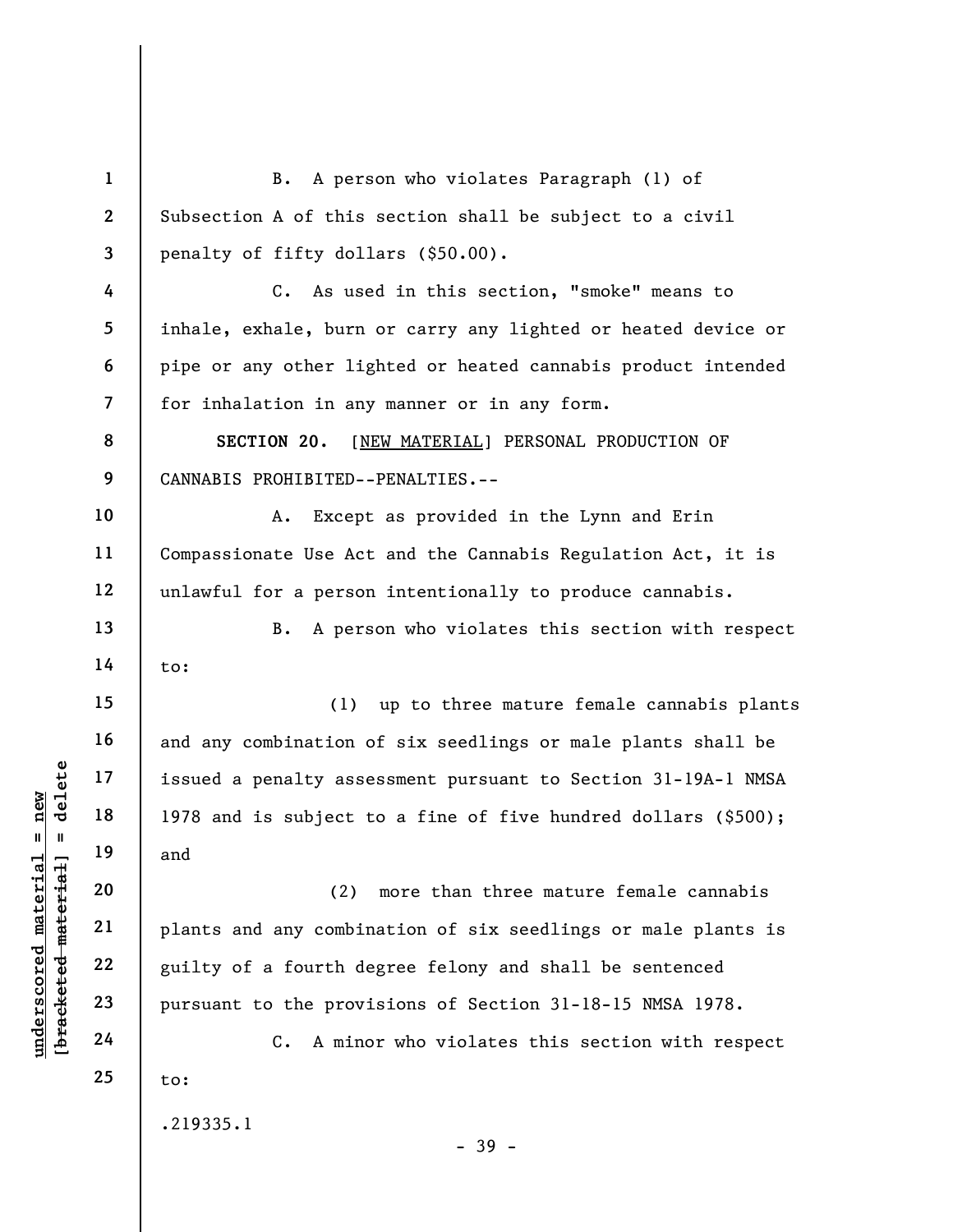B. A person who violates Paragraph (1) of Subsection A of this section shall be subject to a civil penalty of fifty dollars ($50.00).

C. As used in this section, "smoke" means to inhale, exhale, burn or carry any lighted or heated device or pipe or any other lighted or heated cannabis product intended for inhalation in any manner or in any form.

**SECTION 20.** [NEW MATERIAL] PERSONAL PRODUCTION OF CANNABIS PROHIBITED--PENALTIES.--

A. Except as provided in the Lynn and Erin Compassionate Use Act and the Cannabis Regulation Act, it is unlawful for a person intentionally to produce cannabis.

B. A person who violates this section with respect to:

(1) up to three mature female cannabis plants and any combination of six seedlings or male plants shall be issued a penalty assessment pursuant to Section 31-19A-1 NMSA 1978 and is subject to a fine of five hundred dollars ($500); and

(2) more than three mature female cannabis plants and any combination of six seedlings or male plants is guilty of a fourth degree felony and shall be sentenced pursuant to the provisions of Section 31-18-15 NMSA 1978.

C. A minor who violates this section with respect to:

.219335.1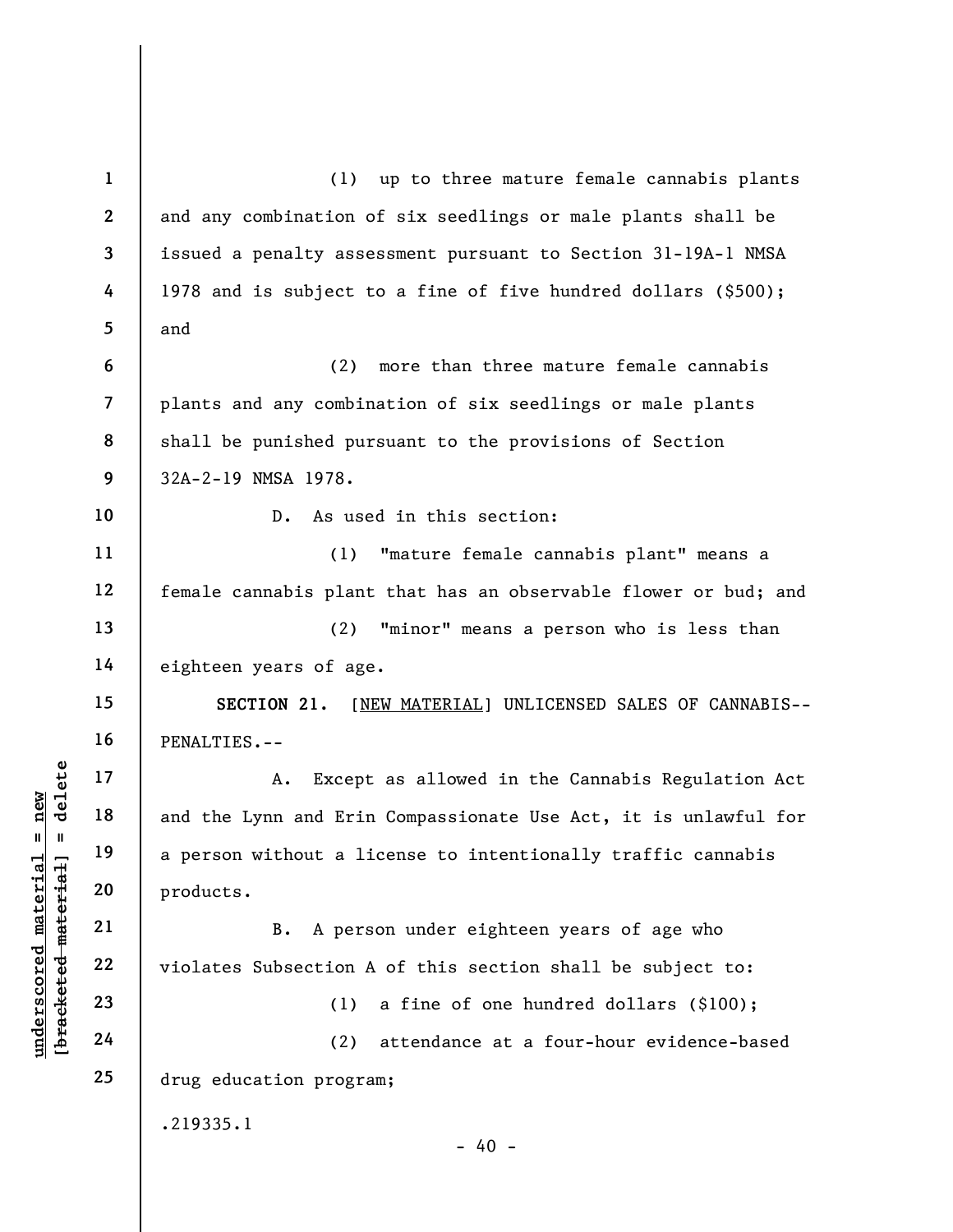(1) up to three mature female cannabis plants and any combination of six seedlings or male plants shall be issued a penalty assessment pursuant to Section 31-19A-1 NMSA 1978 and is subject to a fine of five hundred dollars ($500); and

(2) more than three mature female cannabis plants and any combination of six seedlings or male plants shall be punished pursuant to the provisions of Section 32A-2-19 NMSA 1978.

D. As used in this section:

(1) "mature female cannabis plant" means a female cannabis plant that has an observable flower or bud; and

(2) "minor" means a person who is less than eighteen years of age.

**SECTION 21.** [NEW MATERIAL] UNLICENSED SALES OF CANNABIS--PENALTIES.--

A. Except as allowed in the Cannabis Regulation Act and the Lynn and Erin Compassionate Use Act, it is unlawful for a person without a license to intentionally traffic cannabis products.

B. A person under eighteen years of age who violates Subsection A of this section shall be subject to:

(1) a fine of one hundred dollars ($100);

(2) attendance at a four-hour evidence-based drug education program;

.219335.1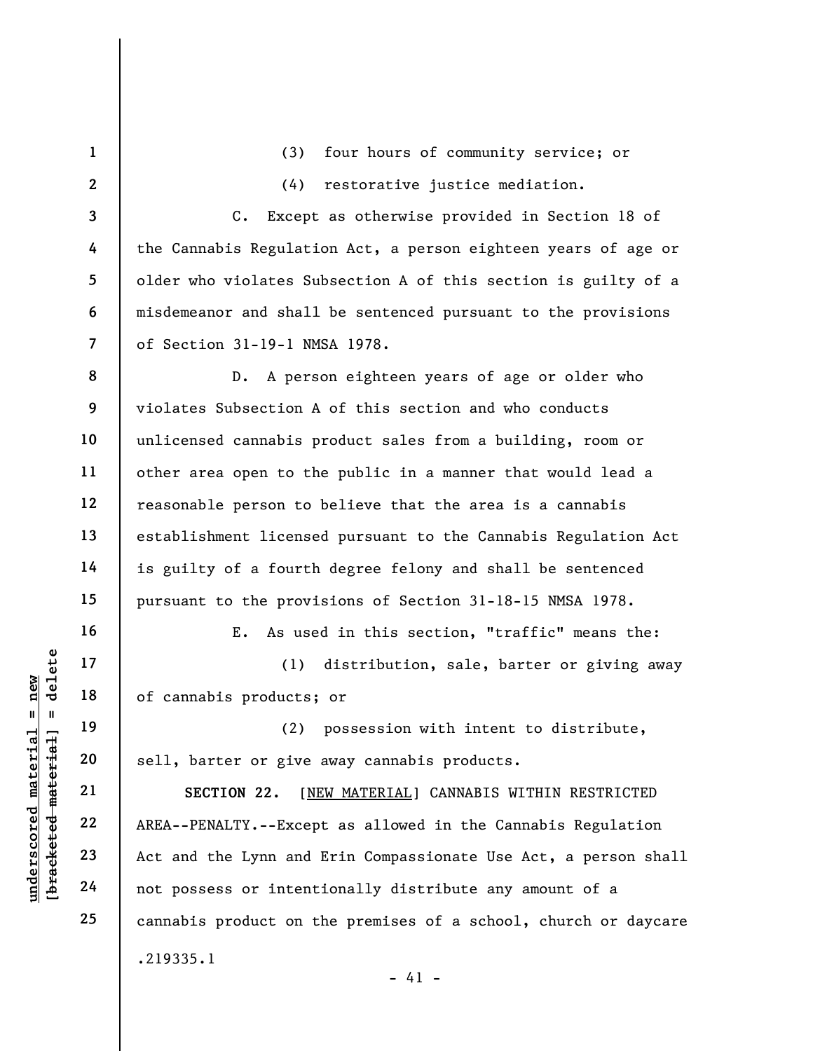(3) four hours of community service; or

(4) restorative justice mediation.

C. Except as otherwise provided in Section 18 of the Cannabis Regulation Act, a person eighteen years of age or older who violates Subsection A of this section is guilty of a misdemeanor and shall be sentenced pursuant to the provisions of Section 31-19-1 NMSA 1978.

D. A person eighteen years of age or older who violates Subsection A of this section and who conducts unlicensed cannabis product sales from a building, room or other area open to the public in a manner that would lead a reasonable person to believe that the area is a cannabis establishment licensed pursuant to the Cannabis Regulation Act is guilty of a fourth degree felony and shall be sentenced pursuant to the provisions of Section 31-18-15 NMSA 1978.

E. As used in this section, "traffic" means the:

(1) distribution, sale, barter or giving away of cannabis products; or

(2) possession with intent to distribute, sell, barter or give away cannabis products.

**SECTION 22.** [NEW MATERIAL] CANNABIS WITHIN RESTRICTED AREA--PENALTY.--Except as allowed in the Cannabis Regulation Act and the Lynn and Erin Compassionate Use Act, a person shall not possess or intentionally distribute any amount of a cannabis product on the premises of a school, church or daycare

.219335.1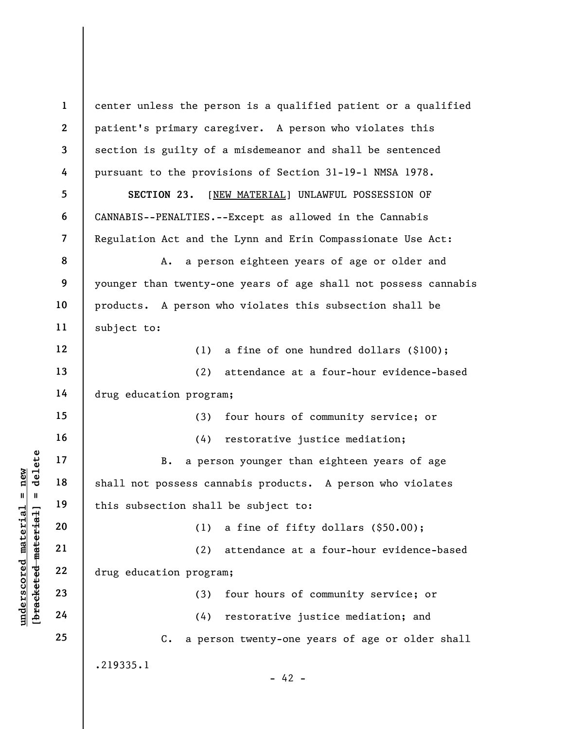center unless the person is a qualified patient or a qualified patient's primary caregiver. A person who violates this section is guilty of a misdemeanor and shall be sentenced pursuant to the provisions of Section 31-19-1 NMSA 1978.

**SECTION 23.** [NEW MATERIAL] UNLAWFUL POSSESSION OF CANNABIS--PENALTIES.--Except as allowed in the Cannabis Regulation Act and the Lynn and Erin Compassionate Use Act:

A. a person eighteen years of age or older and younger than twenty-one years of age shall not possess cannabis products. A person who violates this subsection shall be subject to:

(1) a fine of one hundred dollars ($100);

(2) attendance at a four-hour evidence-based drug education program;

(3) four hours of community service; or

(4) restorative justice mediation;

B. a person younger than eighteen years of age shall not possess cannabis products. A person who violates this subsection shall be subject to:

(1) a fine of fifty dollars ($50.00);

(2) attendance at a four-hour evidence-based drug education program;

(3) four hours of community service; or

(4) restorative justice mediation; and

C. a person twenty-one years of age or older shall

.219335.1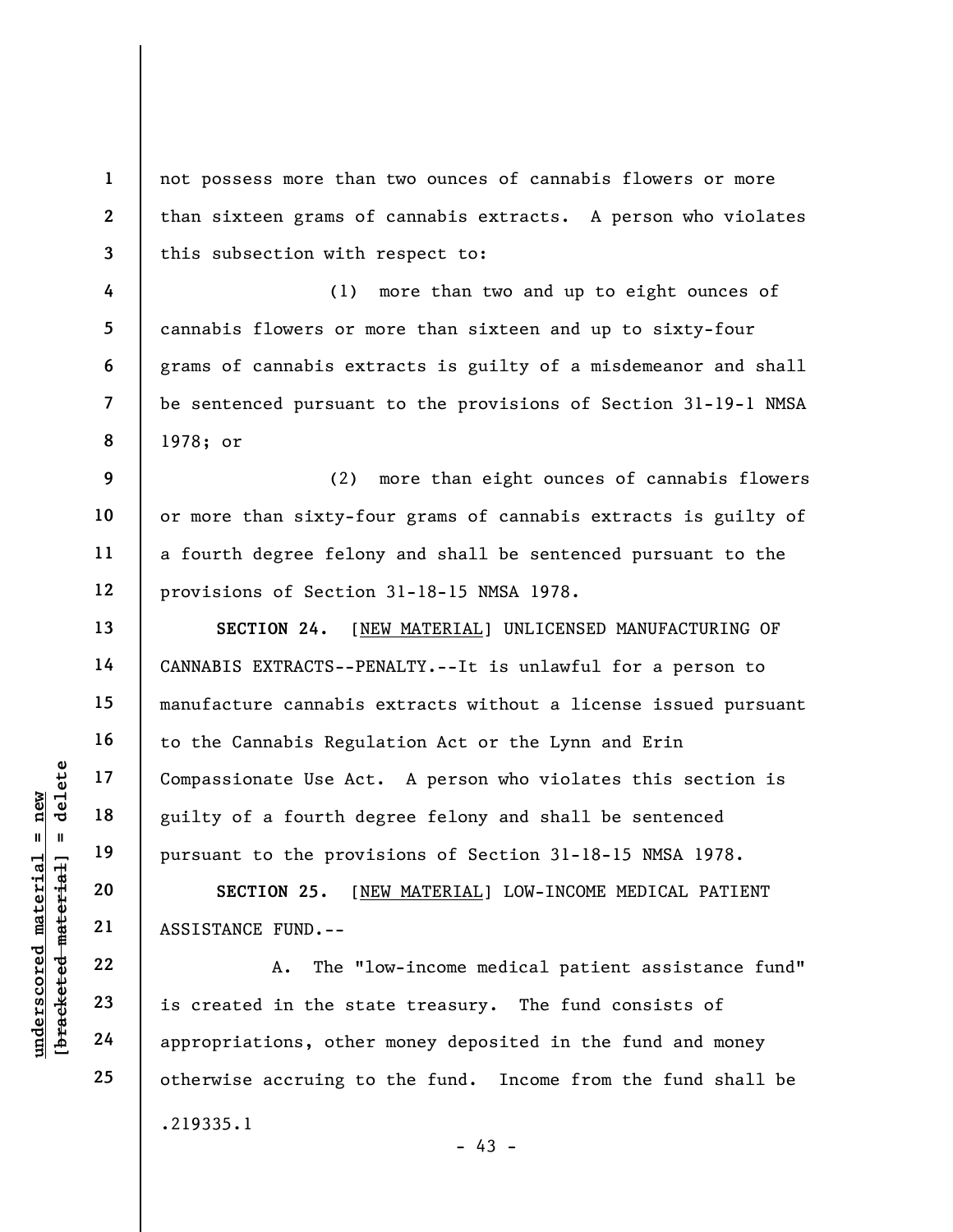not possess more than two ounces of cannabis flowers or more than sixteen grams of cannabis extracts. A person who violates this subsection with respect to:

(1) more than two and up to eight ounces of cannabis flowers or more than sixteen and up to sixty-four grams of cannabis extracts is guilty of a misdemeanor and shall be sentenced pursuant to the provisions of Section 31-19-1 NMSA 1978; or

(2) more than eight ounces of cannabis flowers or more than sixty-four grams of cannabis extracts is guilty of a fourth degree felony and shall be sentenced pursuant to the provisions of Section 31-18-15 NMSA 1978.

**SECTION 24.** [NEW MATERIAL] UNLICENSED MANUFACTURING OF CANNABIS EXTRACTS--PENALTY.--It is unlawful for a person to manufacture cannabis extracts without a license issued pursuant to the Cannabis Regulation Act or the Lynn and Erin Compassionate Use Act. A person who violates this section is guilty of a fourth degree felony and shall be sentenced pursuant to the provisions of Section 31-18-15 NMSA 1978.

**SECTION 25.** [NEW MATERIAL] LOW-INCOME MEDICAL PATIENT ASSISTANCE FUND.--

A. The "low-income medical patient assistance fund" is created in the state treasury. The fund consists of appropriations, other money deposited in the fund and money otherwise accruing to the fund. Income from the fund shall be

.219335.1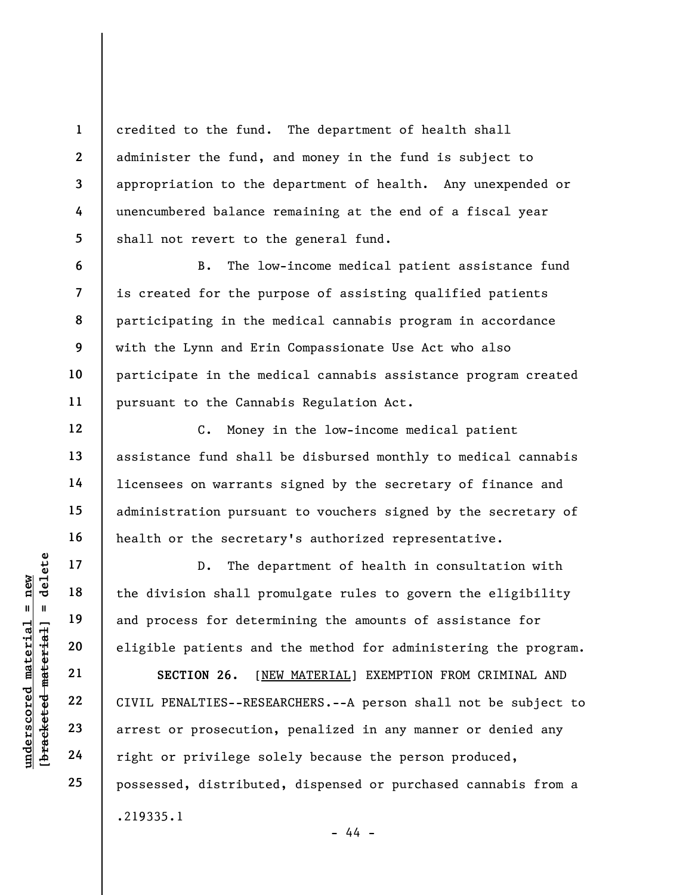credited to the fund. The department of health shall administer the fund, and money in the fund is subject to appropriation to the department of health. Any unexpended or unencumbered balance remaining at the end of a fiscal year shall not revert to the general fund.

B. The low-income medical patient assistance fund is created for the purpose of assisting qualified patients participating in the medical cannabis program in accordance with the Lynn and Erin Compassionate Use Act who also participate in the medical cannabis assistance program created pursuant to the Cannabis Regulation Act.

C. Money in the low-income medical patient assistance fund shall be disbursed monthly to medical cannabis licensees on warrants signed by the secretary of finance and administration pursuant to vouchers signed by the secretary of health or the secretary's authorized representative.

D. The department of health in consultation with the division shall promulgate rules to govern the eligibility and process for determining the amounts of assistance for eligible patients and the method for administering the program.

**SECTION 26.** [NEW MATERIAL] EXEMPTION FROM CRIMINAL AND CIVIL PENALTIES--RESEARCHERS.--A person shall not be subject to arrest or prosecution, penalized in any manner or denied any right or privilege solely because the person produced, possessed, distributed, dispensed or purchased cannabis from a

.219335.1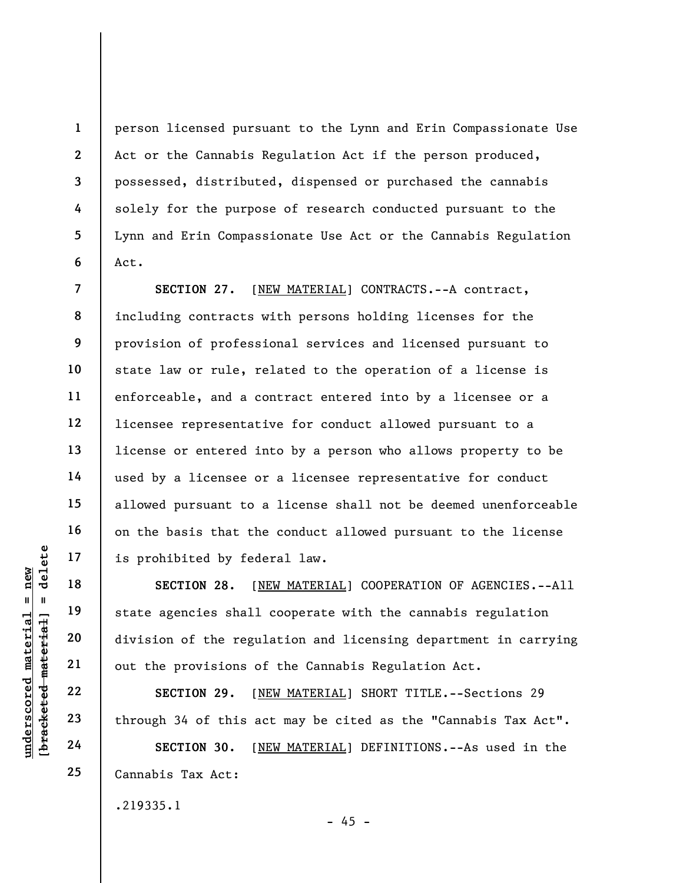person licensed pursuant to the Lynn and Erin Compassionate Use Act or the Cannabis Regulation Act if the person produced, possessed, distributed, dispensed or purchased the cannabis solely for the purpose of research conducted pursuant to the Lynn and Erin Compassionate Use Act or the Cannabis Regulation Act.

**SECTION 27.** [NEW MATERIAL] CONTRACTS.--A contract, including contracts with persons holding licenses for the provision of professional services and licensed pursuant to state law or rule, related to the operation of a license is enforceable, and a contract entered into by a licensee or a licensee representative for conduct allowed pursuant to a license or entered into by a person who allows property to be used by a licensee or a licensee representative for conduct allowed pursuant to a license shall not be deemed unenforceable on the basis that the conduct allowed pursuant to the license is prohibited by federal law.

**SECTION 28.** [NEW MATERIAL] COOPERATION OF AGENCIES.--All state agencies shall cooperate with the cannabis regulation division of the regulation and licensing department in carrying out the provisions of the Cannabis Regulation Act.

**SECTION 29.** [NEW MATERIAL] SHORT TITLE.--Sections 29 through 34 of this act may be cited as the "Cannabis Tax Act".

**SECTION 30.** [NEW MATERIAL] DEFINITIONS.--As used in the Cannabis Tax Act:

.219335.1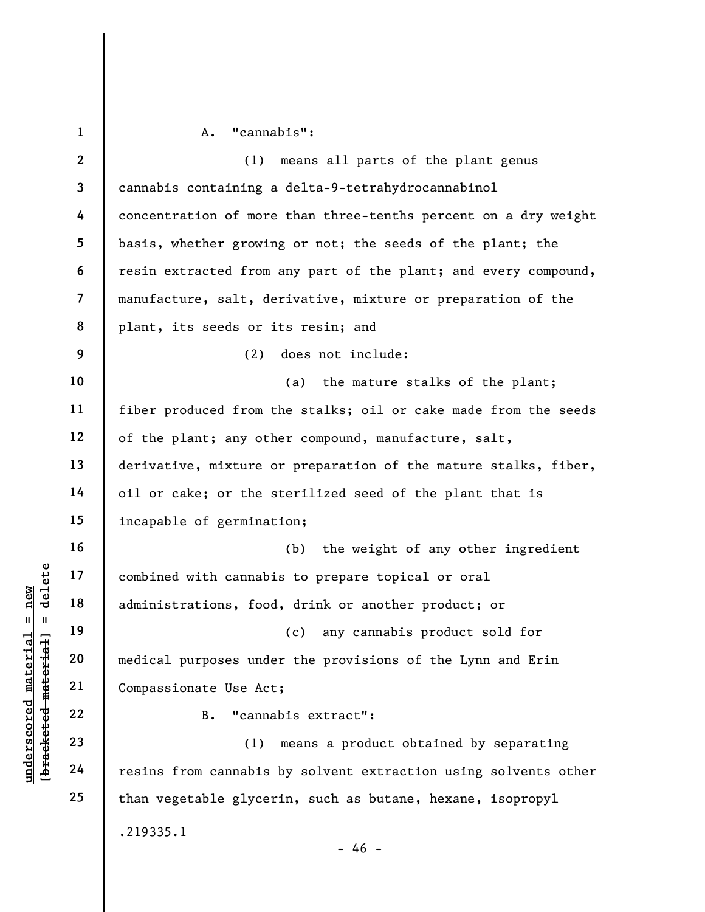A. "cannabis":

(1) means all parts of the plant genus cannabis containing a delta-9-tetrahydrocannabinol concentration of more than three-tenths percent on a dry weight basis, whether growing or not; the seeds of the plant; the resin extracted from any part of the plant; and every compound, manufacture, salt, derivative, mixture or preparation of the plant, its seeds or its resin; and

(2) does not include:

(a) the mature stalks of the plant; fiber produced from the stalks; oil or cake made from the seeds of the plant; any other compound, manufacture, salt, derivative, mixture or preparation of the mature stalks, fiber, oil or cake; or the sterilized seed of the plant that is incapable of germination;

(b) the weight of any other ingredient combined with cannabis to prepare topical or oral administrations, food, drink or another product; or

(c) any cannabis product sold for medical purposes under the provisions of the Lynn and Erin Compassionate Use Act;

B. "cannabis extract":

(1) means a product obtained by separating resins from cannabis by solvent extraction using solvents other than vegetable glycerin, such as butane, hexane, isopropyl

.219335.1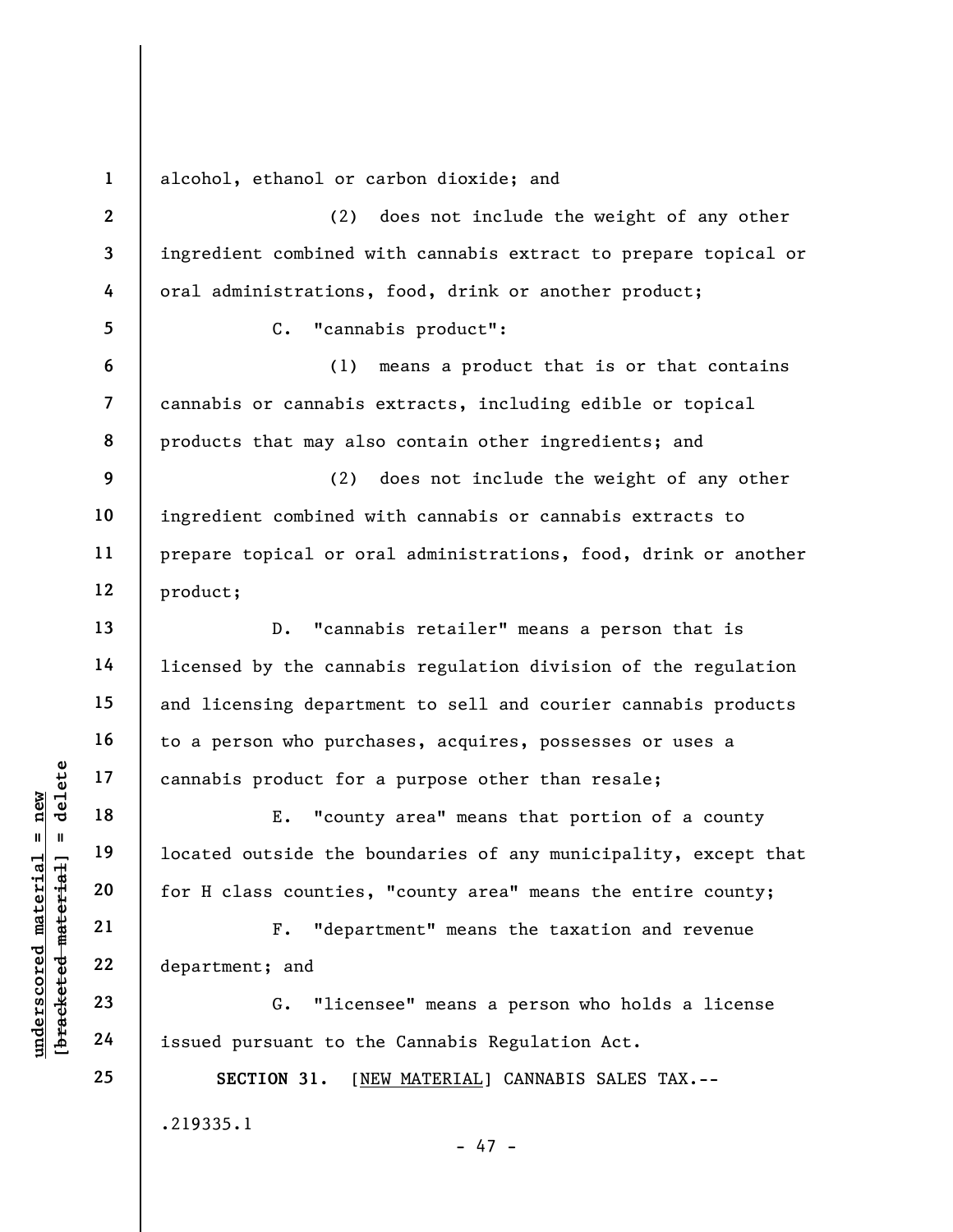alcohol, ethanol or carbon dioxide; and

(2) does not include the weight of any other ingredient combined with cannabis extract to prepare topical or oral administrations, food, drink or another product;

C. "cannabis product":

(1) means a product that is or that contains cannabis or cannabis extracts, including edible or topical products that may also contain other ingredients; and

(2) does not include the weight of any other ingredient combined with cannabis or cannabis extracts to prepare topical or oral administrations, food, drink or another product;

D. "cannabis retailer" means a person that is licensed by the cannabis regulation division of the regulation and licensing department to sell and courier cannabis products to a person who purchases, acquires, possesses or uses a cannabis product for a purpose other than resale;

E. "county area" means that portion of a county located outside the boundaries of any municipality, except that for H class counties, "county area" means the entire county;

F. "department" means the taxation and revenue department; and

G. "licensee" means a person who holds a license issued pursuant to the Cannabis Regulation Act.

**SECTION 31.** [NEW MATERIAL] CANNABIS SALES TAX.--

.219335.1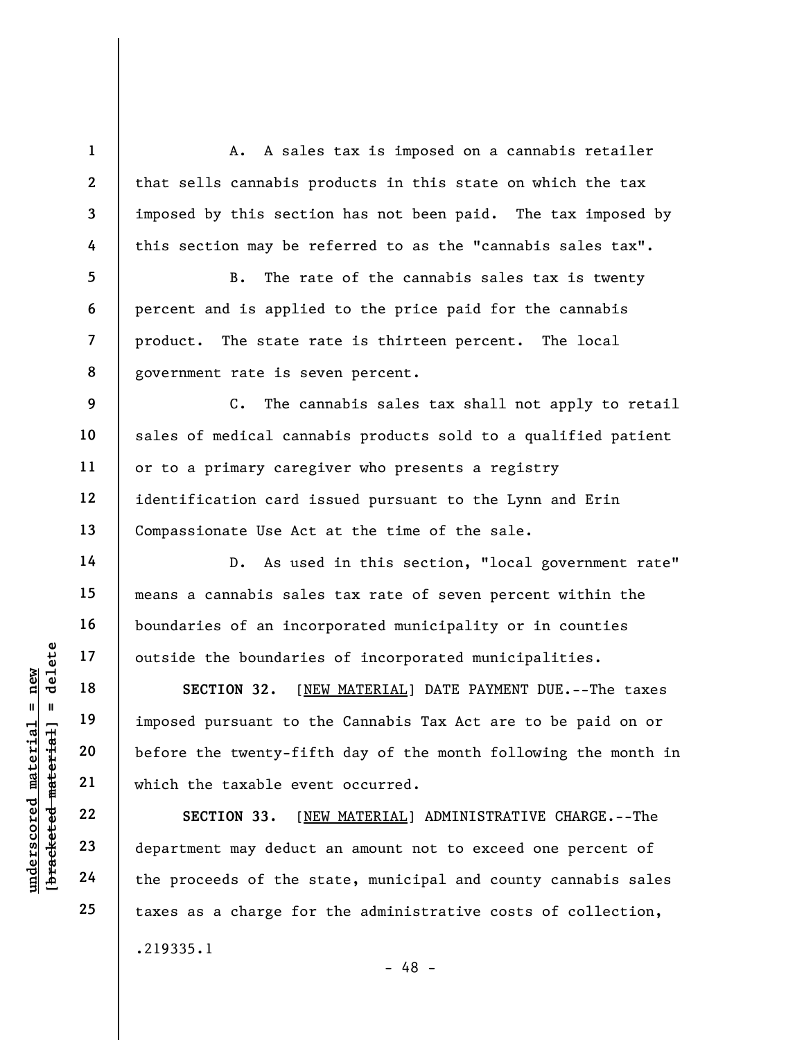A. A sales tax is imposed on a cannabis retailer that sells cannabis products in this state on which the tax imposed by this section has not been paid. The tax imposed by this section may be referred to as the "cannabis sales tax".

B. The rate of the cannabis sales tax is twenty percent and is applied to the price paid for the cannabis product. The state rate is thirteen percent. The local government rate is seven percent.

C. The cannabis sales tax shall not apply to retail sales of medical cannabis products sold to a qualified patient or to a primary caregiver who presents a registry identification card issued pursuant to the Lynn and Erin Compassionate Use Act at the time of the sale.

D. As used in this section, "local government rate" means a cannabis sales tax rate of seven percent within the boundaries of an incorporated municipality or in counties outside the boundaries of incorporated municipalities.

**SECTION 32.** [NEW MATERIAL] DATE PAYMENT DUE.--The taxes imposed pursuant to the Cannabis Tax Act are to be paid on or before the twenty-fifth day of the month following the month in which the taxable event occurred.

**SECTION 33.** [NEW MATERIAL] ADMINISTRATIVE CHARGE.--The department may deduct an amount not to exceed one percent of the proceeds of the state, municipal and county cannabis sales taxes as a charge for the administrative costs of collection,

.219335.1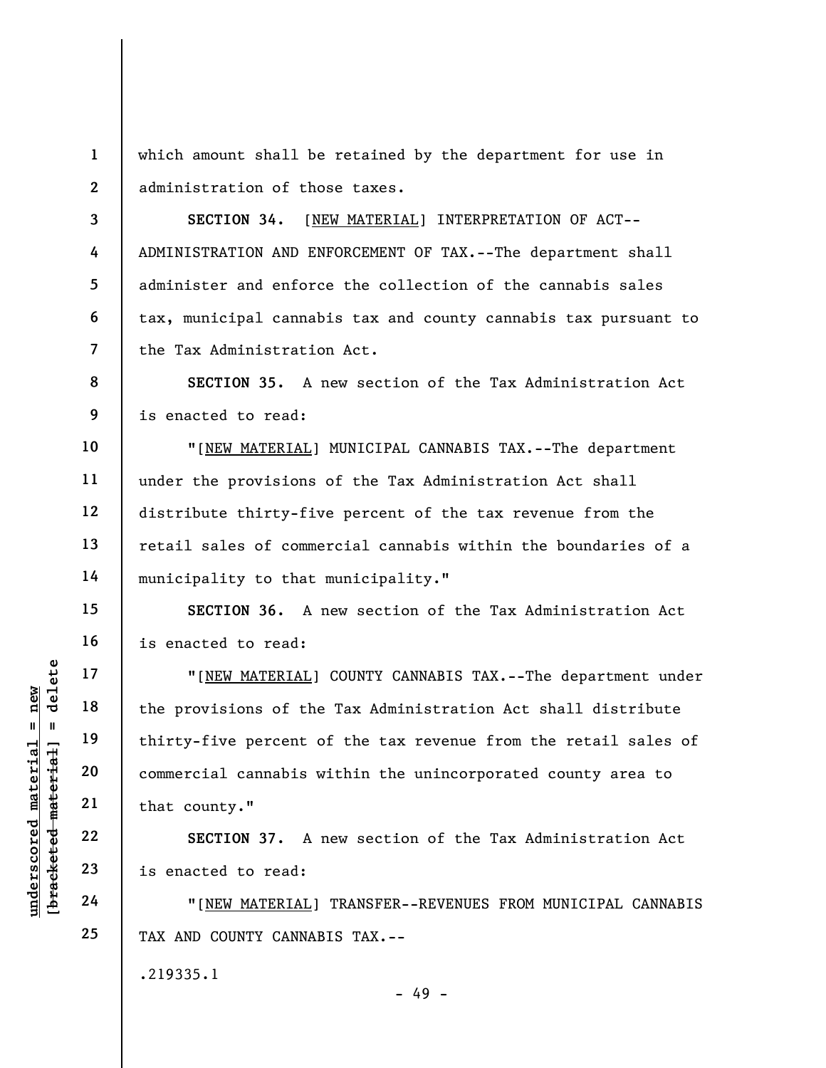which amount shall be retained by the department for use in administration of those taxes.

**SECTION 34.** [NEW MATERIAL] INTERPRETATION OF ACT--ADMINISTRATION AND ENFORCEMENT OF TAX.--The department shall administer and enforce the collection of the cannabis sales tax, municipal cannabis tax and county cannabis tax pursuant to the Tax Administration Act.

**SECTION 35.** A new section of the Tax Administration Act is enacted to read:

"[NEW MATERIAL] MUNICIPAL CANNABIS TAX.--The department under the provisions of the Tax Administration Act shall distribute thirty-five percent of the tax revenue from the retail sales of commercial cannabis within the boundaries of a municipality to that municipality."

**SECTION 36.** A new section of the Tax Administration Act is enacted to read:

"[NEW MATERIAL] COUNTY CANNABIS TAX.--The department under the provisions of the Tax Administration Act shall distribute thirty-five percent of the tax revenue from the retail sales of commercial cannabis within the unincorporated county area to that county."

**SECTION 37.** A new section of the Tax Administration Act is enacted to read:

"[NEW MATERIAL] TRANSFER--REVENUES FROM MUNICIPAL CANNABIS TAX AND COUNTY CANNABIS TAX.--

.219335.1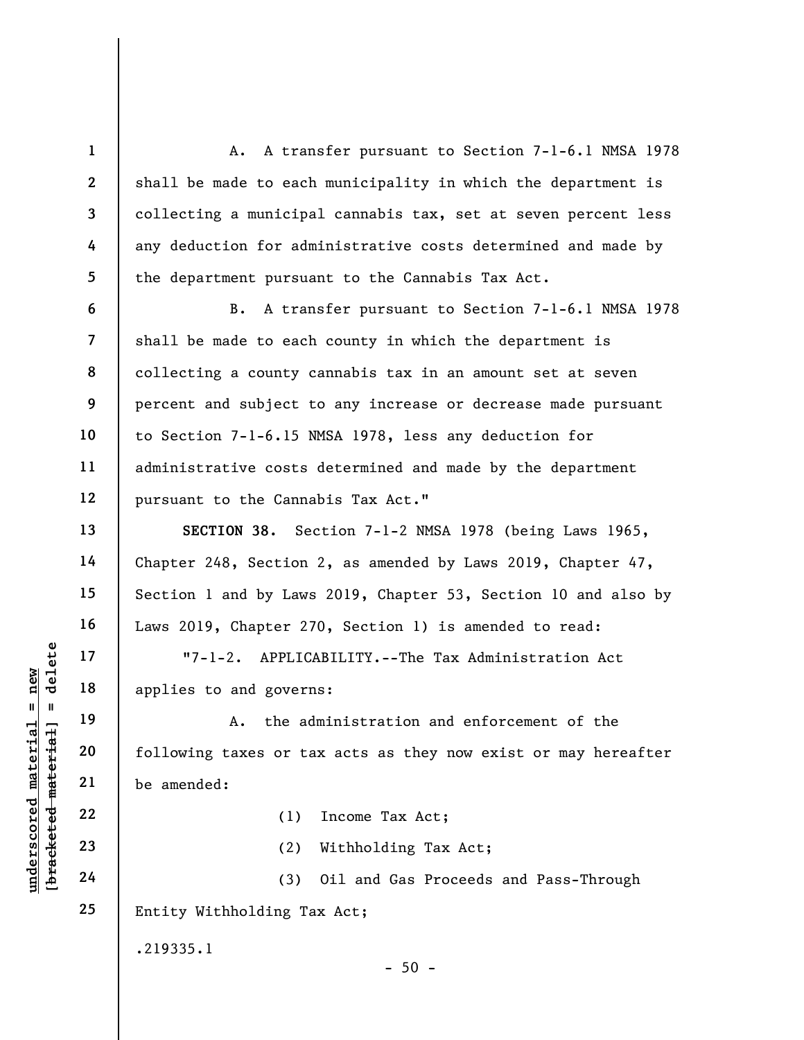A. A transfer pursuant to Section 7-1-6.1 NMSA 1978 shall be made to each municipality in which the department is collecting a municipal cannabis tax, set at seven percent less any deduction for administrative costs determined and made by the department pursuant to the Cannabis Tax Act.

B. A transfer pursuant to Section 7-1-6.1 NMSA 1978 shall be made to each county in which the department is collecting a county cannabis tax in an amount set at seven percent and subject to any increase or decrease made pursuant to Section 7-1-6.15 NMSA 1978, less any deduction for administrative costs determined and made by the department pursuant to the Cannabis Tax Act."

**SECTION 38.** Section 7-1-2 NMSA 1978 (being Laws 1965, Chapter 248, Section 2, as amended by Laws 2019, Chapter 47, Section 1 and by Laws 2019, Chapter 53, Section 10 and also by Laws 2019, Chapter 270, Section 1) is amended to read:

"7-1-2. APPLICABILITY.--The Tax Administration Act applies to and governs:

A. the administration and enforcement of the following taxes or tax acts as they now exist or may hereafter be amended:

(1) Income Tax Act;

(2) Withholding Tax Act;

(3) Oil and Gas Proceeds and Pass-Through Entity Withholding Tax Act;

.219335.1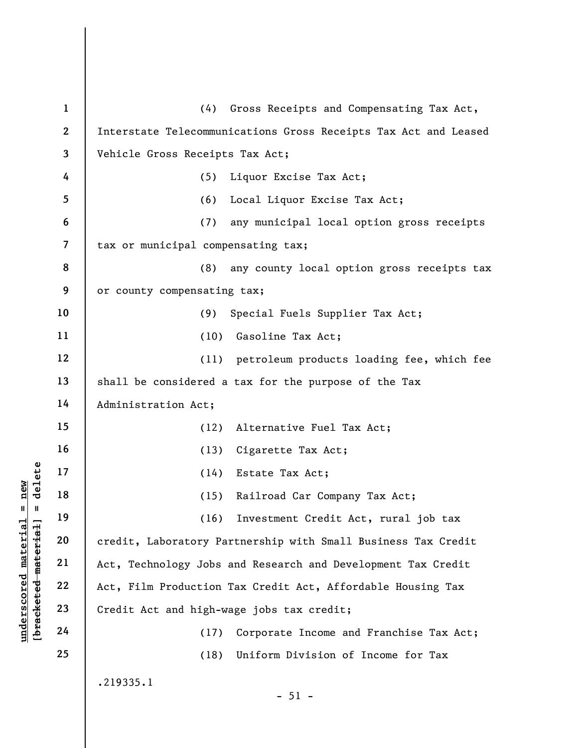(4) Gross Receipts and Compensating Tax Act, Interstate Telecommunications Gross Receipts Tax Act and Leased Vehicle Gross Receipts Tax Act;

(5) Liquor Excise Tax Act;

(6) Local Liquor Excise Tax Act;

(7) any municipal local option gross receipts tax or municipal compensating tax;

(8) any county local option gross receipts tax or county compensating tax;

(9) Special Fuels Supplier Tax Act;

(10) Gasoline Tax Act;

(11) petroleum products loading fee, which fee shall be considered a tax for the purpose of the Tax Administration Act;

(12) Alternative Fuel Tax Act;

(13) Cigarette Tax Act;

(14) Estate Tax Act;

(15) Railroad Car Company Tax Act;

(16) Investment Credit Act, rural job tax credit, Laboratory Partnership with Small Business Tax Credit Act, Technology Jobs and Research and Development Tax Credit Act, Film Production Tax Credit Act, Affordable Housing Tax Credit Act and high-wage jobs tax credit;

(17) Corporate Income and Franchise Tax Act;

(18) Uniform Division of Income for Tax

.219335.1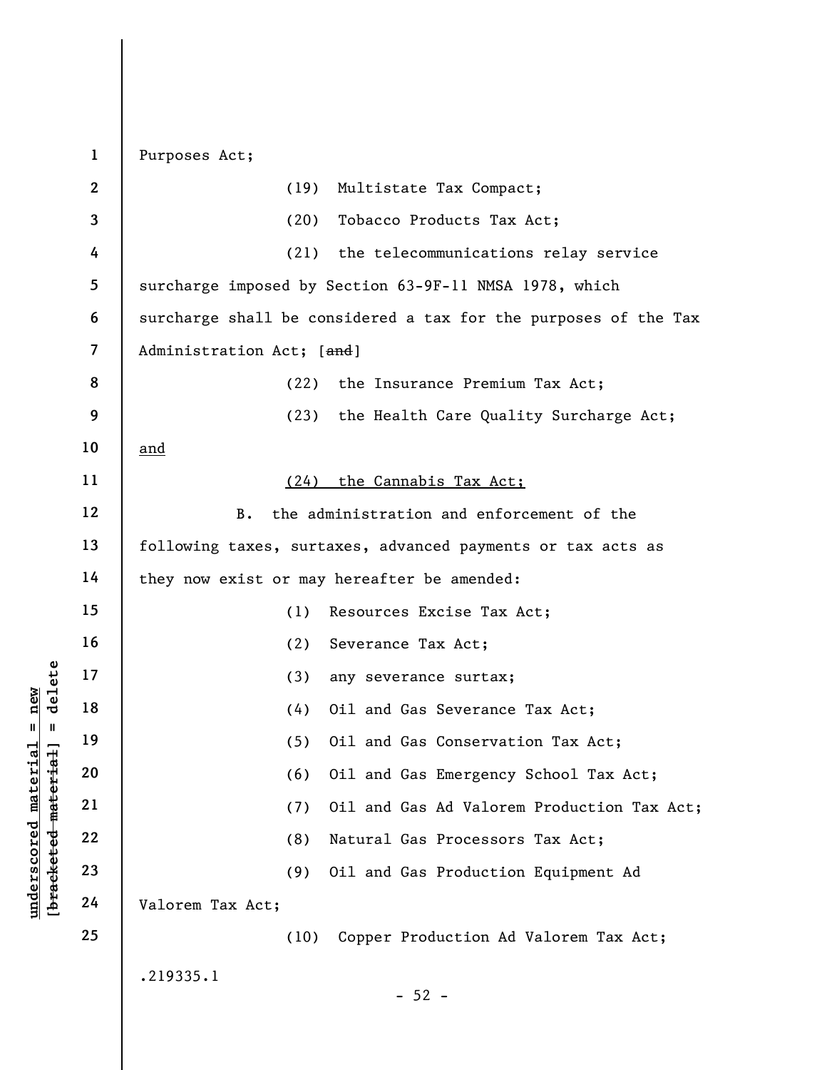Purposes Act;

(19) Multistate Tax Compact;

(20) Tobacco Products Tax Act;

(21) the telecommunications relay service surcharge imposed by Section 63-9F-11 NMSA 1978, which surcharge shall be considered a tax for the purposes of the Tax Administration Act; [~~and~~]

(22) the Insurance Premium Tax Act;

(23) the Health Care Quality Surcharge Act; <u>and</u>

<u>(24) the Cannabis Tax Act;</u>

B. the administration and enforcement of the following taxes, surtaxes, advanced payments or tax acts as they now exist or may hereafter be amended:

(1) Resources Excise Tax Act;

(2) Severance Tax Act;

(3) any severance surtax;

(4) Oil and Gas Severance Tax Act;

(5) Oil and Gas Conservation Tax Act;

(6) Oil and Gas Emergency School Tax Act;

(7) Oil and Gas Ad Valorem Production Tax Act;

(8) Natural Gas Processors Tax Act;

(9) Oil and Gas Production Equipment Ad Valorem Tax Act;

(10) Copper Production Ad Valorem Tax Act;

.219335.1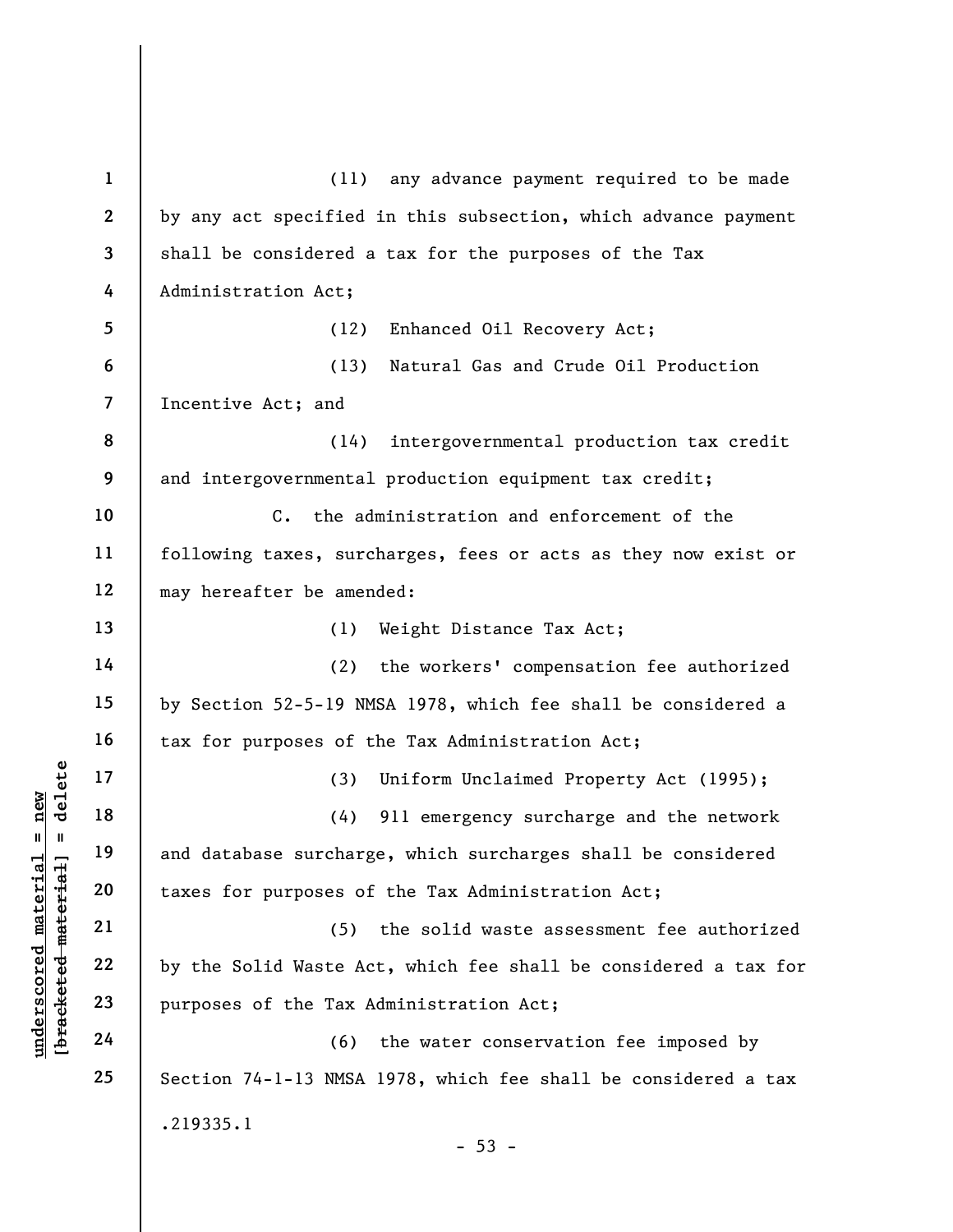(11) any advance payment required to be made by any act specified in this subsection, which advance payment shall be considered a tax for the purposes of the Tax Administration Act;

(12) Enhanced Oil Recovery Act;

(13) Natural Gas and Crude Oil Production Incentive Act; and

(14) intergovernmental production tax credit and intergovernmental production equipment tax credit;

C. the administration and enforcement of the following taxes, surcharges, fees or acts as they now exist or may hereafter be amended:

(1) Weight Distance Tax Act;

(2) the workers' compensation fee authorized by Section 52-5-19 NMSA 1978, which fee shall be considered a tax for purposes of the Tax Administration Act;

(3) Uniform Unclaimed Property Act (1995);

(4) 911 emergency surcharge and the network and database surcharge, which surcharges shall be considered taxes for purposes of the Tax Administration Act;

(5) the solid waste assessment fee authorized by the Solid Waste Act, which fee shall be considered a tax for purposes of the Tax Administration Act;

(6) the water conservation fee imposed by Section 74-1-13 NMSA 1978, which fee shall be considered a tax

.219335.1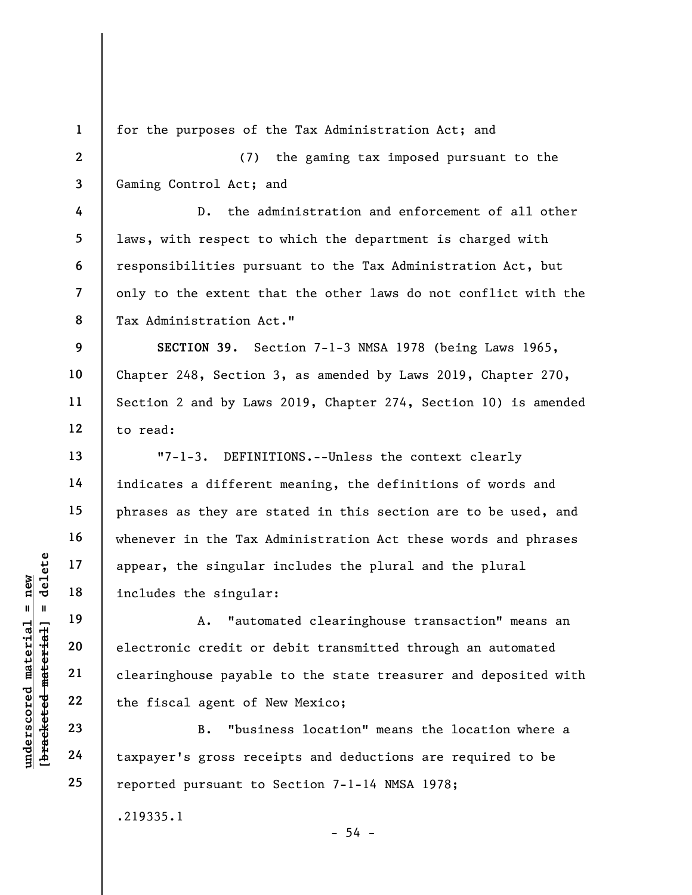for the purposes of the Tax Administration Act; and

(7) the gaming tax imposed pursuant to the Gaming Control Act; and

D. the administration and enforcement of all other laws, with respect to which the department is charged with responsibilities pursuant to the Tax Administration Act, but only to the extent that the other laws do not conflict with the Tax Administration Act."

**SECTION 39.** Section 7-1-3 NMSA 1978 (being Laws 1965, Chapter 248, Section 3, as amended by Laws 2019, Chapter 270, Section 2 and by Laws 2019, Chapter 274, Section 10) is amended to read:

"7-1-3. DEFINITIONS.--Unless the context clearly indicates a different meaning, the definitions of words and phrases as they are stated in this section are to be used, and whenever in the Tax Administration Act these words and phrases appear, the singular includes the plural and the plural includes the singular:

A. "automated clearinghouse transaction" means an electronic credit or debit transmitted through an automated clearinghouse payable to the state treasurer and deposited with the fiscal agent of New Mexico;

B. "business location" means the location where a taxpayer's gross receipts and deductions are required to be reported pursuant to Section 7-1-14 NMSA 1978;

.219335.1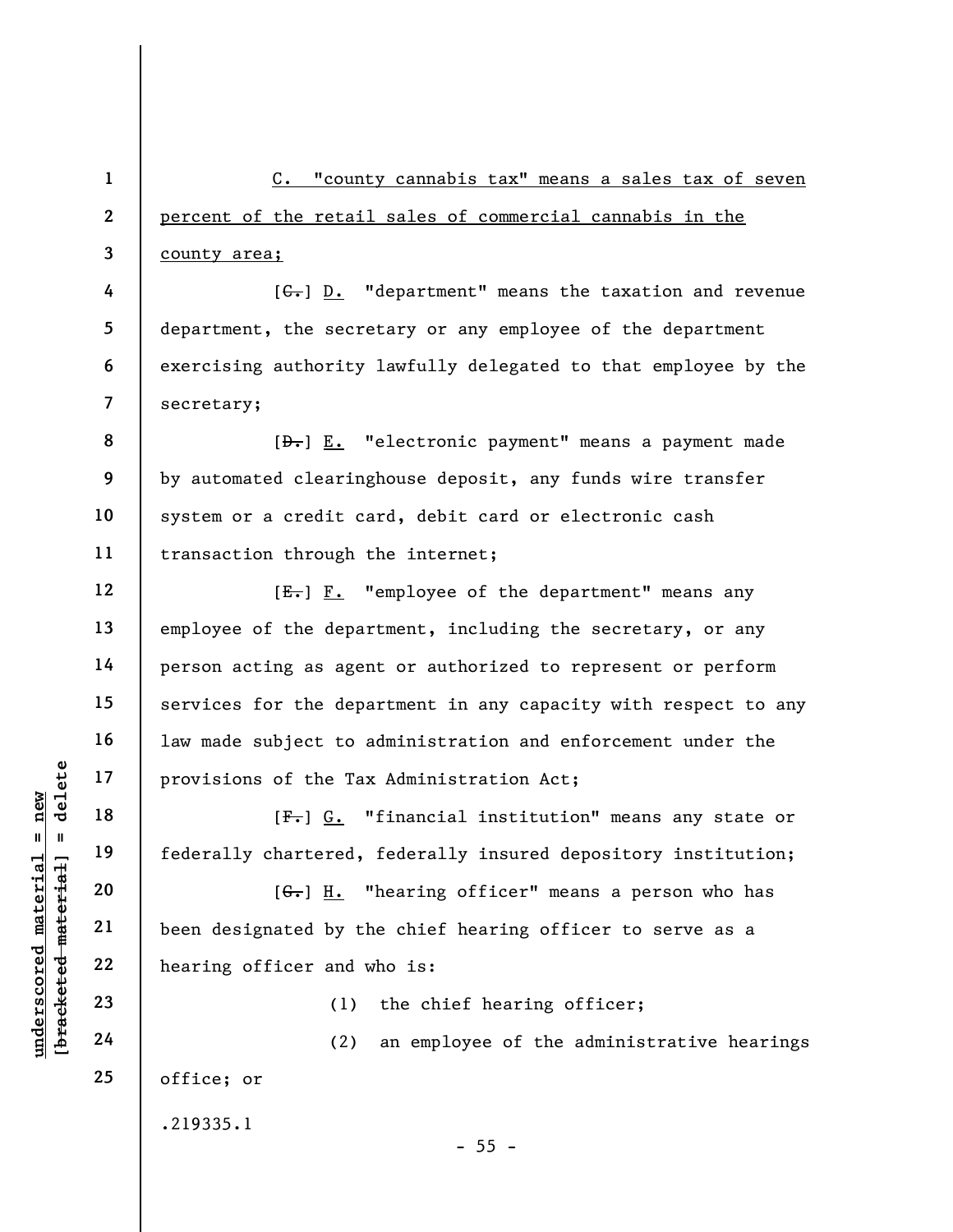C. "county cannabis tax" means a sales tax of seven percent of the retail sales of commercial cannabis in the county area;

[C.] D. "department" means the taxation and revenue department, the secretary or any employee of the department exercising authority lawfully delegated to that employee by the secretary;

[D.] E. "electronic payment" means a payment made by automated clearinghouse deposit, any funds wire transfer system or a credit card, debit card or electronic cash transaction through the internet;

[E.] F. "employee of the department" means any employee of the department, including the secretary, or any person acting as agent or authorized to represent or perform services for the department in any capacity with respect to any law made subject to administration and enforcement under the provisions of the Tax Administration Act;

[F.] G. "financial institution" means any state or federally chartered, federally insured depository institution;

[G.] H. "hearing officer" means a person who has been designated by the chief hearing officer to serve as a hearing officer and who is:

(1) the chief hearing officer;

(2) an employee of the administrative hearings office; or

.219335.1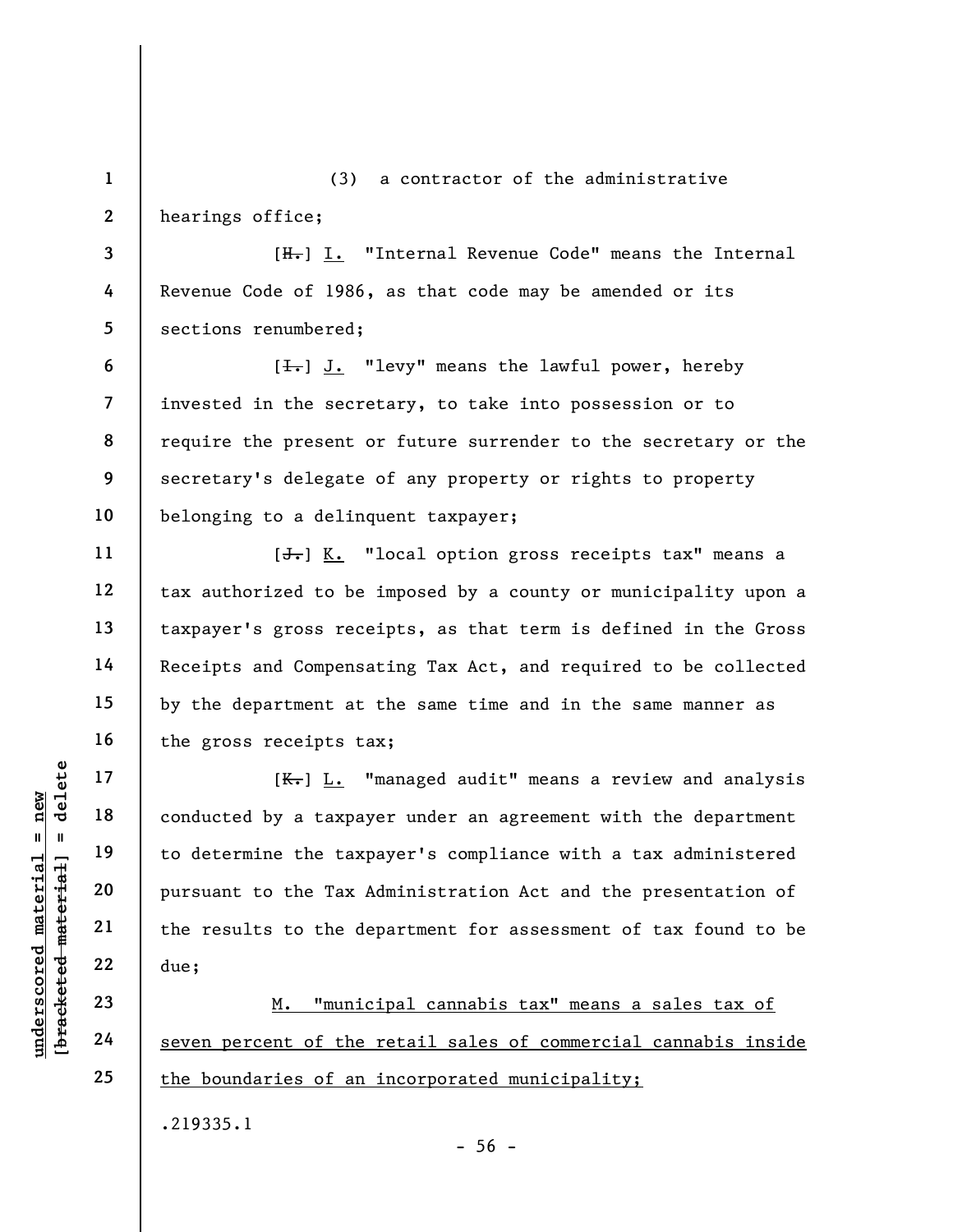(3) a contractor of the administrative hearings office;

[~~H.~~] <u>I.</u> "Internal Revenue Code" means the Internal Revenue Code of 1986, as that code may be amended or its sections renumbered;

[~~I.~~] <u>J.</u> "levy" means the lawful power, hereby invested in the secretary, to take into possession or to require the present or future surrender to the secretary or the secretary's delegate of any property or rights to property belonging to a delinquent taxpayer;

[~~J.~~] <u>K.</u> "local option gross receipts tax" means a tax authorized to be imposed by a county or municipality upon a taxpayer's gross receipts, as that term is defined in the Gross Receipts and Compensating Tax Act, and required to be collected by the department at the same time and in the same manner as the gross receipts tax;

[~~K.~~] <u>L.</u> "managed audit" means a review and analysis conducted by a taxpayer under an agreement with the department to determine the taxpayer's compliance with a tax administered pursuant to the Tax Administration Act and the presentation of the results to the department for assessment of tax found to be due;

<u>M. "municipal cannabis tax" means a sales tax of seven percent of the retail sales of commercial cannabis inside the boundaries of an incorporated municipality;</u>

.219335.1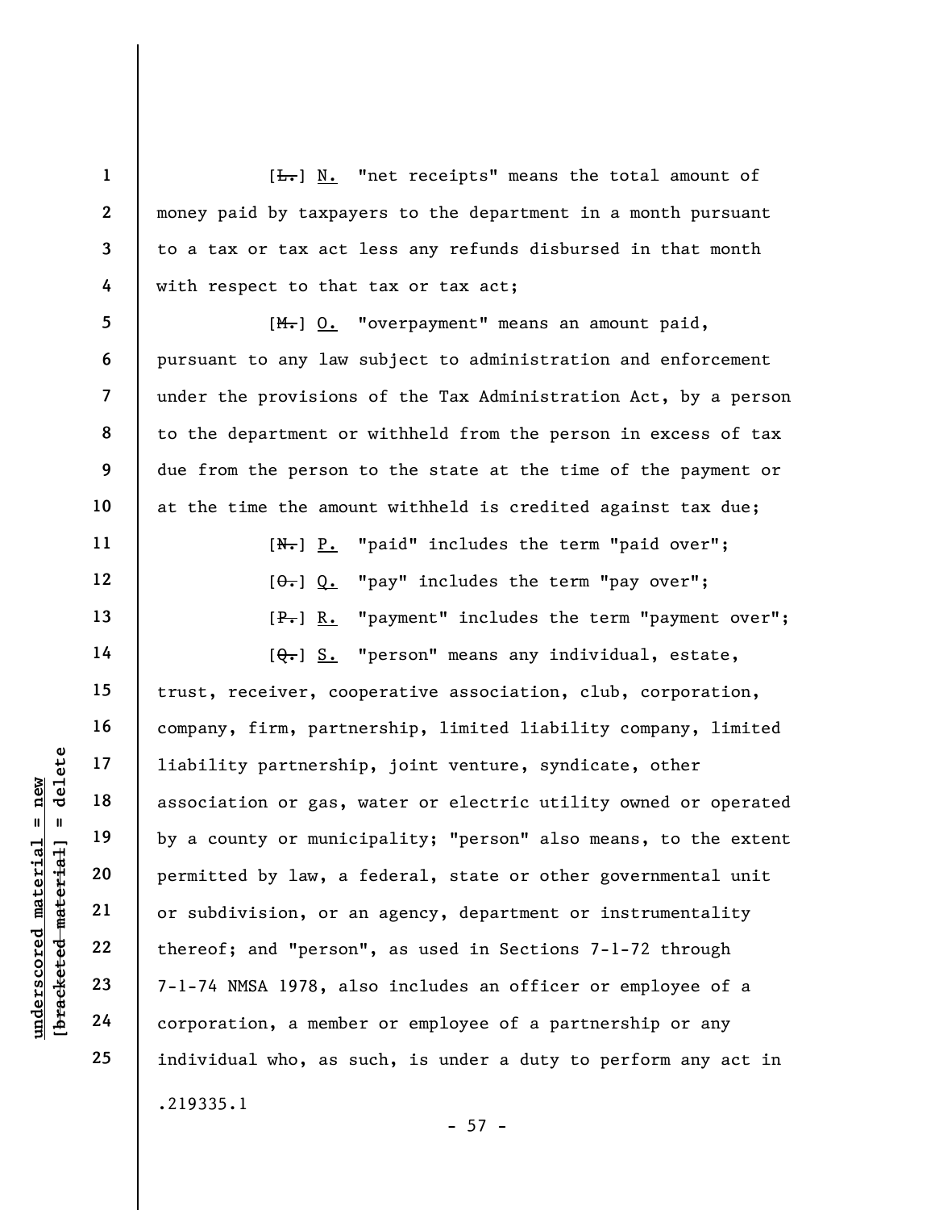[~~L.~~] N. "net receipts" means the total amount of money paid by taxpayers to the department in a month pursuant to a tax or tax act less any refunds disbursed in that month with respect to that tax or tax act;

[~~M.~~] O. "overpayment" means an amount paid, pursuant to any law subject to administration and enforcement under the provisions of the Tax Administration Act, by a person to the department or withheld from the person in excess of tax due from the person to the state at the time of the payment or at the time the amount withheld is credited against tax due;

[~~N.~~] P. "paid" includes the term "paid over";

[~~O.~~] Q. "pay" includes the term "pay over";

[~~P.~~] R. "payment" includes the term "payment over";

[~~Q.~~] S. "person" means any individual, estate, trust, receiver, cooperative association, club, corporation, company, firm, partnership, limited liability company, limited liability partnership, joint venture, syndicate, other association or gas, water or electric utility owned or operated by a county or municipality; "person" also means, to the extent permitted by law, a federal, state or other governmental unit or subdivision, or an agency, department or instrumentality thereof; and "person", as used in Sections 7-1-72 through 7-1-74 NMSA 1978, also includes an officer or employee of a corporation, a member or employee of a partnership or any individual who, as such, is under a duty to perform any act in

.219335.1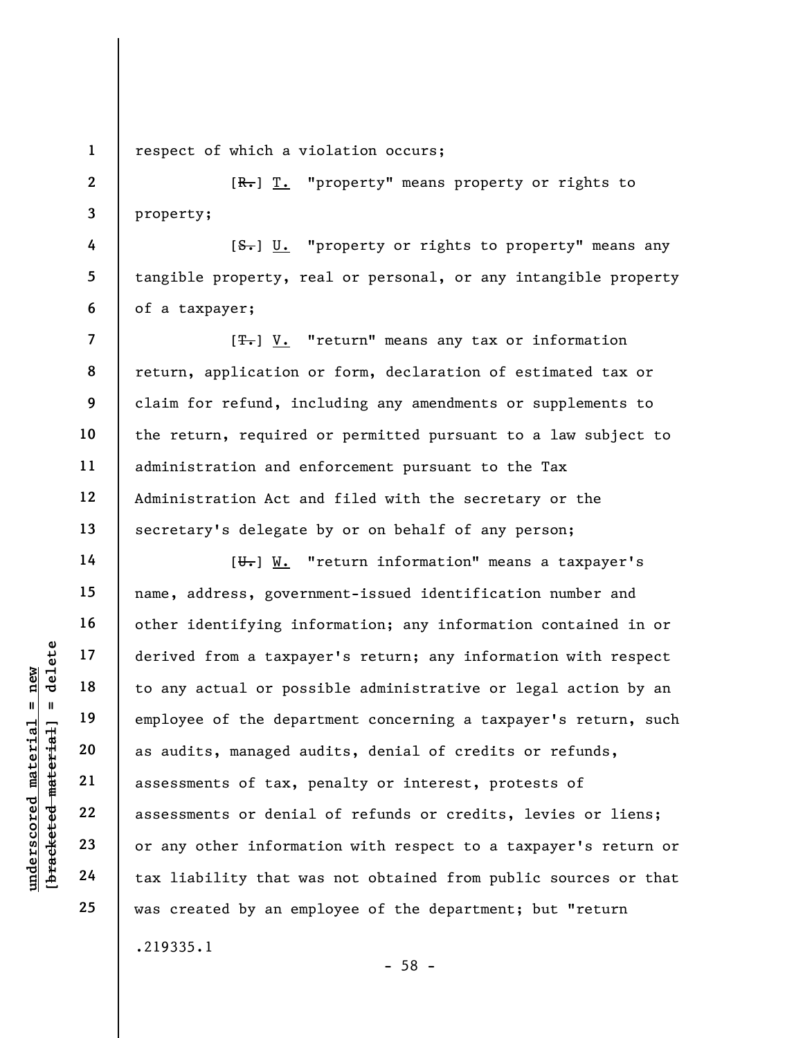respect of which a violation occurs;

[~~R.~~] T. "property" means property or rights to property;

[~~S.~~] U. "property or rights to property" means any tangible property, real or personal, or any intangible property of a taxpayer;

[~~T.~~] V. "return" means any tax or information return, application or form, declaration of estimated tax or claim for refund, including any amendments or supplements to the return, required or permitted pursuant to a law subject to administration and enforcement pursuant to the Tax Administration Act and filed with the secretary or the secretary's delegate by or on behalf of any person;

[~~U.~~] W. "return information" means a taxpayer's name, address, government-issued identification number and other identifying information; any information contained in or derived from a taxpayer's return; any information with respect to any actual or possible administrative or legal action by an employee of the department concerning a taxpayer's return, such as audits, managed audits, denial of credits or refunds, assessments of tax, penalty or interest, protests of assessments or denial of refunds or credits, levies or liens; or any other information with respect to a taxpayer's return or tax liability that was not obtained from public sources or that was created by an employee of the department; but "return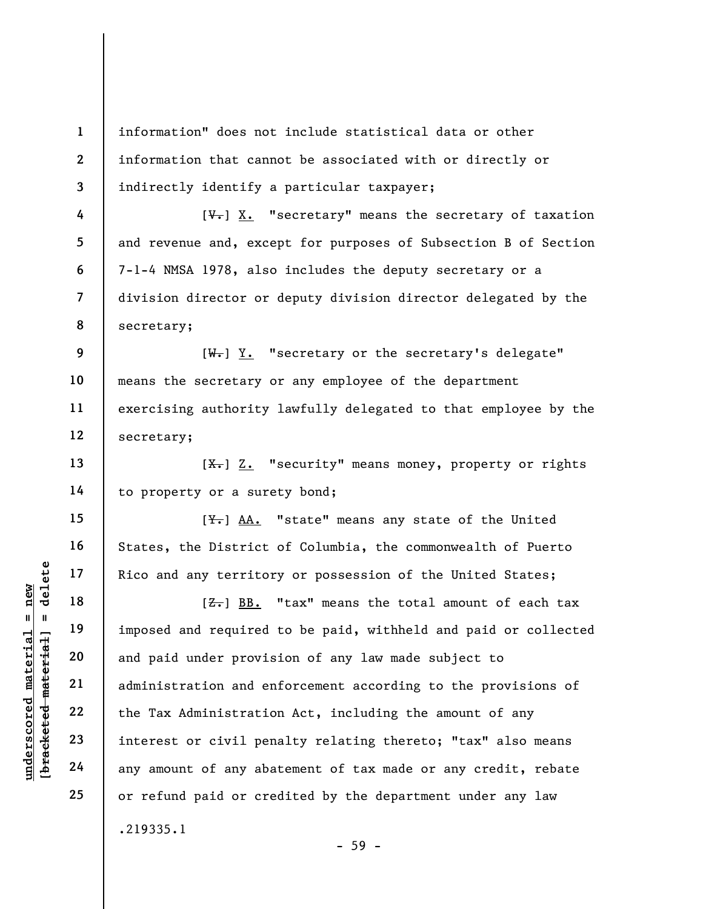information" does not include statistical data or other information that cannot be associated with or directly or indirectly identify a particular taxpayer;

[~~V.~~] X. "secretary" means the secretary of taxation and revenue and, except for purposes of Subsection B of Section 7-1-4 NMSA 1978, also includes the deputy secretary or a division director or deputy division director delegated by the secretary;

[~~W.~~] Y. "secretary or the secretary's delegate" means the secretary or any employee of the department exercising authority lawfully delegated to that employee by the secretary;

[~~X.~~] Z. "security" means money, property or rights to property or a surety bond;

[~~Y.~~] AA. "state" means any state of the United States, the District of Columbia, the commonwealth of Puerto Rico and any territory or possession of the United States;

[~~Z.~~] BB. "tax" means the total amount of each tax imposed and required to be paid, withheld and paid or collected and paid under provision of any law made subject to administration and enforcement according to the provisions of the Tax Administration Act, including the amount of any interest or civil penalty relating thereto; "tax" also means any amount of any abatement of tax made or any credit, rebate or refund paid or credited by the department under any law

.219335.1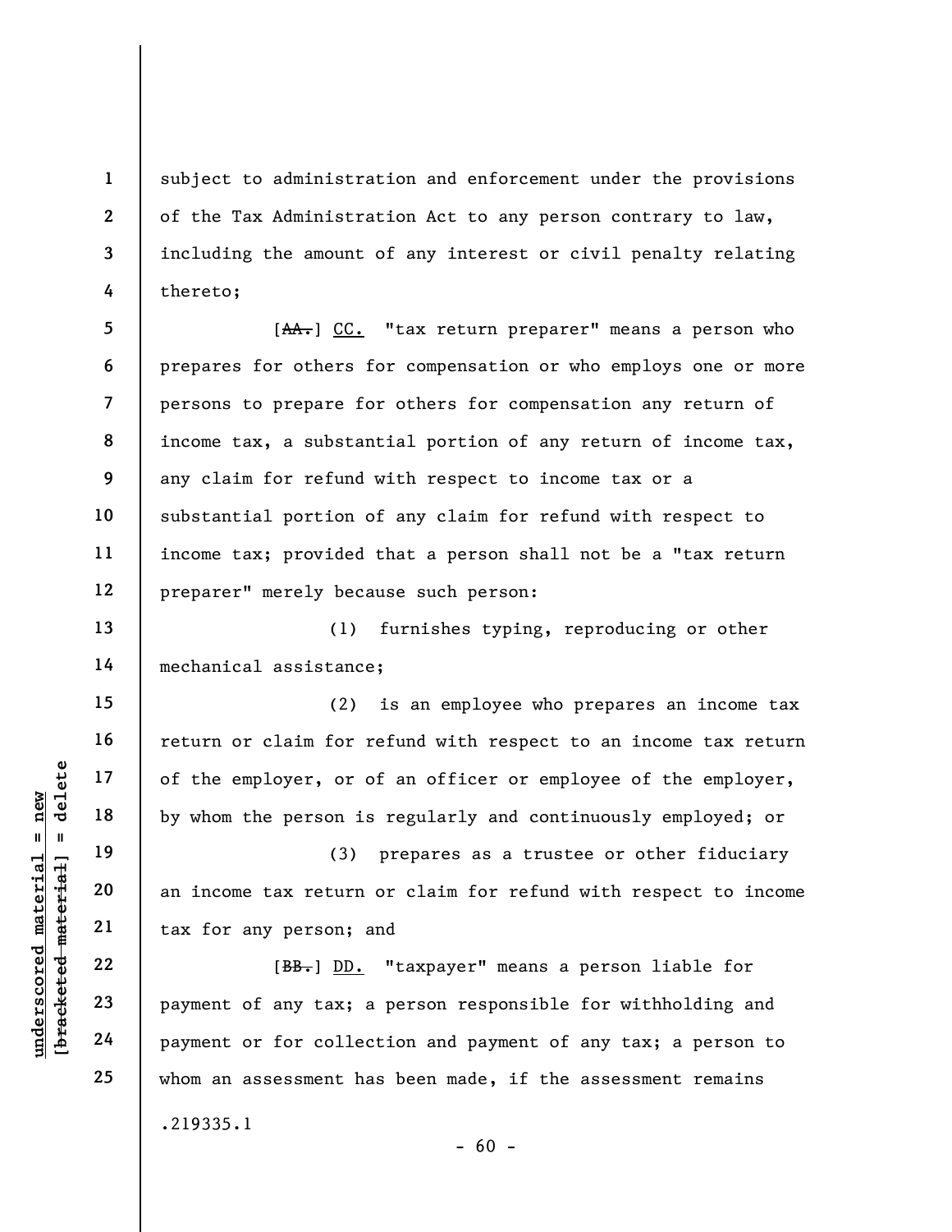subject to administration and enforcement under the provisions of the Tax Administration Act to any person contrary to law, including the amount of any interest or civil penalty relating thereto;

[~~AA.~~] CC. "tax return preparer" means a person who prepares for others for compensation or who employs one or more persons to prepare for others for compensation any return of income tax, a substantial portion of any return of income tax, any claim for refund with respect to income tax or a substantial portion of any claim for refund with respect to income tax; provided that a person shall not be a "tax return preparer" merely because such person:

(1) furnishes typing, reproducing or other mechanical assistance;

(2) is an employee who prepares an income tax return or claim for refund with respect to an income tax return of the employer, or of an officer or employee of the employer, by whom the person is regularly and continuously employed; or

(3) prepares as a trustee or other fiduciary an income tax return or claim for refund with respect to income tax for any person; and

[~~BB.~~] DD. "taxpayer" means a person liable for payment of any tax; a person responsible for withholding and payment or for collection and payment of any tax; a person to whom an assessment has been made, if the assessment remains

.219335.1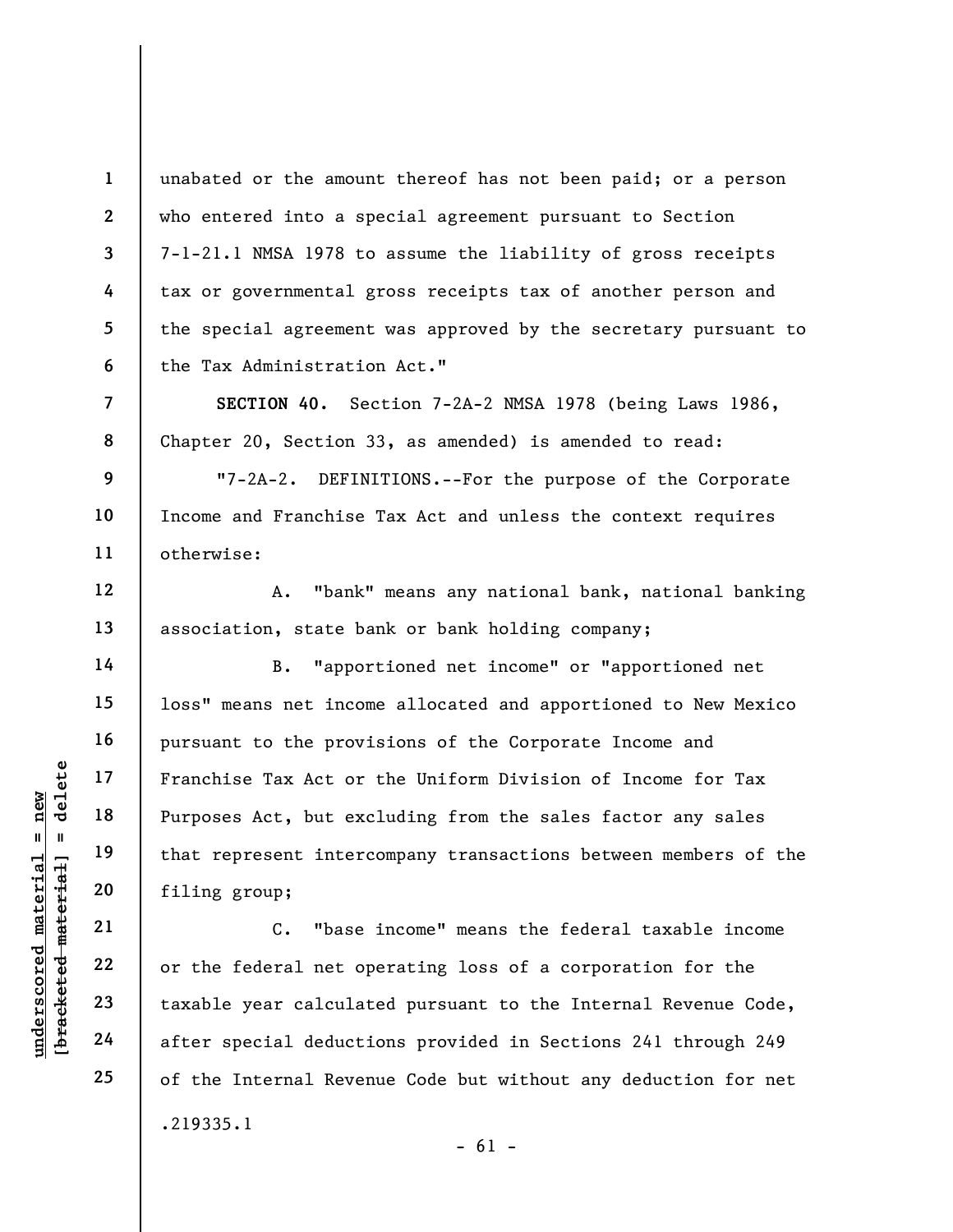unabated or the amount thereof has not been paid; or a person who entered into a special agreement pursuant to Section 7-1-21.1 NMSA 1978 to assume the liability of gross receipts tax or governmental gross receipts tax of another person and the special agreement was approved by the secretary pursuant to the Tax Administration Act."

**SECTION 40.** Section 7-2A-2 NMSA 1978 (being Laws 1986, Chapter 20, Section 33, as amended) is amended to read:

"7-2A-2. DEFINITIONS.--For the purpose of the Corporate Income and Franchise Tax Act and unless the context requires otherwise:

A. "bank" means any national bank, national banking association, state bank or bank holding company;

B. "apportioned net income" or "apportioned net loss" means net income allocated and apportioned to New Mexico pursuant to the provisions of the Corporate Income and Franchise Tax Act or the Uniform Division of Income for Tax Purposes Act, but excluding from the sales factor any sales that represent intercompany transactions between members of the filing group;

C. "base income" means the federal taxable income or the federal net operating loss of a corporation for the taxable year calculated pursuant to the Internal Revenue Code, after special deductions provided in Sections 241 through 249 of the Internal Revenue Code but without any deduction for net

.219335.1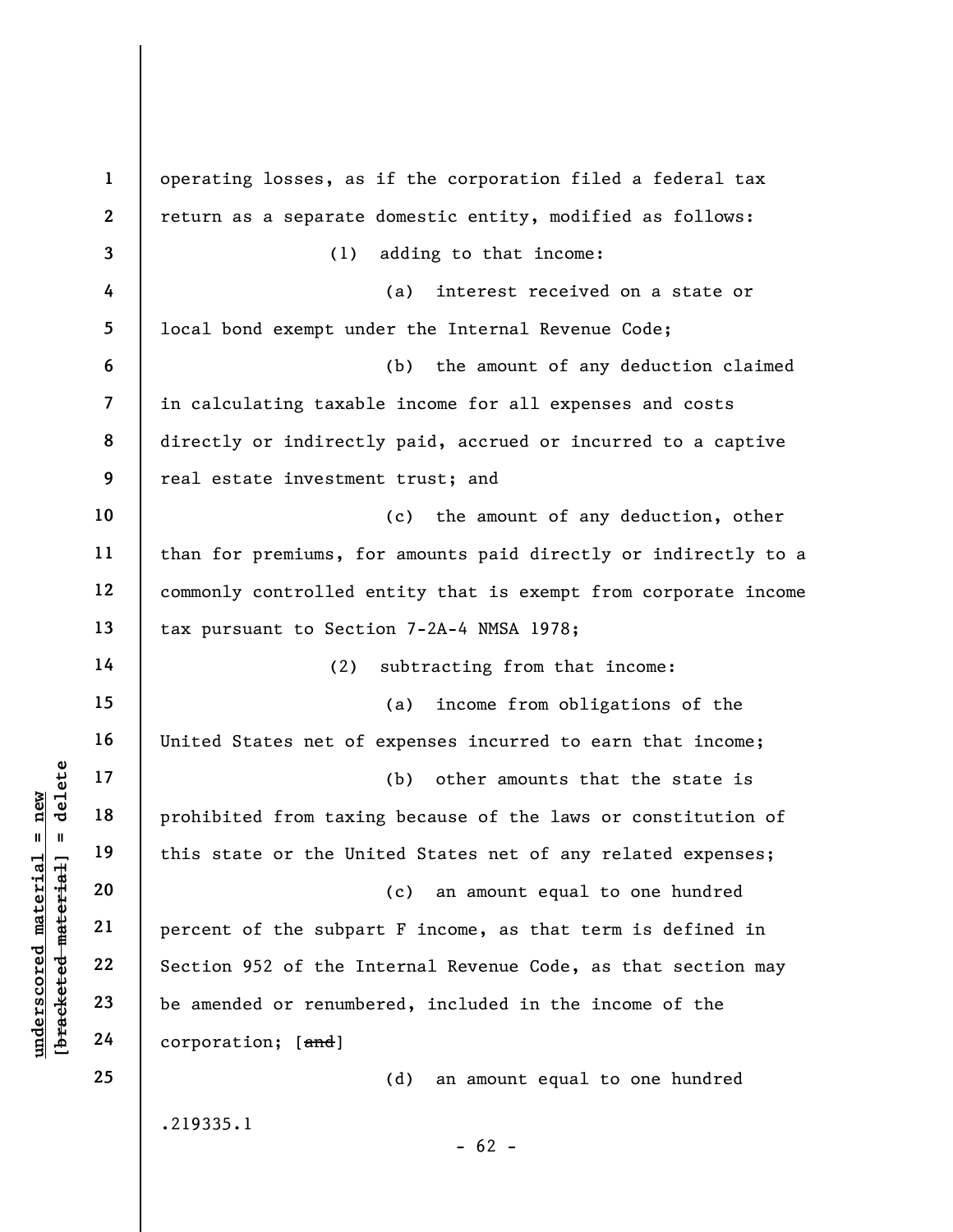operating losses, as if the corporation filed a federal tax return as a separate domestic entity, modified as follows:

(1) adding to that income:

(a) interest received on a state or local bond exempt under the Internal Revenue Code;

(b) the amount of any deduction claimed in calculating taxable income for all expenses and costs directly or indirectly paid, accrued or incurred to a captive real estate investment trust; and

(c) the amount of any deduction, other than for premiums, for amounts paid directly or indirectly to a commonly controlled entity that is exempt from corporate income tax pursuant to Section 7-2A-4 NMSA 1978;

(2) subtracting from that income:

(a) income from obligations of the United States net of expenses incurred to earn that income;

(b) other amounts that the state is prohibited from taxing because of the laws or constitution of this state or the United States net of any related expenses;

(c) an amount equal to one hundred percent of the subpart F income, as that term is defined in Section 952 of the Internal Revenue Code, as that section may be amended or renumbered, included in the income of the corporation; [~~and~~]

(d) an amount equal to one hundred

.219335.1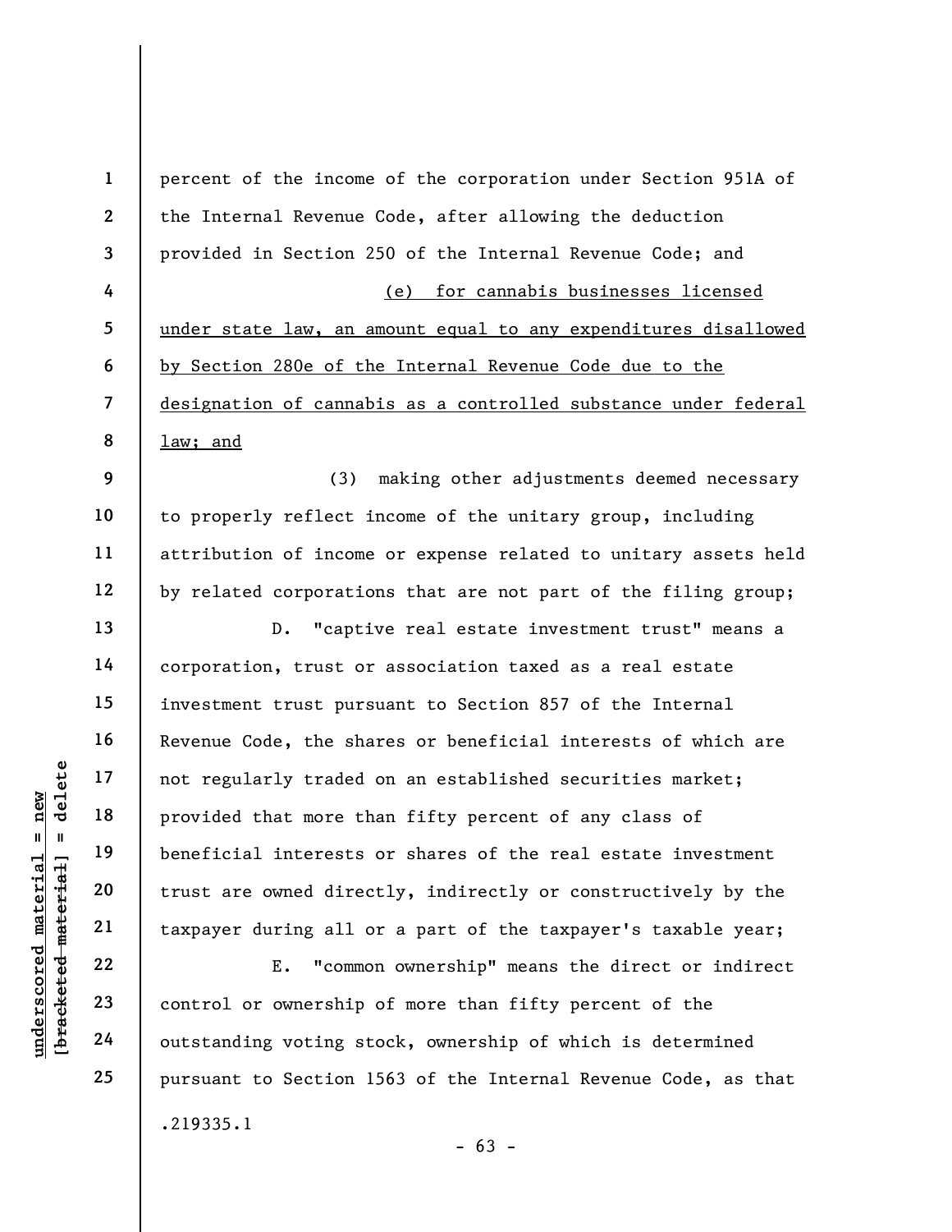percent of the income of the corporation under Section 951A of the Internal Revenue Code, after allowing the deduction provided in Section 250 of the Internal Revenue Code; and

<u>(e) for cannabis businesses licensed under state law, an amount equal to any expenditures disallowed by Section 280e of the Internal Revenue Code due to the designation of cannabis as a controlled substance under federal law; and</u>

(3) making other adjustments deemed necessary to properly reflect income of the unitary group, including attribution of income or expense related to unitary assets held by related corporations that are not part of the filing group;

D. "captive real estate investment trust" means a corporation, trust or association taxed as a real estate investment trust pursuant to Section 857 of the Internal Revenue Code, the shares or beneficial interests of which are not regularly traded on an established securities market; provided that more than fifty percent of any class of beneficial interests or shares of the real estate investment trust are owned directly, indirectly or constructively by the taxpayer during all or a part of the taxpayer's taxable year;

E. "common ownership" means the direct or indirect control or ownership of more than fifty percent of the outstanding voting stock, ownership of which is determined pursuant to Section 1563 of the Internal Revenue Code, as that

.219335.1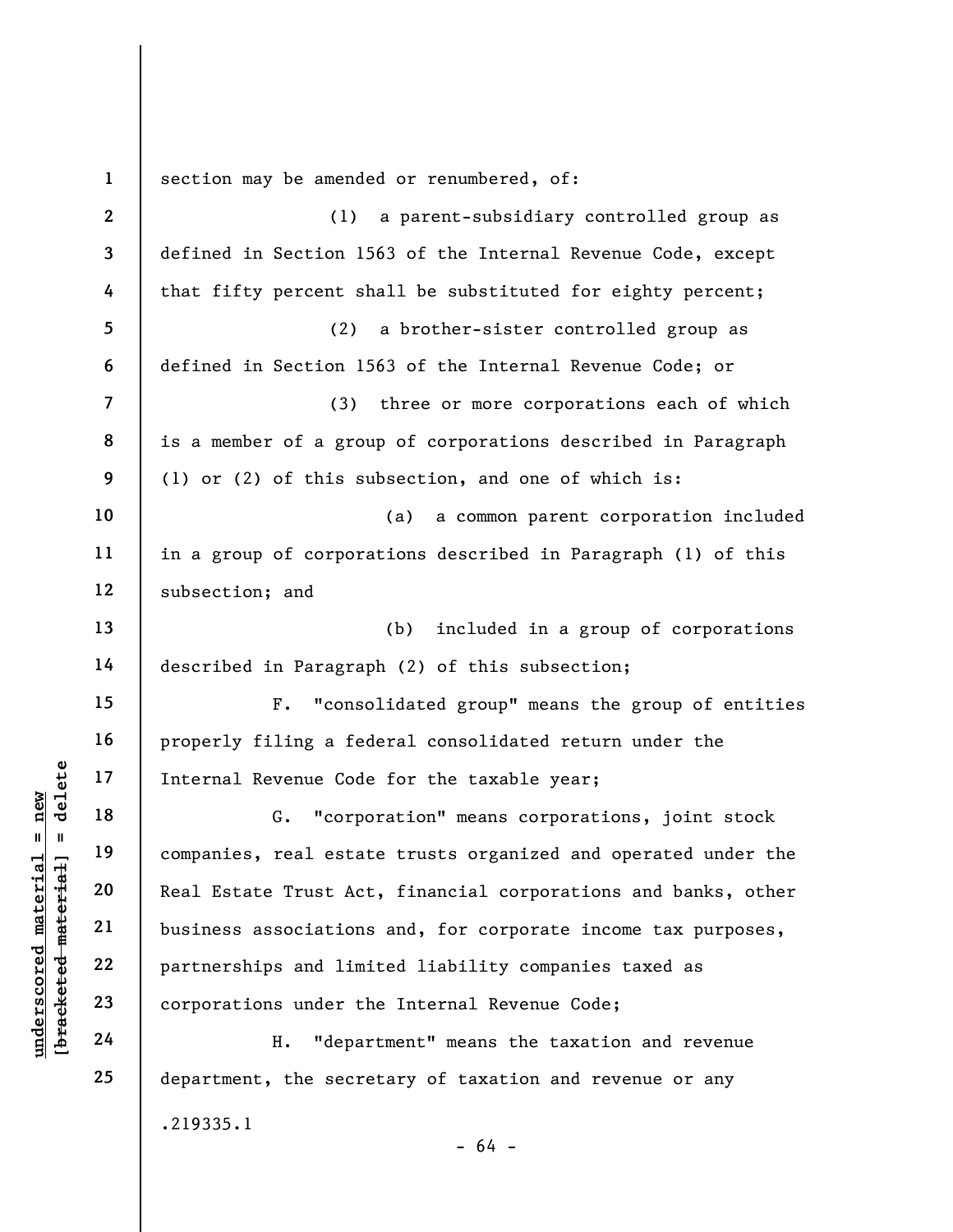section may be amended or renumbered, of:

(1) a parent-subsidiary controlled group as defined in Section 1563 of the Internal Revenue Code, except that fifty percent shall be substituted for eighty percent;

(2) a brother-sister controlled group as defined in Section 1563 of the Internal Revenue Code; or

(3) three or more corporations each of which is a member of a group of corporations described in Paragraph (1) or (2) of this subsection, and one of which is:

(a) a common parent corporation included in a group of corporations described in Paragraph (1) of this subsection; and

(b) included in a group of corporations described in Paragraph (2) of this subsection;

F. "consolidated group" means the group of entities properly filing a federal consolidated return under the Internal Revenue Code for the taxable year;

G. "corporation" means corporations, joint stock companies, real estate trusts organized and operated under the Real Estate Trust Act, financial corporations and banks, other business associations and, for corporate income tax purposes, partnerships and limited liability companies taxed as corporations under the Internal Revenue Code;

H. "department" means the taxation and revenue department, the secretary of taxation and revenue or any

.219335.1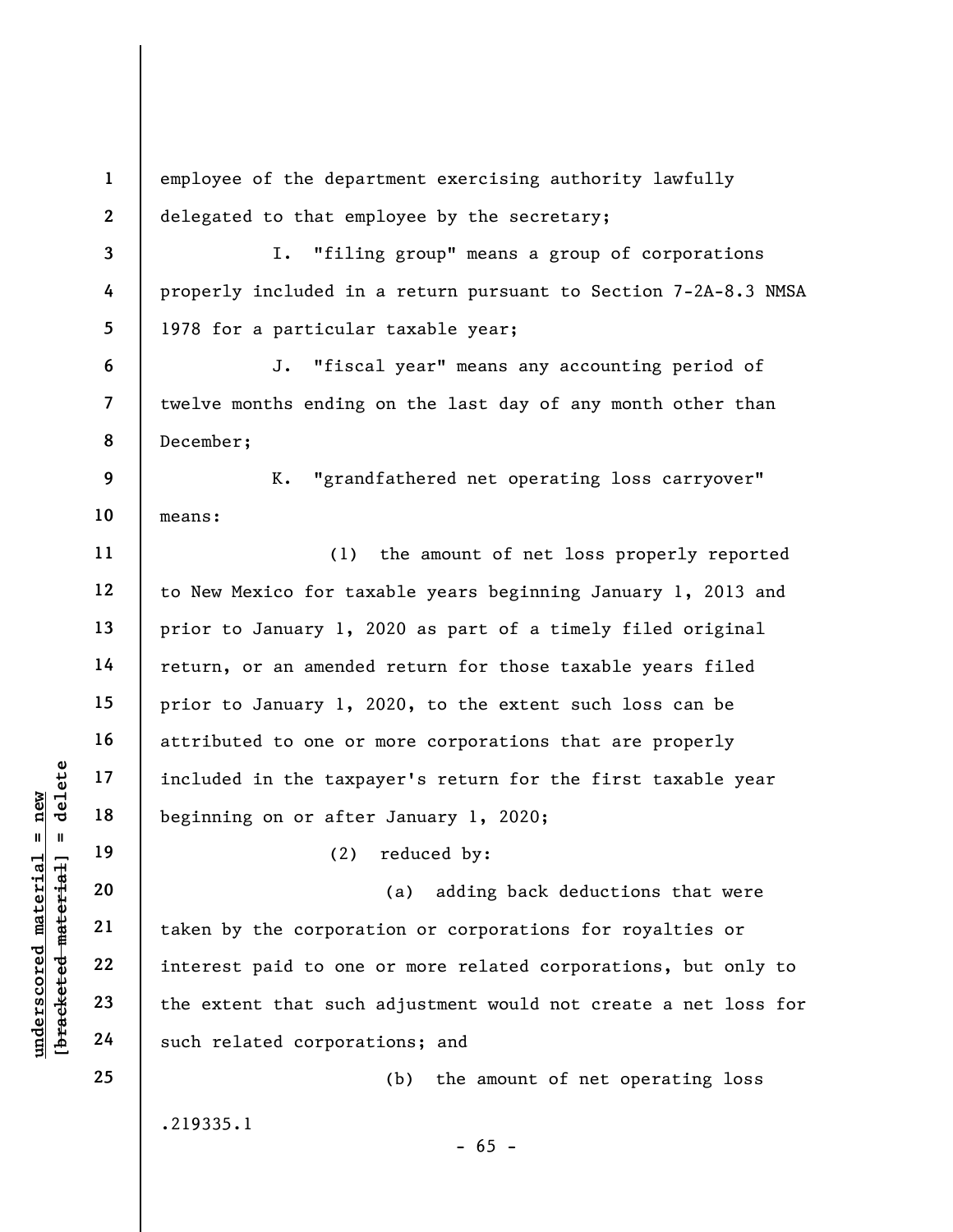employee of the department exercising authority lawfully delegated to that employee by the secretary;

I. "filing group" means a group of corporations properly included in a return pursuant to Section 7-2A-8.3 NMSA 1978 for a particular taxable year;

J. "fiscal year" means any accounting period of twelve months ending on the last day of any month other than December;

K. "grandfathered net operating loss carryover" means:

(1) the amount of net loss properly reported to New Mexico for taxable years beginning January 1, 2013 and prior to January 1, 2020 as part of a timely filed original return, or an amended return for those taxable years filed prior to January 1, 2020, to the extent such loss can be attributed to one or more corporations that are properly included in the taxpayer's return for the first taxable year beginning on or after January 1, 2020;

(2) reduced by:

(a) adding back deductions that were taken by the corporation or corporations for royalties or interest paid to one or more related corporations, but only to the extent that such adjustment would not create a net loss for such related corporations; and

(b) the amount of net operating loss

.219335.1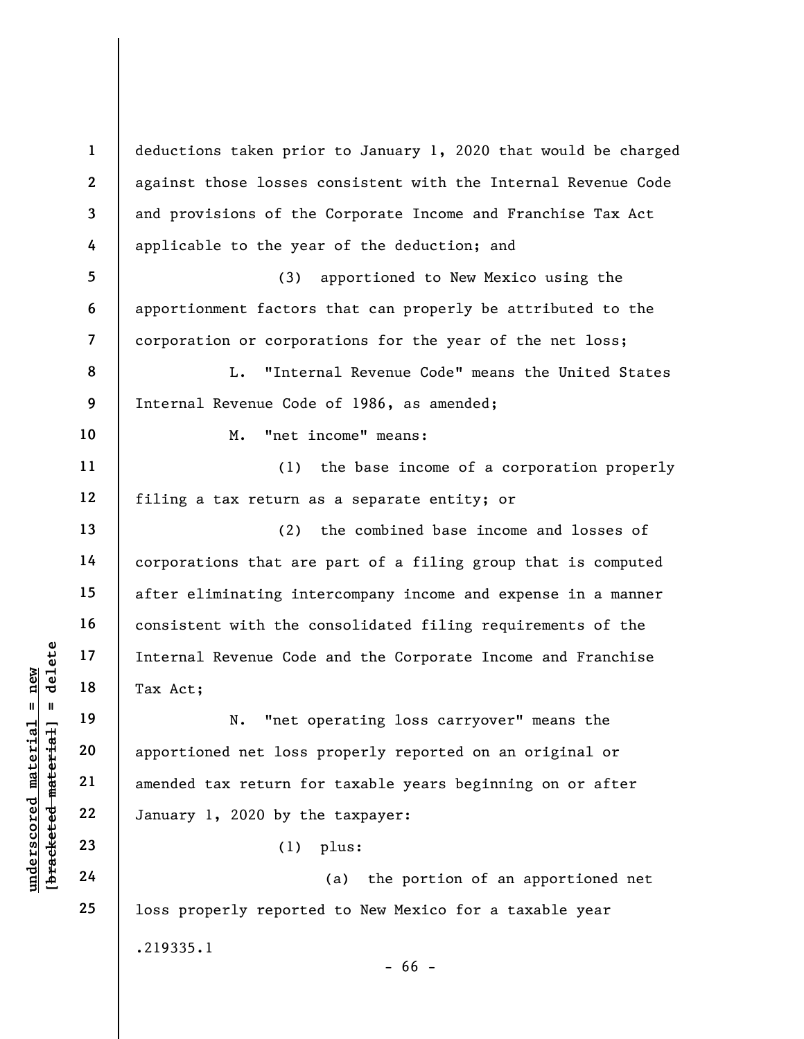deductions taken prior to January 1, 2020 that would be charged against those losses consistent with the Internal Revenue Code and provisions of the Corporate Income and Franchise Tax Act applicable to the year of the deduction; and

(3) apportioned to New Mexico using the apportionment factors that can properly be attributed to the corporation or corporations for the year of the net loss;

L. "Internal Revenue Code" means the United States Internal Revenue Code of 1986, as amended;

M. "net income" means:

(1) the base income of a corporation properly filing a tax return as a separate entity; or

(2) the combined base income and losses of corporations that are part of a filing group that is computed after eliminating intercompany income and expense in a manner consistent with the consolidated filing requirements of the Internal Revenue Code and the Corporate Income and Franchise Tax Act;

N. "net operating loss carryover" means the apportioned net loss properly reported on an original or amended tax return for taxable years beginning on or after January 1, 2020 by the taxpayer:

(1) plus:

(a) the portion of an apportioned net loss properly reported to New Mexico for a taxable year

.219335.1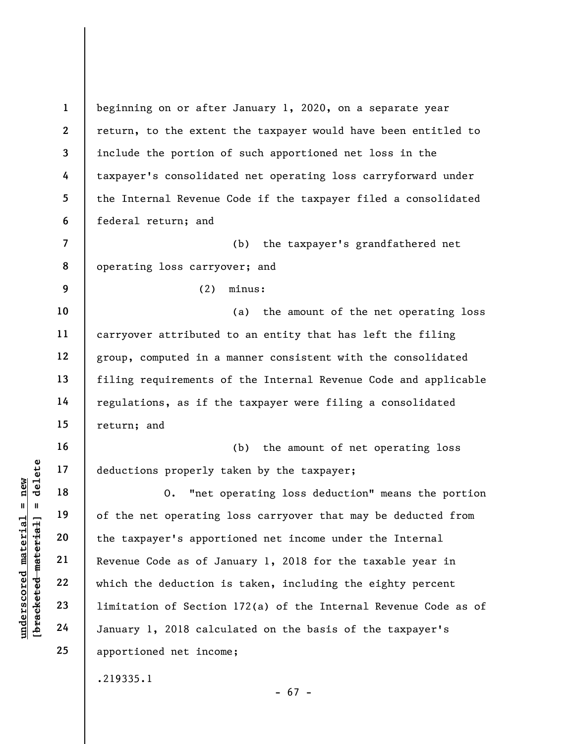beginning on or after January 1, 2020, on a separate year return, to the extent the taxpayer would have been entitled to include the portion of such apportioned net loss in the taxpayer's consolidated net operating loss carryforward under the Internal Revenue Code if the taxpayer filed a consolidated federal return; and

(b) the taxpayer's grandfathered net operating loss carryover; and

(2) minus:

(a) the amount of the net operating loss carryover attributed to an entity that has left the filing group, computed in a manner consistent with the consolidated filing requirements of the Internal Revenue Code and applicable regulations, as if the taxpayer were filing a consolidated return; and

(b) the amount of net operating loss deductions properly taken by the taxpayer;

O. "net operating loss deduction" means the portion of the net operating loss carryover that may be deducted from the taxpayer's apportioned net income under the Internal Revenue Code as of January 1, 2018 for the taxable year in which the deduction is taken, including the eighty percent limitation of Section 172(a) of the Internal Revenue Code as of January 1, 2018 calculated on the basis of the taxpayer's apportioned net income;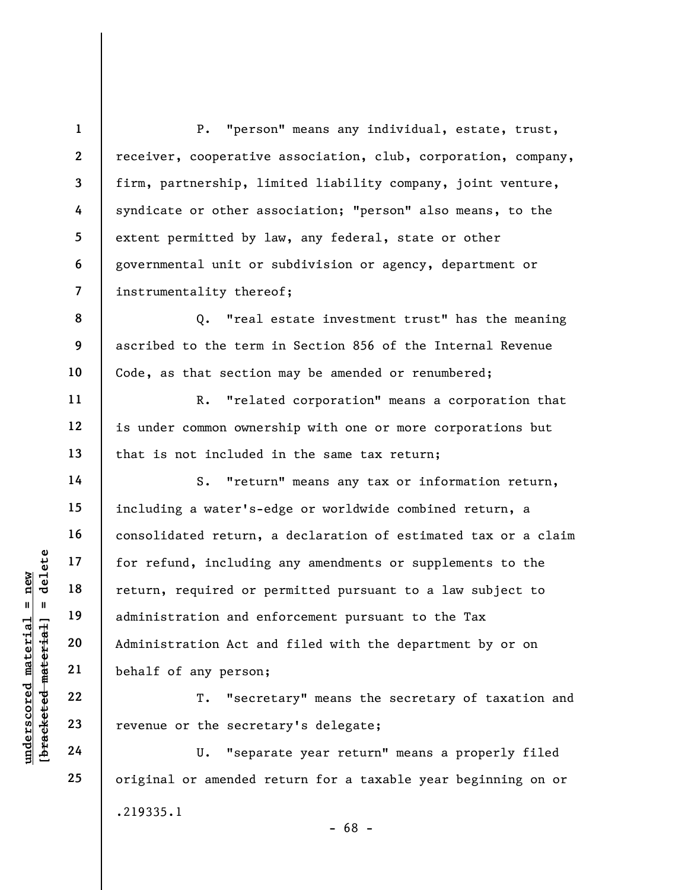P. "person" means any individual, estate, trust, receiver, cooperative association, club, corporation, company, firm, partnership, limited liability company, joint venture, syndicate or other association; "person" also means, to the extent permitted by law, any federal, state or other governmental unit or subdivision or agency, department or instrumentality thereof;

Q. "real estate investment trust" has the meaning ascribed to the term in Section 856 of the Internal Revenue Code, as that section may be amended or renumbered;

R. "related corporation" means a corporation that is under common ownership with one or more corporations but that is not included in the same tax return;

S. "return" means any tax or information return, including a water's-edge or worldwide combined return, a consolidated return, a declaration of estimated tax or a claim for refund, including any amendments or supplements to the return, required or permitted pursuant to a law subject to administration and enforcement pursuant to the Tax Administration Act and filed with the department by or on behalf of any person;

T. "secretary" means the secretary of taxation and revenue or the secretary's delegate;

U. "separate year return" means a properly filed original or amended return for a taxable year beginning on or

.219335.1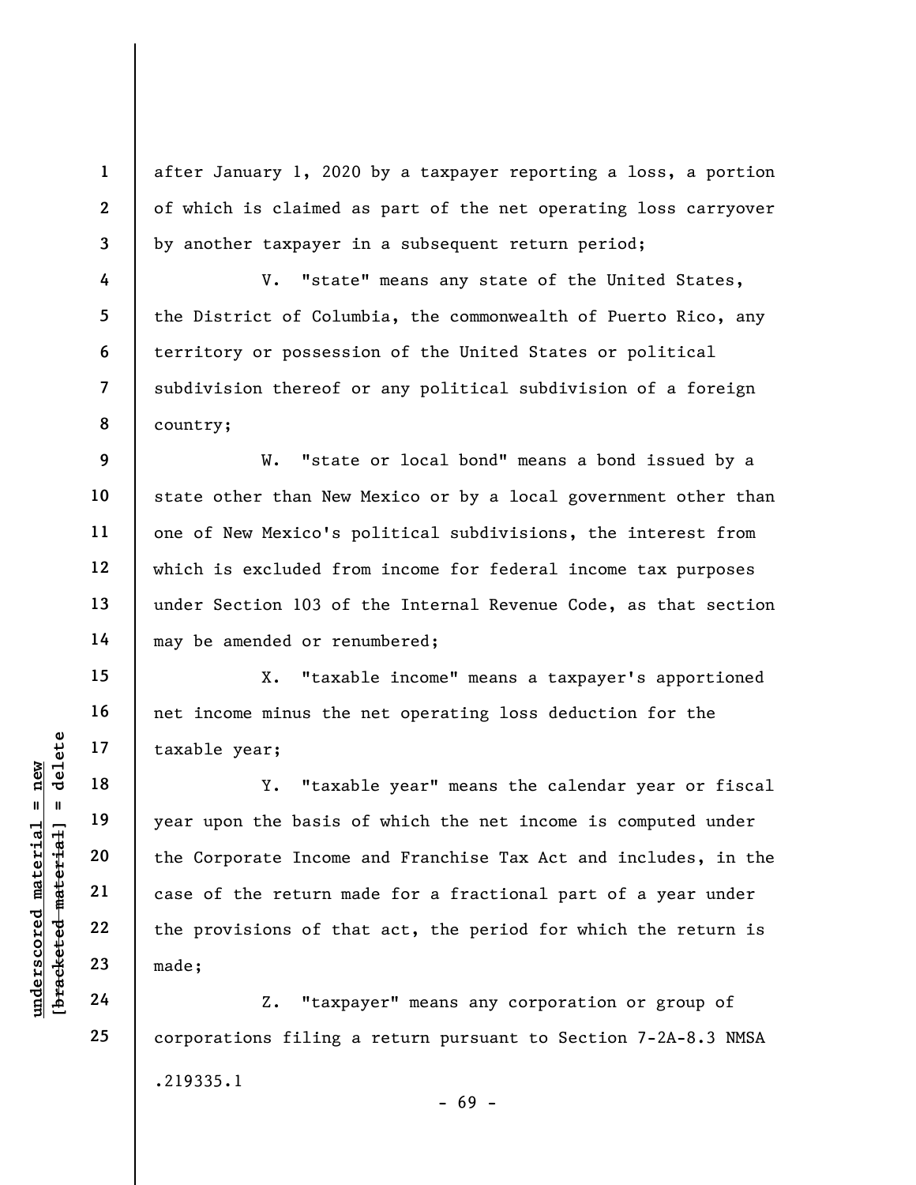after January 1, 2020 by a taxpayer reporting a loss, a portion of which is claimed as part of the net operating loss carryover by another taxpayer in a subsequent return period;

V. "state" means any state of the United States, the District of Columbia, the commonwealth of Puerto Rico, any territory or possession of the United States or political subdivision thereof or any political subdivision of a foreign country;

W. "state or local bond" means a bond issued by a state other than New Mexico or by a local government other than one of New Mexico's political subdivisions, the interest from which is excluded from income for federal income tax purposes under Section 103 of the Internal Revenue Code, as that section may be amended or renumbered;

X. "taxable income" means a taxpayer's apportioned net income minus the net operating loss deduction for the taxable year;

Y. "taxable year" means the calendar year or fiscal year upon the basis of which the net income is computed under the Corporate Income and Franchise Tax Act and includes, in the case of the return made for a fractional part of a year under the provisions of that act, the period for which the return is made;

Z. "taxpayer" means any corporation or group of corporations filing a return pursuant to Section 7-2A-8.3 NMSA

.219335.1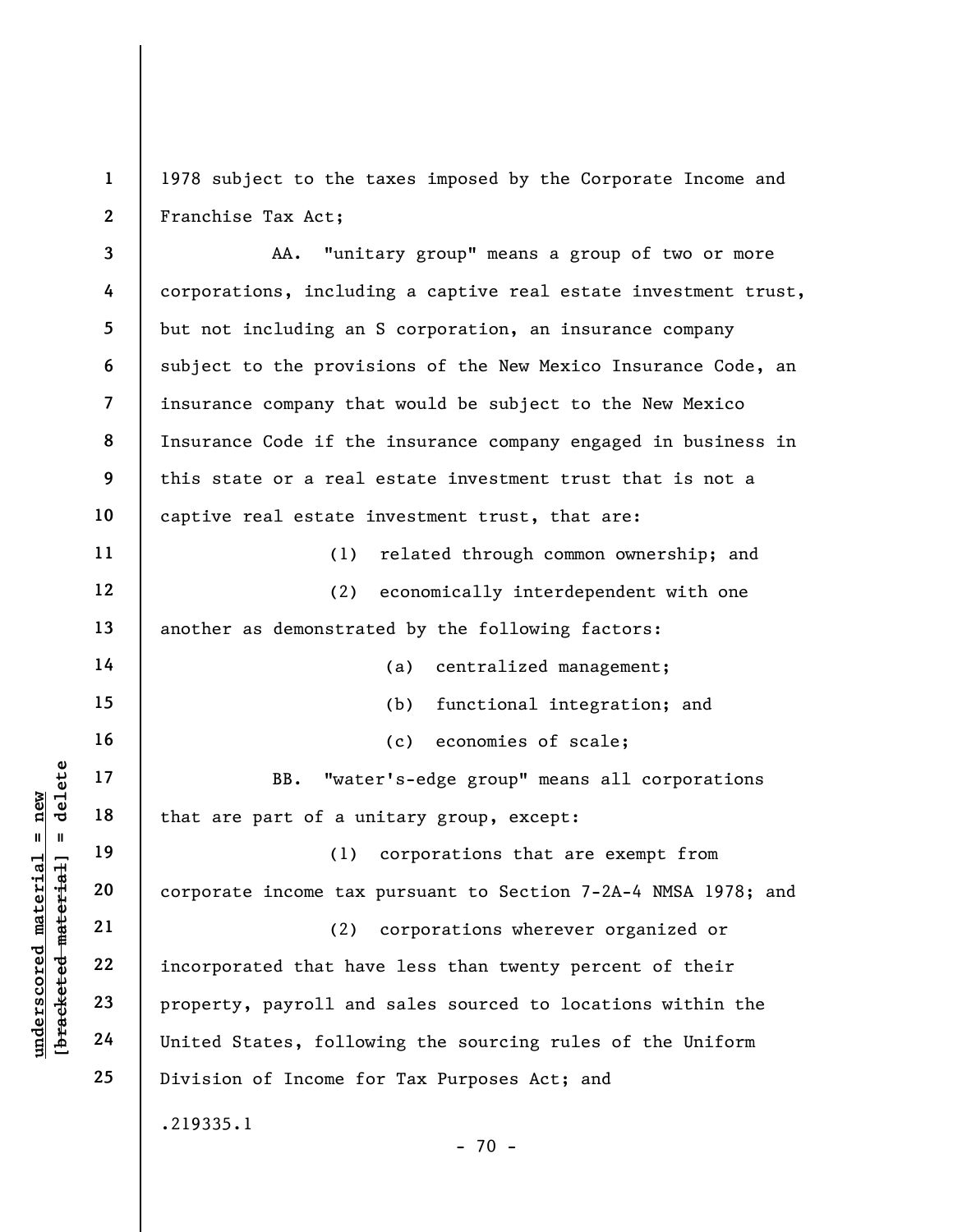1978 subject to the taxes imposed by the Corporate Income and Franchise Tax Act;

AA. "unitary group" means a group of two or more corporations, including a captive real estate investment trust, but not including an S corporation, an insurance company subject to the provisions of the New Mexico Insurance Code, an insurance company that would be subject to the New Mexico Insurance Code if the insurance company engaged in business in this state or a real estate investment trust that is not a captive real estate investment trust, that are:

(1) related through common ownership; and

(2) economically interdependent with one another as demonstrated by the following factors:

(a) centralized management;

(b) functional integration; and

(c) economies of scale;

BB. "water's-edge group" means all corporations that are part of a unitary group, except:

(1) corporations that are exempt from corporate income tax pursuant to Section 7-2A-4 NMSA 1978; and

(2) corporations wherever organized or incorporated that have less than twenty percent of their property, payroll and sales sourced to locations within the United States, following the sourcing rules of the Uniform Division of Income for Tax Purposes Act; and

.219335.1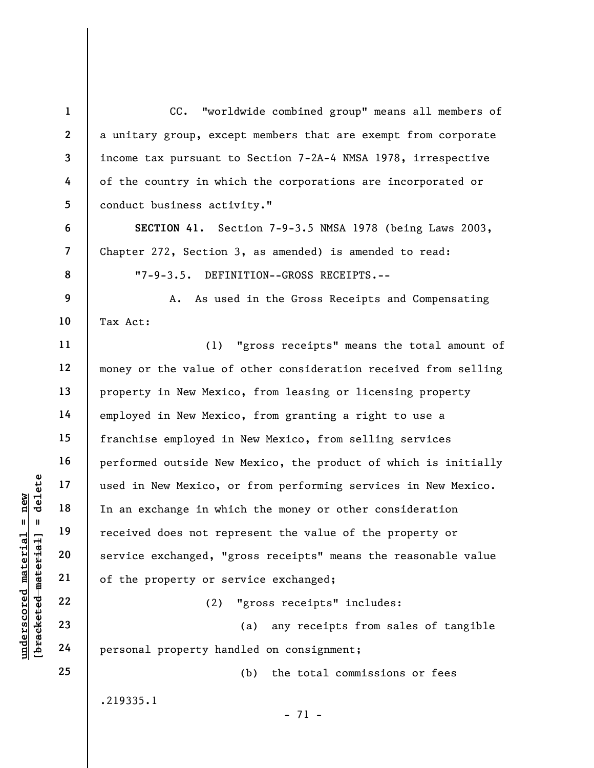CC. "worldwide combined group" means all members of a unitary group, except members that are exempt from corporate income tax pursuant to Section 7-2A-4 NMSA 1978, irrespective of the country in which the corporations are incorporated or conduct business activity."

**SECTION 41.** Section 7-9-3.5 NMSA 1978 (being Laws 2003, Chapter 272, Section 3, as amended) is amended to read:

"7-9-3.5. DEFINITION--GROSS RECEIPTS.--

A. As used in the Gross Receipts and Compensating Tax Act:

(1) "gross receipts" means the total amount of money or the value of other consideration received from selling property in New Mexico, from leasing or licensing property employed in New Mexico, from granting a right to use a franchise employed in New Mexico, from selling services performed outside New Mexico, the product of which is initially used in New Mexico, or from performing services in New Mexico. In an exchange in which the money or other consideration received does not represent the value of the property or service exchanged, "gross receipts" means the reasonable value of the property or service exchanged;

(2) "gross receipts" includes:

(a) any receipts from sales of tangible personal property handled on consignment;

(b) the total commissions or fees

.219335.1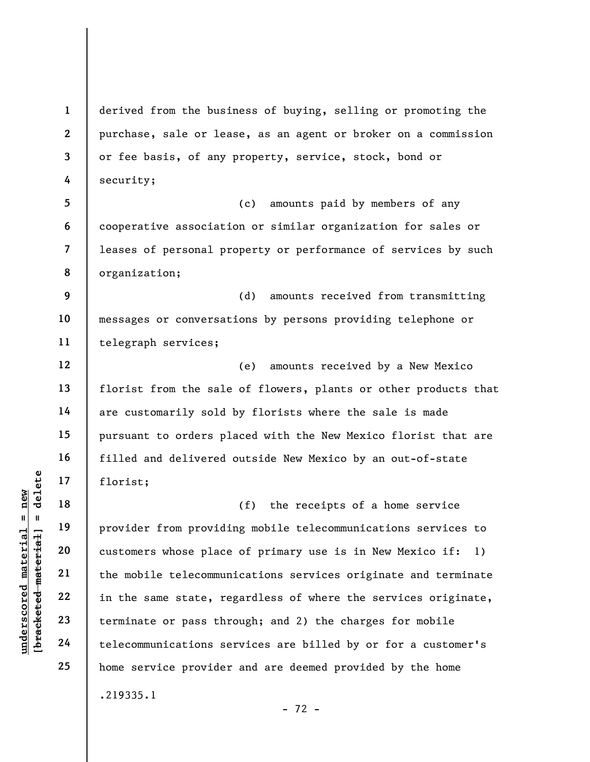derived from the business of buying, selling or promoting the purchase, sale or lease, as an agent or broker on a commission or fee basis, of any property, service, stock, bond or security;

(c) amounts paid by members of any cooperative association or similar organization for sales or leases of personal property or performance of services by such organization;

(d) amounts received from transmitting messages or conversations by persons providing telephone or telegraph services;

(e) amounts received by a New Mexico florist from the sale of flowers, plants or other products that are customarily sold by florists where the sale is made pursuant to orders placed with the New Mexico florist that are filled and delivered outside New Mexico by an out-of-state florist;

(f) the receipts of a home service provider from providing mobile telecommunications services to customers whose place of primary use is in New Mexico if: 1) the mobile telecommunications services originate and terminate in the same state, regardless of where the services originate, terminate or pass through; and 2) the charges for mobile telecommunications services are billed by or for a customer's home service provider and are deemed provided by the home

.219335.1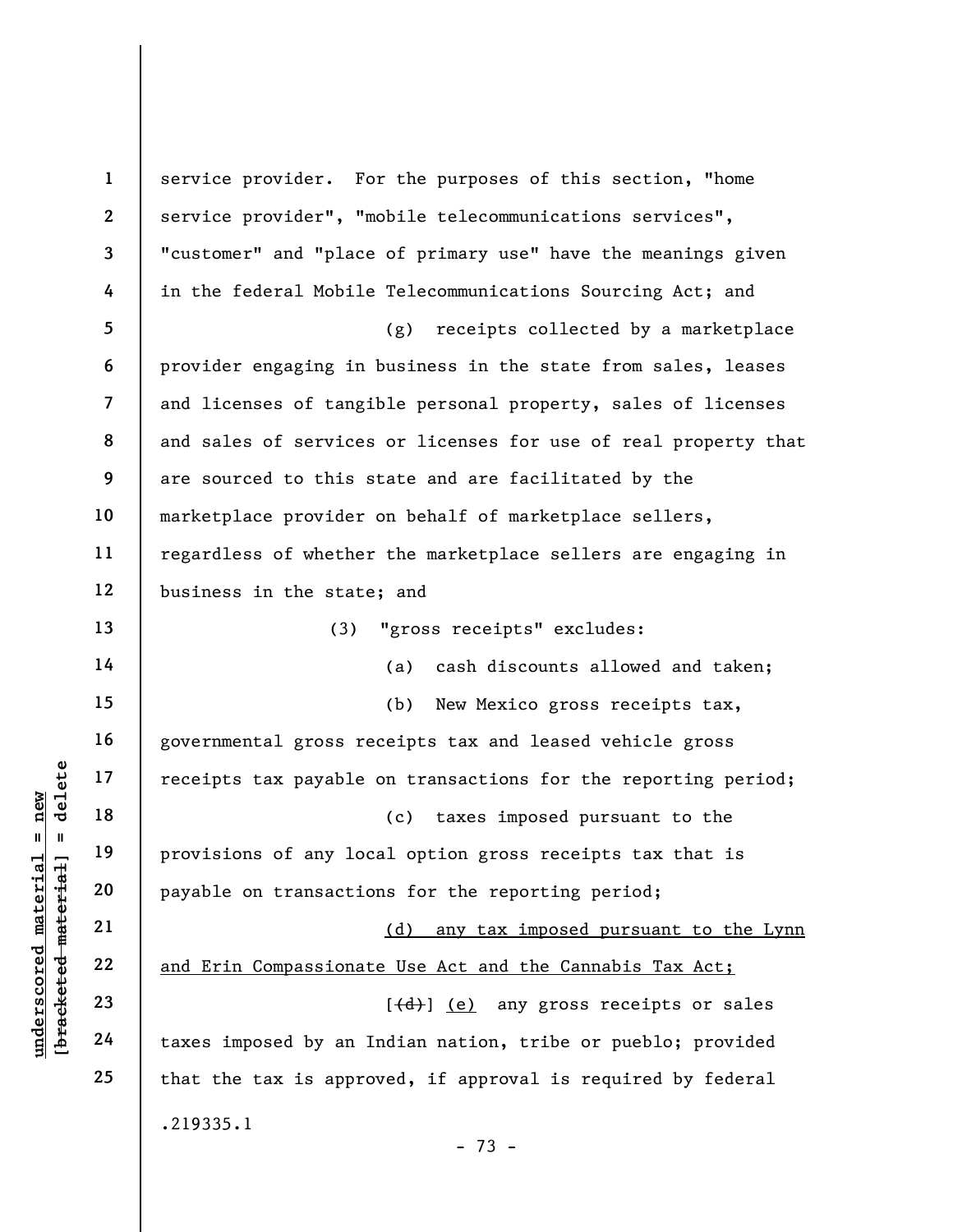service provider. For the purposes of this section, "home service provider", "mobile telecommunications services", "customer" and "place of primary use" have the meanings given in the federal Mobile Telecommunications Sourcing Act; and

(g) receipts collected by a marketplace provider engaging in business in the state from sales, leases and licenses of tangible personal property, sales of licenses and sales of services or licenses for use of real property that are sourced to this state and are facilitated by the marketplace provider on behalf of marketplace sellers, regardless of whether the marketplace sellers are engaging in business in the state; and

(3) "gross receipts" excludes:

(a) cash discounts allowed and taken;

(b) New Mexico gross receipts tax, governmental gross receipts tax and leased vehicle gross receipts tax payable on transactions for the reporting period;

(c) taxes imposed pursuant to the provisions of any local option gross receipts tax that is payable on transactions for the reporting period;

<u>(d) any tax imposed pursuant to the Lynn and Erin Compassionate Use Act and the Cannabis Tax Act;</u>

[~~(d)~~] <u>(e)</u> any gross receipts or sales taxes imposed by an Indian nation, tribe or pueblo; provided that the tax is approved, if approval is required by federal

.219335.1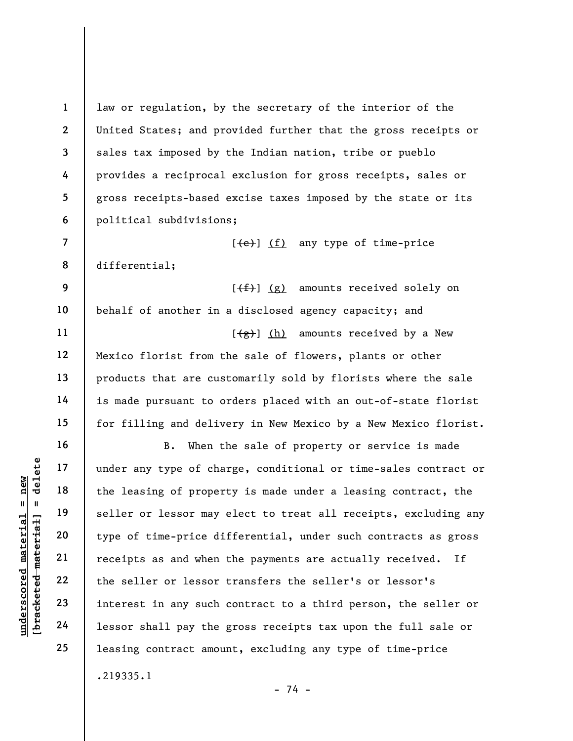law or regulation, by the secretary of the interior of the United States; and provided further that the gross receipts or sales tax imposed by the Indian nation, tribe or pueblo provides a reciprocal exclusion for gross receipts, sales or gross receipts-based excise taxes imposed by the state or its political subdivisions;

[~~(e)~~] <u>(f)</u> any type of time-price differential;

[~~(f)~~] <u>(g)</u> amounts received solely on behalf of another in a disclosed agency capacity; and

[~~(g)~~] <u>(h)</u> amounts received by a New Mexico florist from the sale of flowers, plants or other products that are customarily sold by florists where the sale is made pursuant to orders placed with an out-of-state florist for filling and delivery in New Mexico by a New Mexico florist.

B. When the sale of property or service is made under any type of charge, conditional or time-sales contract or the leasing of property is made under a leasing contract, the seller or lessor may elect to treat all receipts, excluding any type of time-price differential, under such contracts as gross receipts as and when the payments are actually received. If the seller or lessor transfers the seller's or lessor's interest in any such contract to a third person, the seller or lessor shall pay the gross receipts tax upon the full sale or leasing contract amount, excluding any type of time-price

.219335.1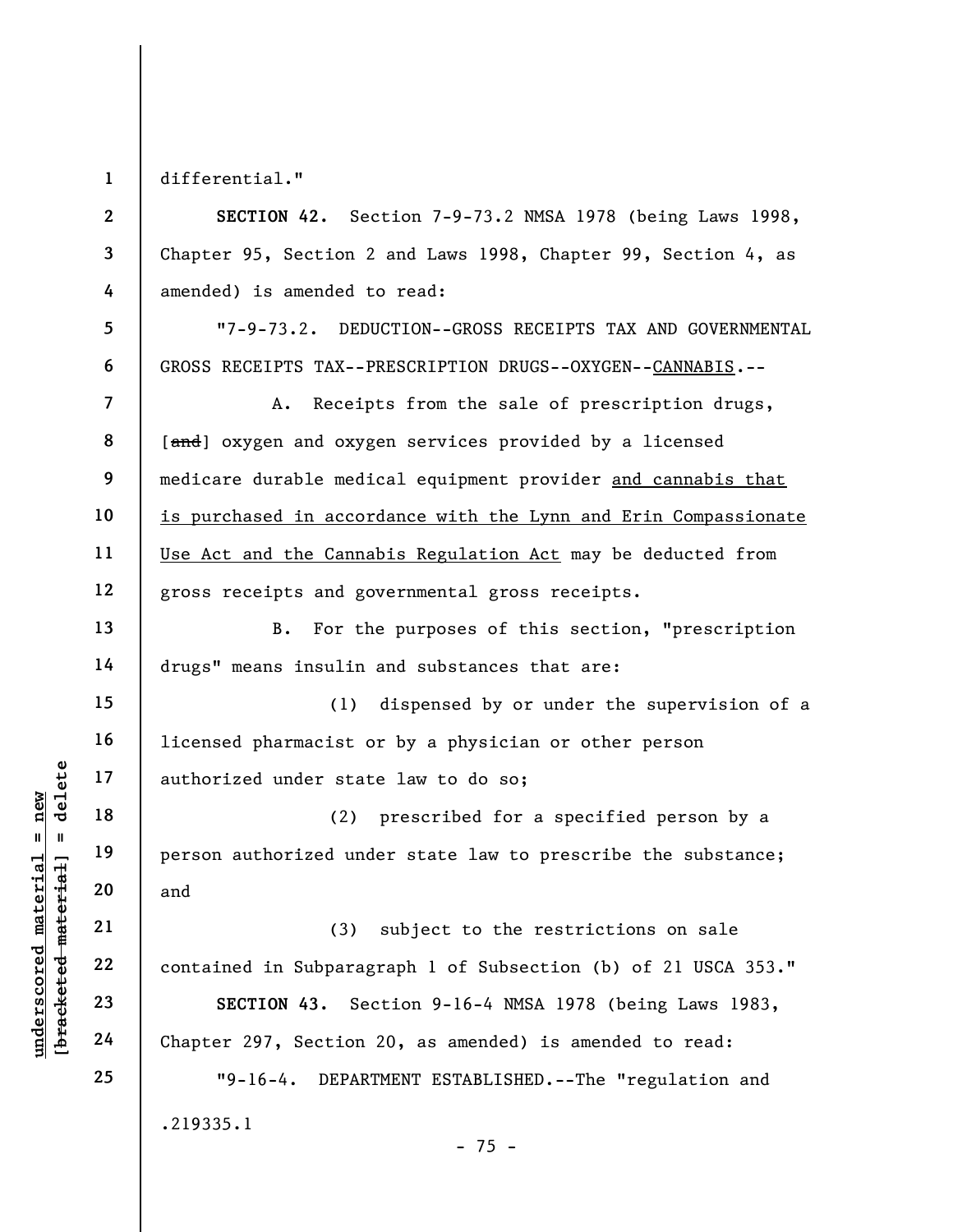differential."

**SECTION 42.** Section 7-9-73.2 NMSA 1978 (being Laws 1998, Chapter 95, Section 2 and Laws 1998, Chapter 99, Section 4, as amended) is amended to read:

"7-9-73.2. DEDUCTION--GROSS RECEIPTS TAX AND GOVERNMENTAL GROSS RECEIPTS TAX--PRESCRIPTION DRUGS--OXYGEN--<u>CANNABIS</u>.--

A. Receipts from the sale of prescription drugs, [~~and~~] oxygen and oxygen services provided by a licensed medicare durable medical equipment provider <u>and cannabis that is purchased in accordance with the Lynn and Erin Compassionate Use Act and the Cannabis Regulation Act</u> may be deducted from gross receipts and governmental gross receipts.

B. For the purposes of this section, "prescription drugs" means insulin and substances that are:

(1) dispensed by or under the supervision of a licensed pharmacist or by a physician or other person authorized under state law to do so;

(2) prescribed for a specified person by a person authorized under state law to prescribe the substance; and

(3) subject to the restrictions on sale contained in Subparagraph 1 of Subsection (b) of 21 USCA 353."

**SECTION 43.** Section 9-16-4 NMSA 1978 (being Laws 1983, Chapter 297, Section 20, as amended) is amended to read:

"9-16-4. DEPARTMENT ESTABLISHED.--The "regulation and

.219335.1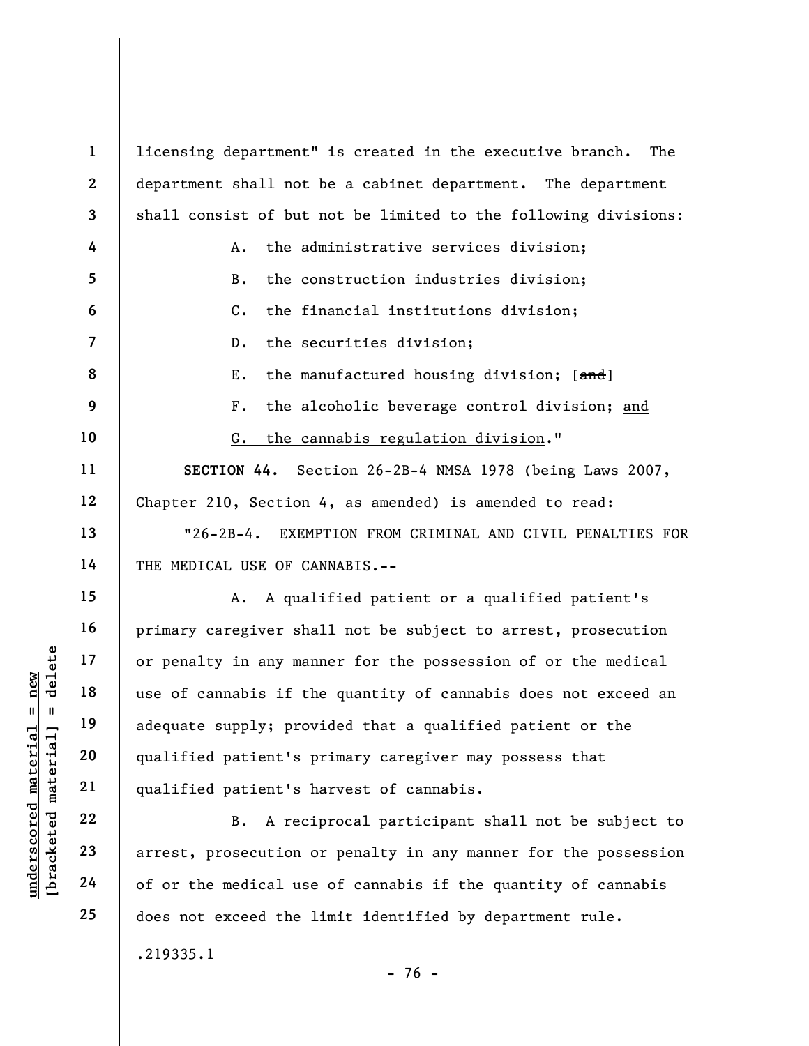licensing department" is created in the executive branch. The department shall not be a cabinet department. The department shall consist of but not be limited to the following divisions:

A. the administrative services division;

B. the construction industries division;

C. the financial institutions division;

D. the securities division;

E. the manufactured housing division; [~~and~~]

F. the alcoholic beverage control division; <u>and</u>

<u>G. the cannabis regulation division</u>."

**SECTION 44.** Section 26-2B-4 NMSA 1978 (being Laws 2007, Chapter 210, Section 4, as amended) is amended to read:

"26-2B-4. EXEMPTION FROM CRIMINAL AND CIVIL PENALTIES FOR THE MEDICAL USE OF CANNABIS.--

A. A qualified patient or a qualified patient's primary caregiver shall not be subject to arrest, prosecution or penalty in any manner for the possession of or the medical use of cannabis if the quantity of cannabis does not exceed an adequate supply; provided that a qualified patient or the qualified patient's primary caregiver may possess that qualified patient's harvest of cannabis.

B. A reciprocal participant shall not be subject to arrest, prosecution or penalty in any manner for the possession of or the medical use of cannabis if the quantity of cannabis does not exceed the limit identified by department rule.

.219335.1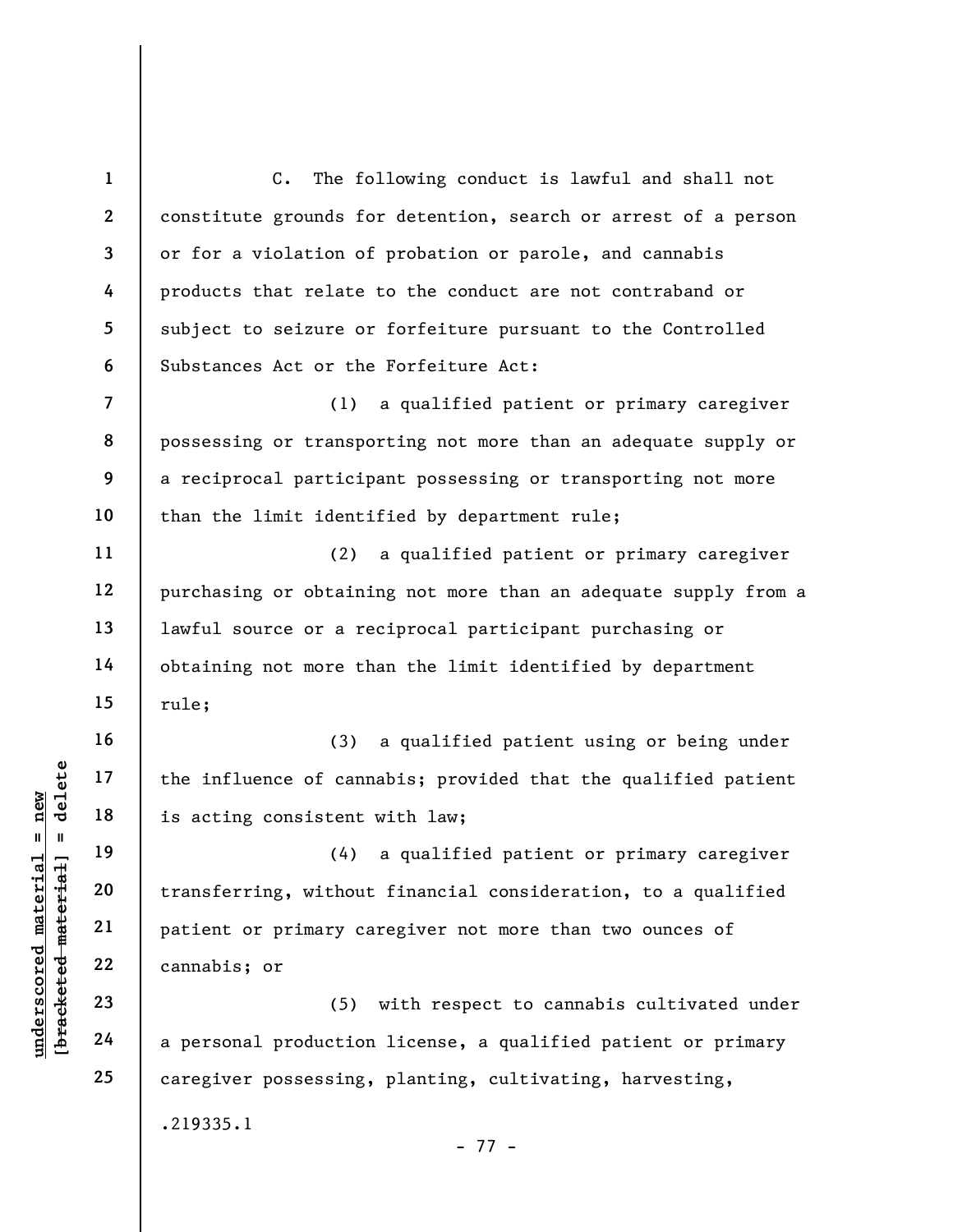C. The following conduct is lawful and shall not constitute grounds for detention, search or arrest of a person or for a violation of probation or parole, and cannabis products that relate to the conduct are not contraband or subject to seizure or forfeiture pursuant to the Controlled Substances Act or the Forfeiture Act:

(1) a qualified patient or primary caregiver possessing or transporting not more than an adequate supply or a reciprocal participant possessing or transporting not more than the limit identified by department rule;

(2) a qualified patient or primary caregiver purchasing or obtaining not more than an adequate supply from a lawful source or a reciprocal participant purchasing or obtaining not more than the limit identified by department rule;

(3) a qualified patient using or being under the influence of cannabis; provided that the qualified patient is acting consistent with law;

(4) a qualified patient or primary caregiver transferring, without financial consideration, to a qualified patient or primary caregiver not more than two ounces of cannabis; or

(5) with respect to cannabis cultivated under a personal production license, a qualified patient or primary caregiver possessing, planting, cultivating, harvesting,

.219335.1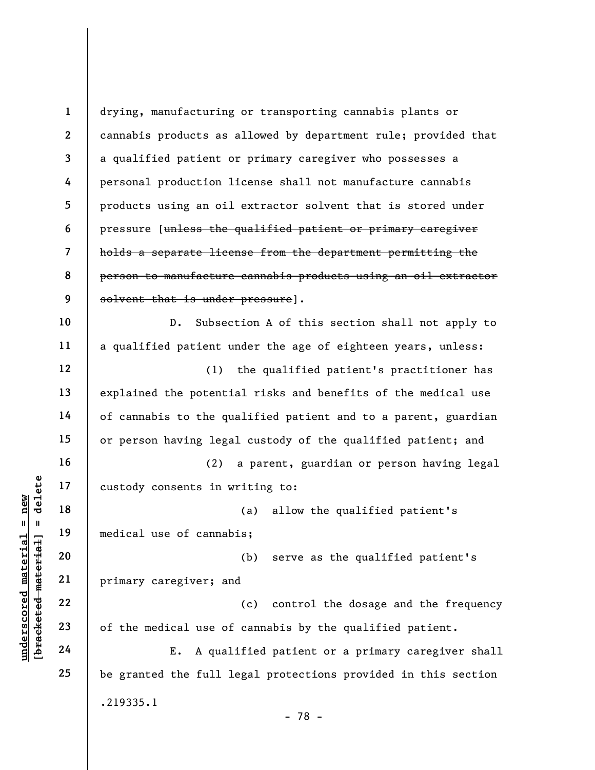drying, manufacturing or transporting cannabis plants or cannabis products as allowed by department rule; provided that a qualified patient or primary caregiver who possesses a personal production license shall not manufacture cannabis products using an oil extractor solvent that is stored under pressure [~~unless the qualified patient or primary caregiver holds a separate license from the department permitting the person to manufacture cannabis products using an oil extractor solvent that is under pressure~~].

D. Subsection A of this section shall not apply to a qualified patient under the age of eighteen years, unless:

(1) the qualified patient's practitioner has explained the potential risks and benefits of the medical use of cannabis to the qualified patient and to a parent, guardian or person having legal custody of the qualified patient; and

(2) a parent, guardian or person having legal custody consents in writing to:

(a) allow the qualified patient's medical use of cannabis;

(b) serve as the qualified patient's primary caregiver; and

(c) control the dosage and the frequency of the medical use of cannabis by the qualified patient.

E. A qualified patient or a primary caregiver shall be granted the full legal protections provided in this section

.219335.1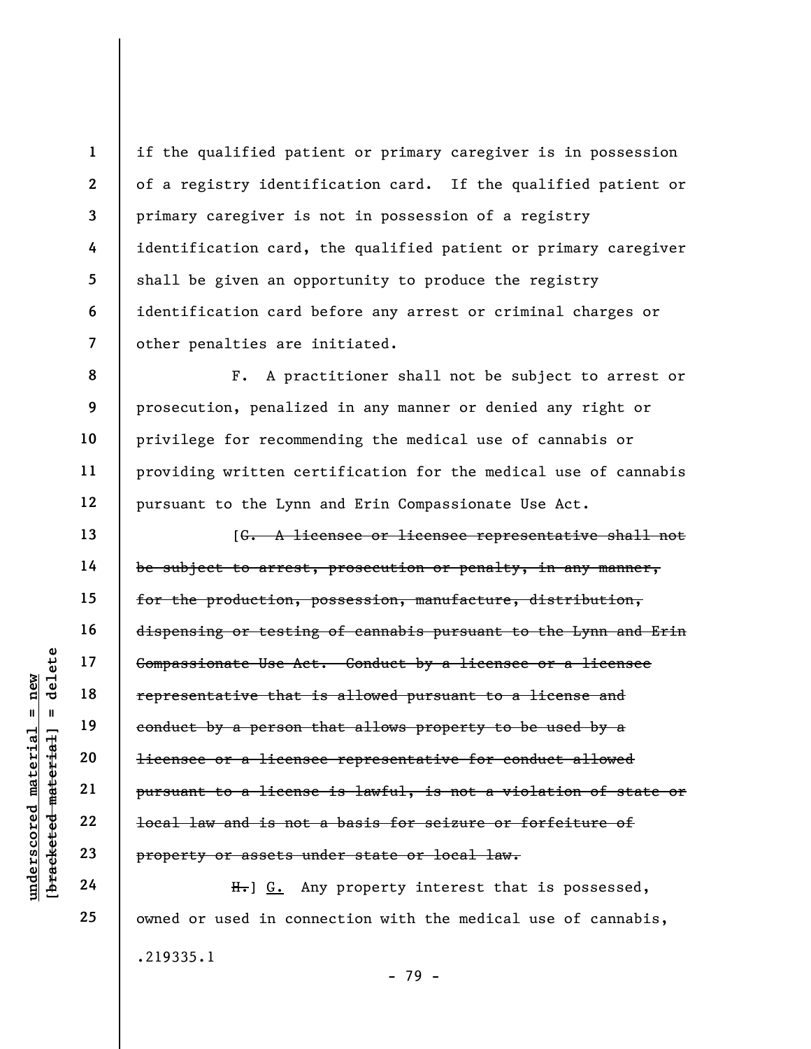if the qualified patient or primary caregiver is in possession of a registry identification card. If the qualified patient or primary caregiver is not in possession of a registry identification card, the qualified patient or primary caregiver shall be given an opportunity to produce the registry identification card before any arrest or criminal charges or other penalties are initiated.

F. A practitioner shall not be subject to arrest or prosecution, penalized in any manner or denied any right or privilege for recommending the medical use of cannabis or providing written certification for the medical use of cannabis pursuant to the Lynn and Erin Compassionate Use Act.

[~~G. A licensee or licensee representative shall not be subject to arrest, prosecution or penalty, in any manner, for the production, possession, manufacture, distribution, dispensing or testing of cannabis pursuant to the Lynn and Erin Compassionate Use Act. Conduct by a licensee or a licensee representative that is allowed pursuant to a license and conduct by a person that allows property to be used by a licensee or a licensee representative for conduct allowed pursuant to a license is lawful, is not a violation of state or local law and is not a basis for seizure or forfeiture of property or assets under state or local law.~~

~~H.~~] G. Any property interest that is possessed, owned or used in connection with the medical use of cannabis,

.219335.1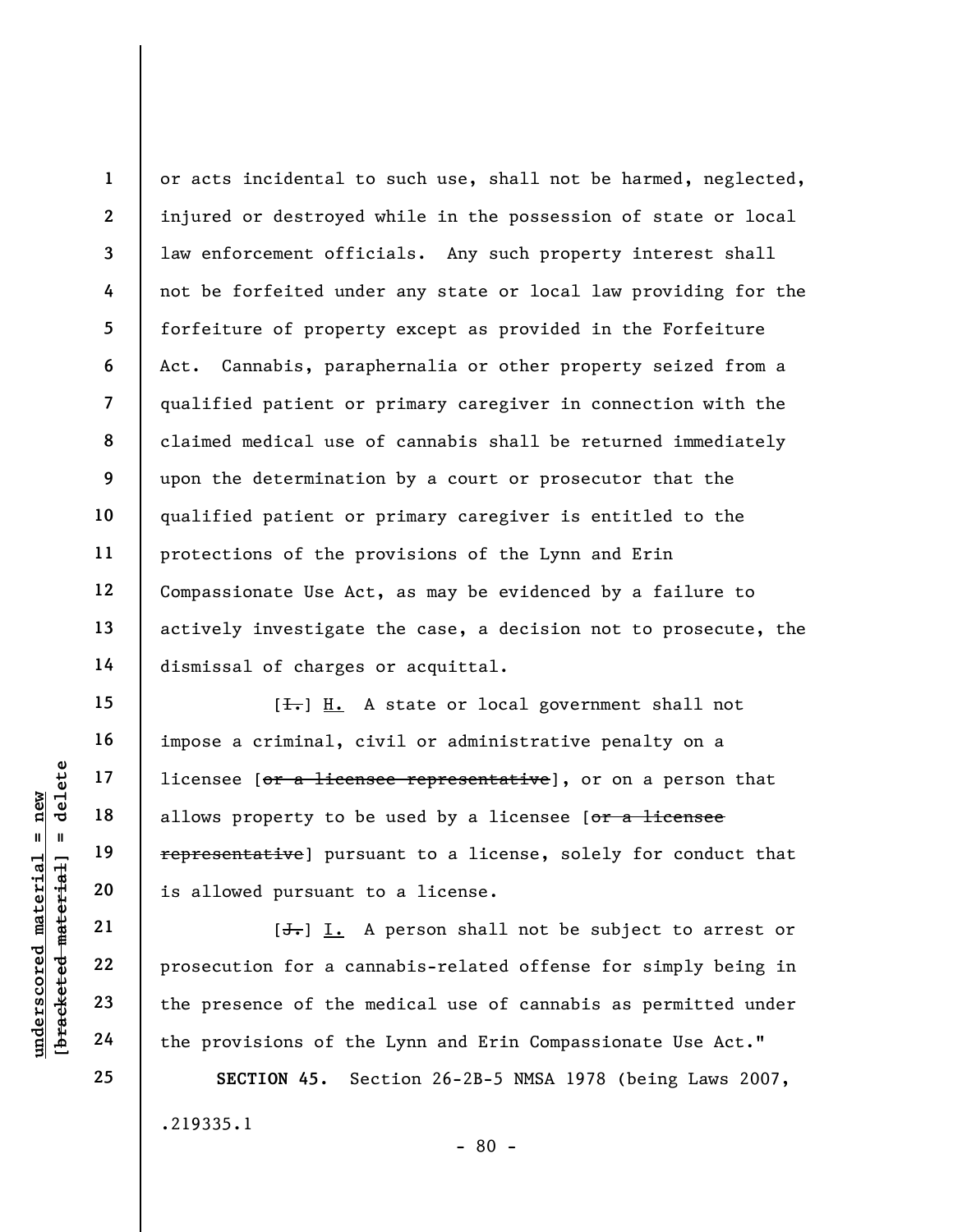or acts incidental to such use, shall not be harmed, neglected, injured or destroyed while in the possession of state or local law enforcement officials. Any such property interest shall not be forfeited under any state or local law providing for the forfeiture of property except as provided in the Forfeiture Act. Cannabis, paraphernalia or other property seized from a qualified patient or primary caregiver in connection with the claimed medical use of cannabis shall be returned immediately upon the determination by a court or prosecutor that the qualified patient or primary caregiver is entitled to the protections of the provisions of the Lynn and Erin Compassionate Use Act, as may be evidenced by a failure to actively investigate the case, a decision not to prosecute, the dismissal of charges or acquittal.

[~~I.~~] H. A state or local government shall not impose a criminal, civil or administrative penalty on a licensee [~~or a licensee representative~~], or on a person that allows property to be used by a licensee [~~or a licensee representative~~] pursuant to a license, solely for conduct that is allowed pursuant to a license.

[~~J.~~] I. A person shall not be subject to arrest or prosecution for a cannabis-related offense for simply being in the presence of the medical use of cannabis as permitted under the provisions of the Lynn and Erin Compassionate Use Act."

**SECTION 45.** Section 26-2B-5 NMSA 1978 (being Laws 2007,

.219335.1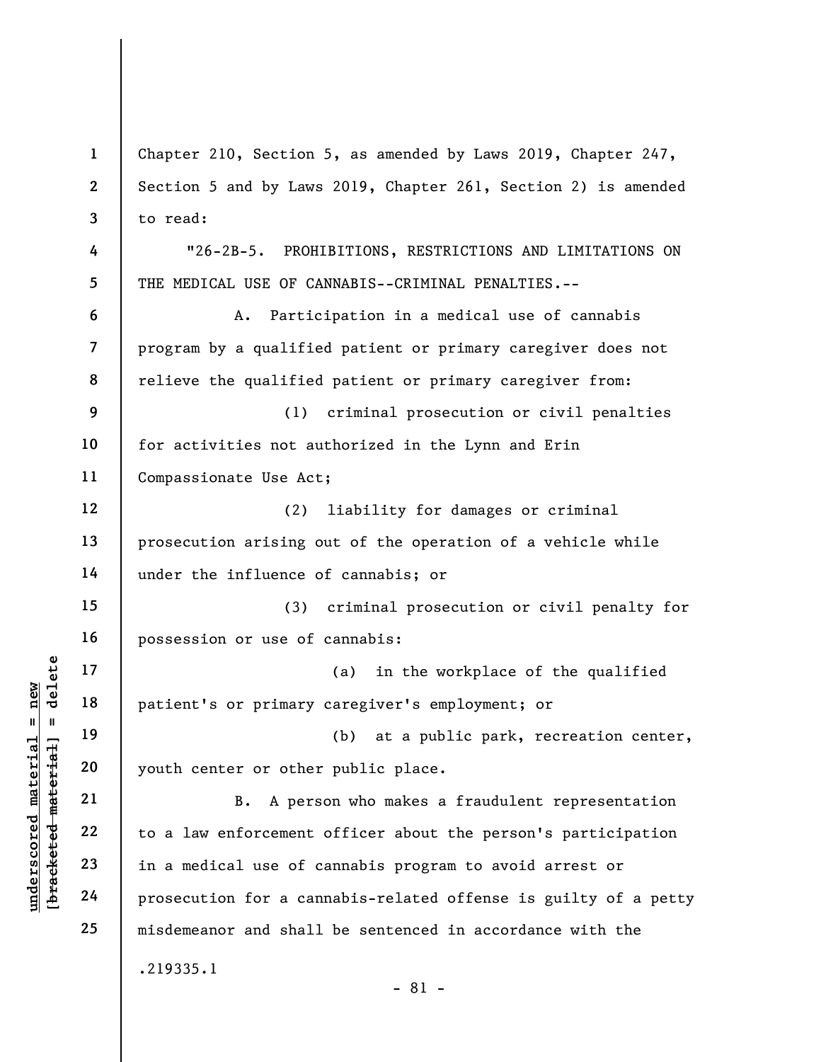Chapter 210, Section 5, as amended by Laws 2019, Chapter 247, Section 5 and by Laws 2019, Chapter 261, Section 2) is amended to read:

"26-2B-5. PROHIBITIONS, RESTRICTIONS AND LIMITATIONS ON THE MEDICAL USE OF CANNABIS--CRIMINAL PENALTIES.--

A. Participation in a medical use of cannabis program by a qualified patient or primary caregiver does not relieve the qualified patient or primary caregiver from:

(1) criminal prosecution or civil penalties for activities not authorized in the Lynn and Erin Compassionate Use Act;

(2) liability for damages or criminal prosecution arising out of the operation of a vehicle while under the influence of cannabis; or

(3) criminal prosecution or civil penalty for possession or use of cannabis:

(a) in the workplace of the qualified patient's or primary caregiver's employment; or

(b) at a public park, recreation center, youth center or other public place.

B. A person who makes a fraudulent representation to a law enforcement officer about the person's participation in a medical use of cannabis program to avoid arrest or prosecution for a cannabis-related offense is guilty of a petty misdemeanor and shall be sentenced in accordance with the

.219335.1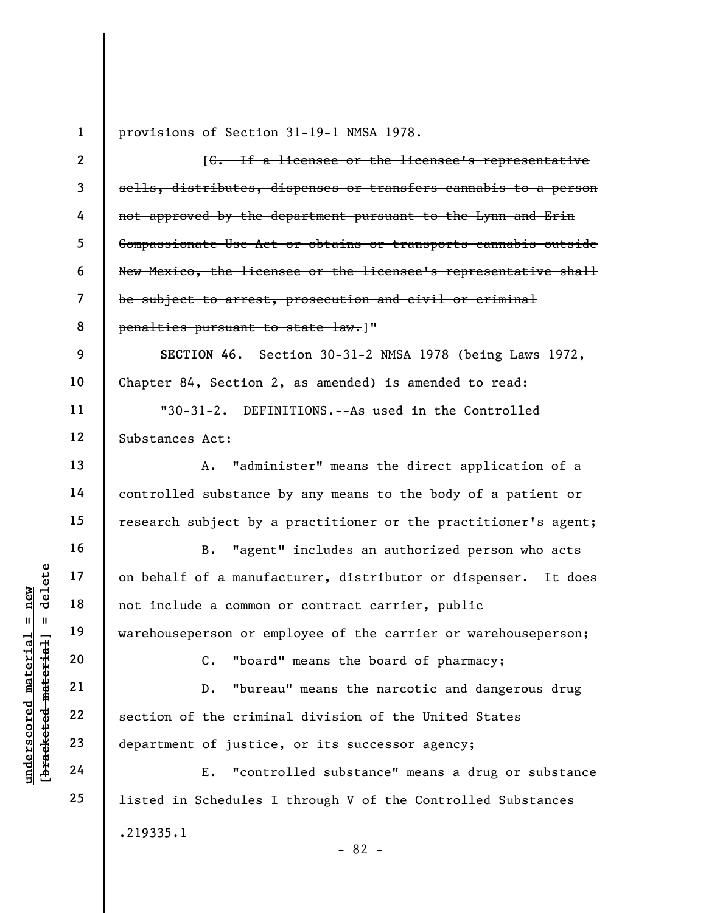provisions of Section 31-19-1 NMSA 1978.

[~~C. If a licensee or the licensee's representative sells, distributes, dispenses or transfers cannabis to a person not approved by the department pursuant to the Lynn and Erin Compassionate Use Act or obtains or transports cannabis outside New Mexico, the licensee or the licensee's representative shall be subject to arrest, prosecution and civil or criminal penalties pursuant to state law.~~]"

**SECTION 46.** Section 30-31-2 NMSA 1978 (being Laws 1972, Chapter 84, Section 2, as amended) is amended to read:

"30-31-2. DEFINITIONS.--As used in the Controlled Substances Act:

A. "administer" means the direct application of a controlled substance by any means to the body of a patient or research subject by a practitioner or the practitioner's agent;

B. "agent" includes an authorized person who acts on behalf of a manufacturer, distributor or dispenser. It does not include a common or contract carrier, public warehouseperson or employee of the carrier or warehouseperson;

C. "board" means the board of pharmacy;

D. "bureau" means the narcotic and dangerous drug section of the criminal division of the United States department of justice, or its successor agency;

E. "controlled substance" means a drug or substance listed in Schedules I through V of the Controlled Substances

.219335.1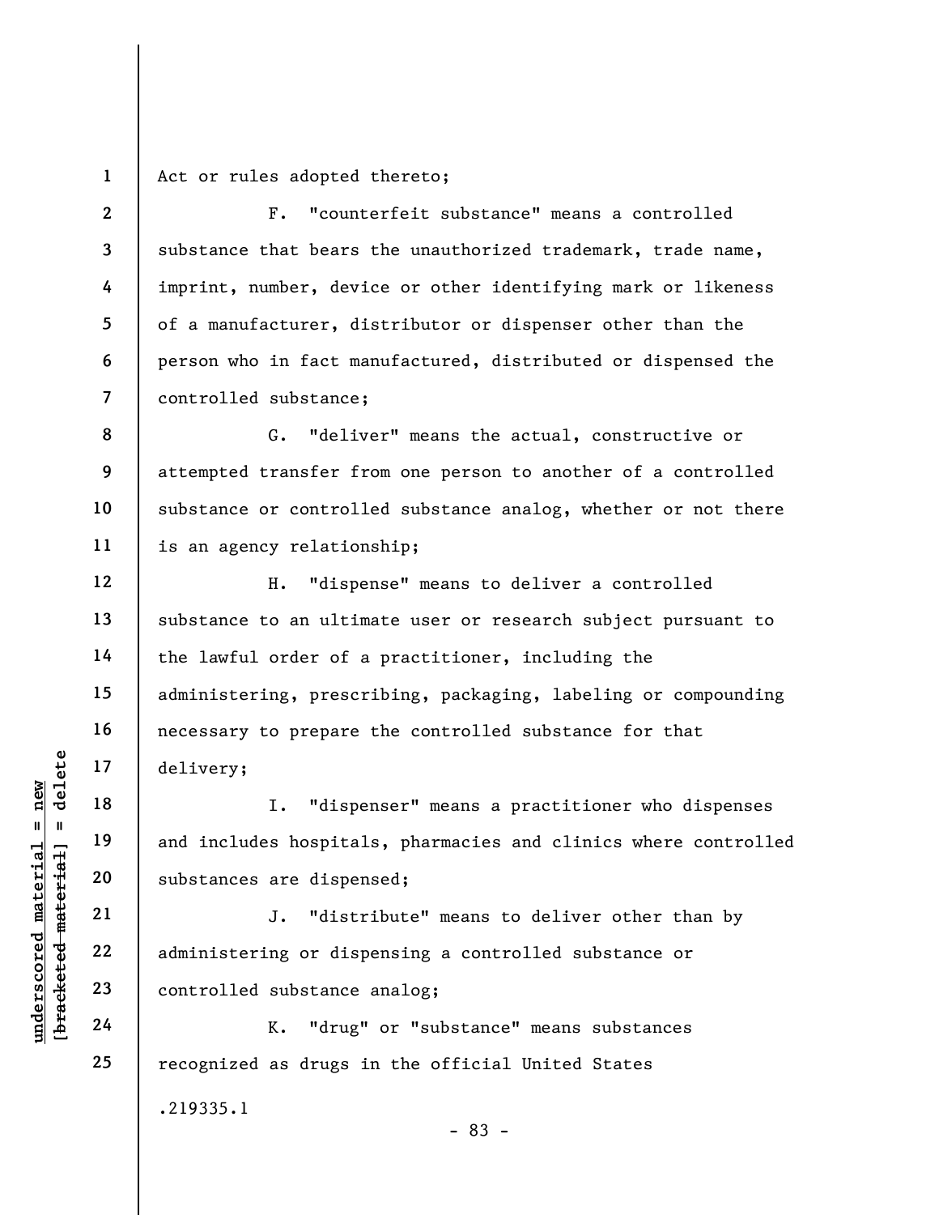Act or rules adopted thereto;

F. "counterfeit substance" means a controlled substance that bears the unauthorized trademark, trade name, imprint, number, device or other identifying mark or likeness of a manufacturer, distributor or dispenser other than the person who in fact manufactured, distributed or dispensed the controlled substance;

G. "deliver" means the actual, constructive or attempted transfer from one person to another of a controlled substance or controlled substance analog, whether or not there is an agency relationship;

H. "dispense" means to deliver a controlled substance to an ultimate user or research subject pursuant to the lawful order of a practitioner, including the administering, prescribing, packaging, labeling or compounding necessary to prepare the controlled substance for that delivery;

I. "dispenser" means a practitioner who dispenses and includes hospitals, pharmacies and clinics where controlled substances are dispensed;

J. "distribute" means to deliver other than by administering or dispensing a controlled substance or controlled substance analog;

K. "drug" or "substance" means substances recognized as drugs in the official United States

.219335.1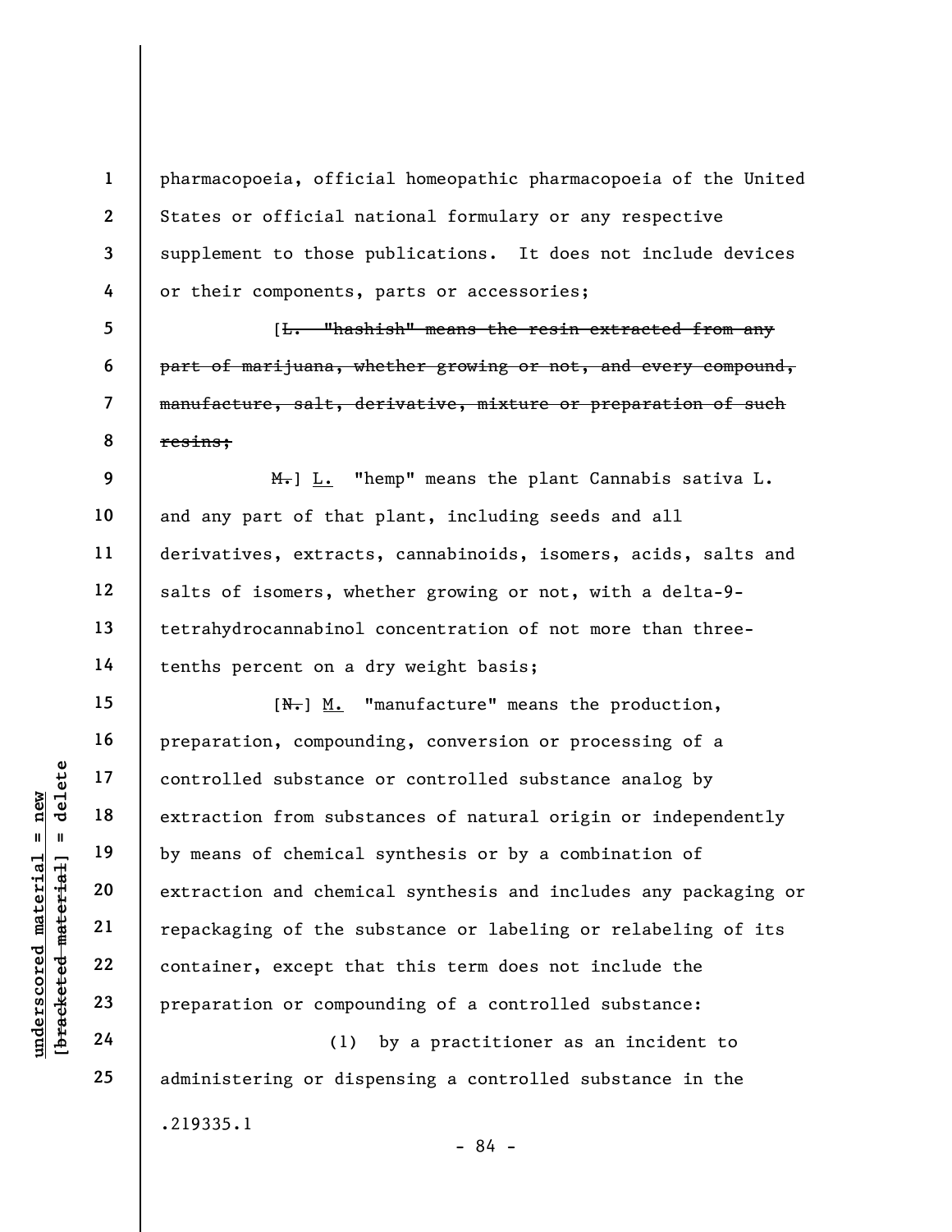pharmacopoeia, official homeopathic pharmacopoeia of the United States or official national formulary or any respective supplement to those publications. It does not include devices or their components, parts or accessories;

[~~L. "hashish" means the resin extracted from any part of marijuana, whether growing or not, and every compound, manufacture, salt, derivative, mixture or preparation of such resins;~~

~~M.~~] L. "hemp" means the plant Cannabis sativa L. and any part of that plant, including seeds and all derivatives, extracts, cannabinoids, isomers, acids, salts and salts of isomers, whether growing or not, with a delta-9-tetrahydrocannabinol concentration of not more than three-tenths percent on a dry weight basis;

[~~N.~~] M. "manufacture" means the production, preparation, compounding, conversion or processing of a controlled substance or controlled substance analog by extraction from substances of natural origin or independently by means of chemical synthesis or by a combination of extraction and chemical synthesis and includes any packaging or repackaging of the substance or labeling or relabeling of its container, except that this term does not include the preparation or compounding of a controlled substance:

(1) by a practitioner as an incident to administering or dispensing a controlled substance in the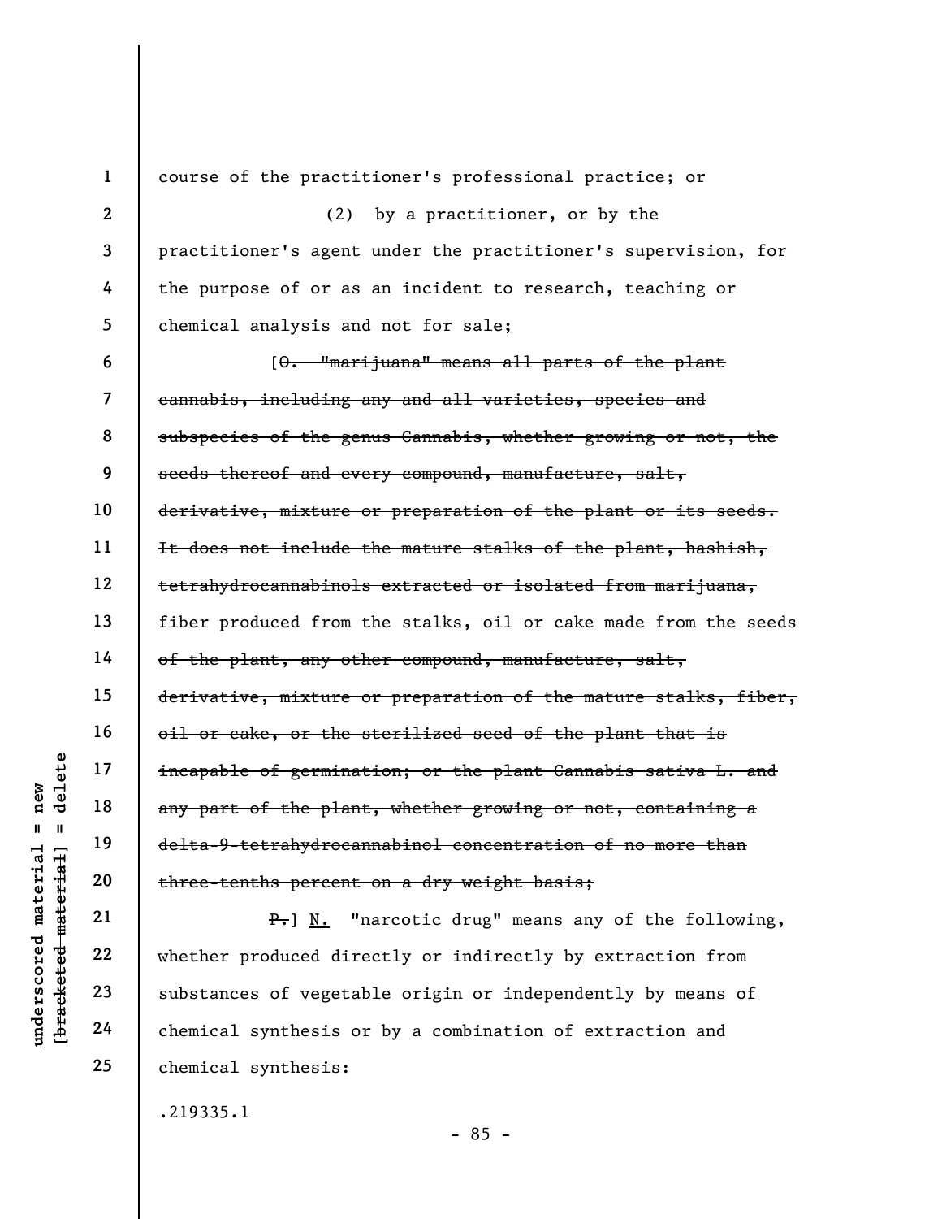course of the practitioner's professional practice; or

(2) by a practitioner, or by the practitioner's agent under the practitioner's supervision, for the purpose of or as an incident to research, teaching or chemical analysis and not for sale;

[~~O. "marijuana" means all parts of the plant cannabis, including any and all varieties, species and subspecies of the genus Cannabis, whether growing or not, the seeds thereof and every compound, manufacture, salt, derivative, mixture or preparation of the plant or its seeds. It does not include the mature stalks of the plant, hashish, tetrahydrocannabinols extracted or isolated from marijuana, fiber produced from the stalks, oil or cake made from the seeds of the plant, any other compound, manufacture, salt, derivative, mixture or preparation of the mature stalks, fiber, oil or cake, or the sterilized seed of the plant that is incapable of germination; or the plant Cannabis sativa L. and any part of the plant, whether growing or not, containing a delta-9-tetrahydrocannabinol concentration of no more than three-tenths percent on a dry weight basis;~~

~~P.~~] <u>N.</u> "narcotic drug" means any of the following, whether produced directly or indirectly by extraction from substances of vegetable origin or independently by means of chemical synthesis or by a combination of extraction and chemical synthesis:

.219335.1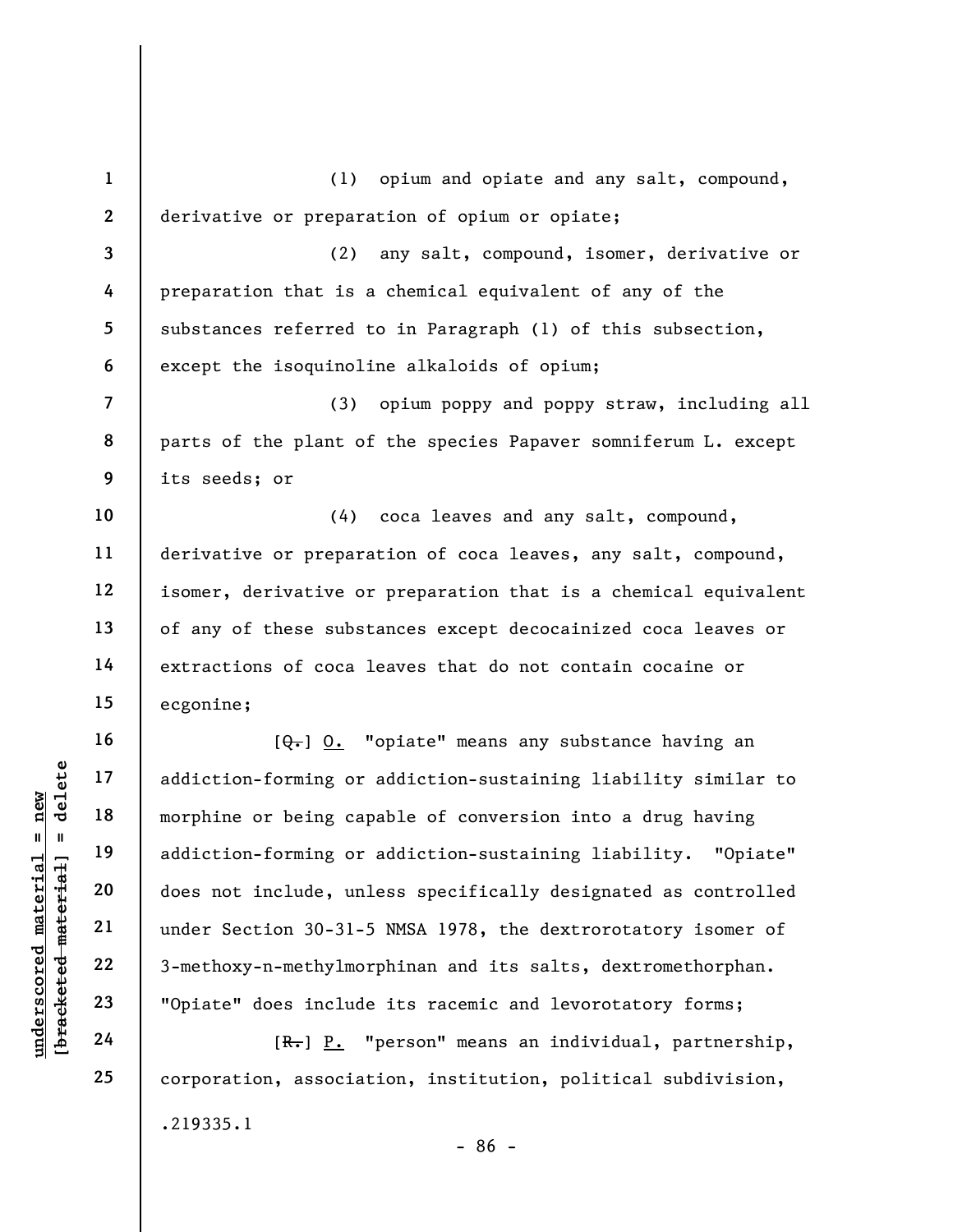(1) opium and opiate and any salt, compound, derivative or preparation of opium or opiate;

(2) any salt, compound, isomer, derivative or preparation that is a chemical equivalent of any of the substances referred to in Paragraph (1) of this subsection, except the isoquinoline alkaloids of opium;

(3) opium poppy and poppy straw, including all parts of the plant of the species Papaver somniferum L. except its seeds; or

(4) coca leaves and any salt, compound, derivative or preparation of coca leaves, any salt, compound, isomer, derivative or preparation that is a chemical equivalent of any of these substances except decocainized coca leaves or extractions of coca leaves that do not contain cocaine or ecgonine;

[~~Q.~~] O. "opiate" means any substance having an addiction-forming or addiction-sustaining liability similar to morphine or being capable of conversion into a drug having addiction-forming or addiction-sustaining liability. "Opiate" does not include, unless specifically designated as controlled under Section 30-31-5 NMSA 1978, the dextrorotatory isomer of 3-methoxy-n-methylmorphinan and its salts, dextromethorphan. "Opiate" does include its racemic and levorotatory forms;

[~~R.~~] P. "person" means an individual, partnership, corporation, association, institution, political subdivision,

.219335.1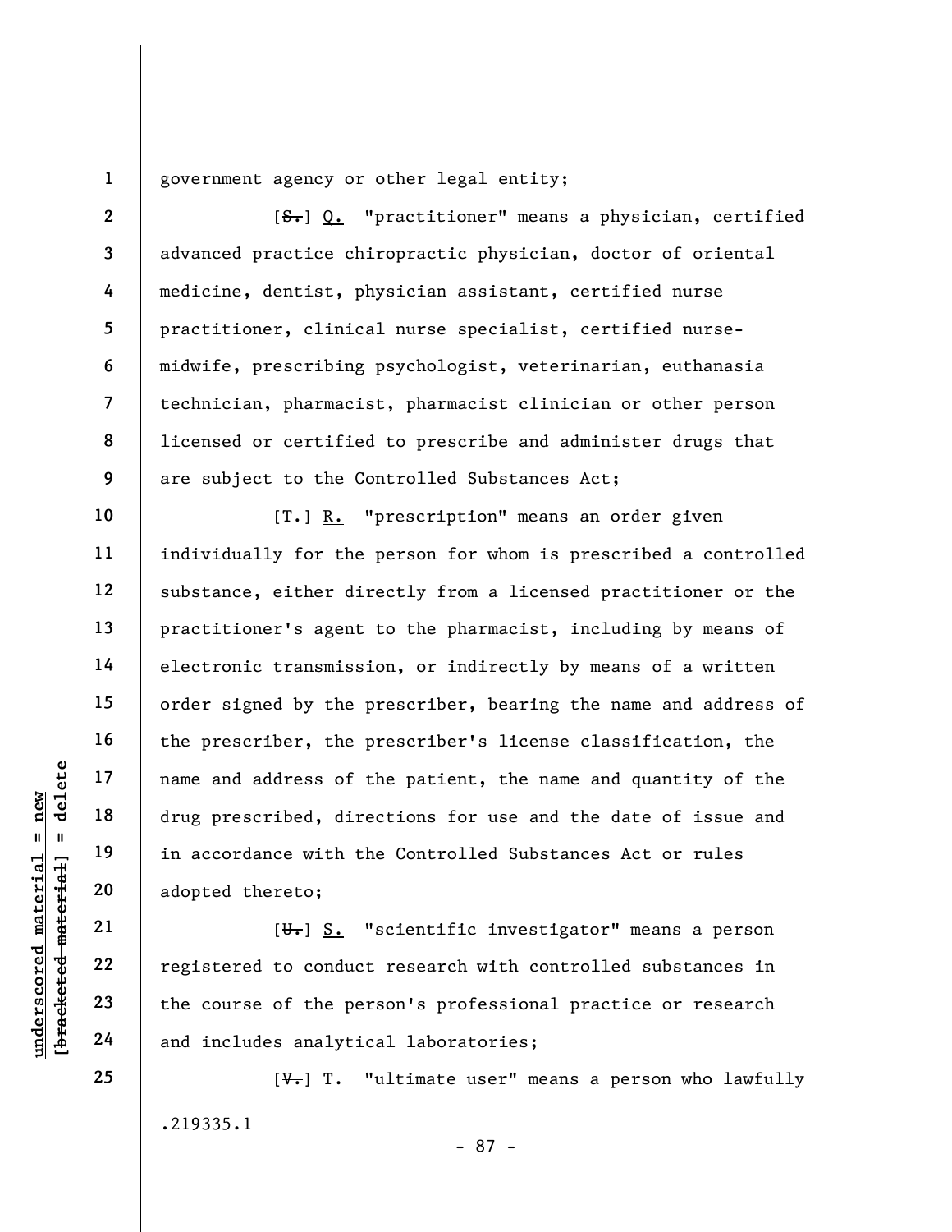government agency or other legal entity;

[~~S.~~] Q. "practitioner" means a physician, certified advanced practice chiropractic physician, doctor of oriental medicine, dentist, physician assistant, certified nurse practitioner, clinical nurse specialist, certified nurse-midwife, prescribing psychologist, veterinarian, euthanasia technician, pharmacist, pharmacist clinician or other person licensed or certified to prescribe and administer drugs that are subject to the Controlled Substances Act;

[~~T.~~] R. "prescription" means an order given individually for the person for whom is prescribed a controlled substance, either directly from a licensed practitioner or the practitioner's agent to the pharmacist, including by means of electronic transmission, or indirectly by means of a written order signed by the prescriber, bearing the name and address of the prescriber, the prescriber's license classification, the name and address of the patient, the name and quantity of the drug prescribed, directions for use and the date of issue and in accordance with the Controlled Substances Act or rules adopted thereto;

[~~U.~~] S. "scientific investigator" means a person registered to conduct research with controlled substances in the course of the person's professional practice or research and includes analytical laboratories;

[~~V.~~] T. "ultimate user" means a person who lawfully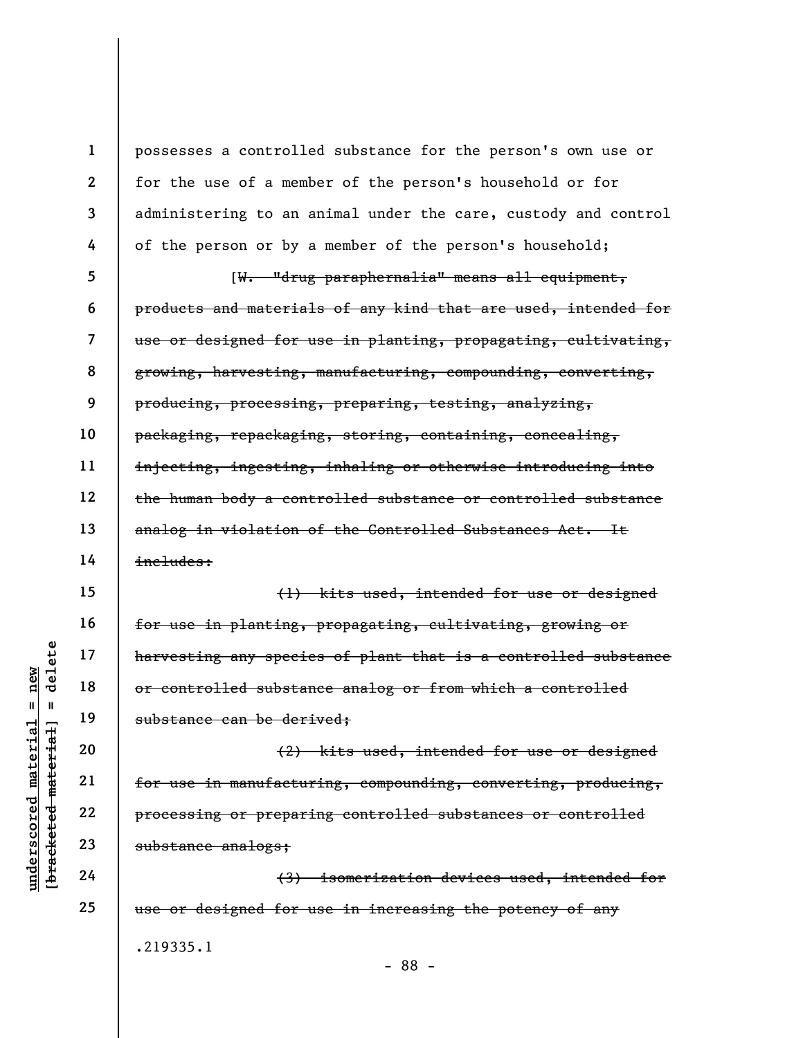possesses a controlled substance for the person's own use or for the use of a member of the person's household or for administering to an animal under the care, custody and control of the person or by a member of the person's household;

[~~W. "drug paraphernalia" means all equipment, products and materials of any kind that are used, intended for use or designed for use in planting, propagating, cultivating, growing, harvesting, manufacturing, compounding, converting, producing, processing, preparing, testing, analyzing, packaging, repackaging, storing, containing, concealing, injecting, ingesting, inhaling or otherwise introducing into the human body a controlled substance or controlled substance analog in violation of the Controlled Substances Act. It includes:~~

~~(1) kits used, intended for use or designed for use in planting, propagating, cultivating, growing or harvesting any species of plant that is a controlled substance or controlled substance analog or from which a controlled substance can be derived;~~

~~(2) kits used, intended for use or designed for use in manufacturing, compounding, converting, producing, processing or preparing controlled substances or controlled substance analogs;~~

~~(3) isomerization devices used, intended for use or designed for use in increasing the potency of any~~

.219335.1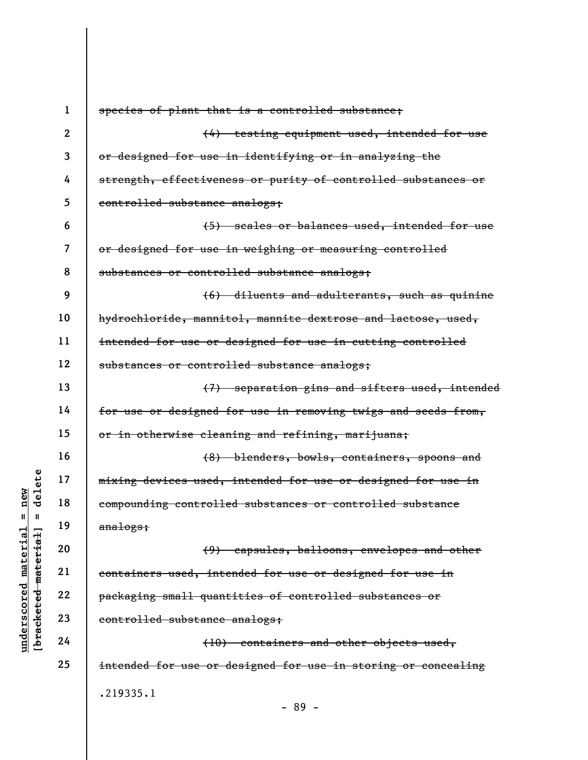~~species of plant that is a controlled substance;~~

~~(4) testing equipment used, intended for use or designed for use in identifying or in analyzing the strength, effectiveness or purity of controlled substances or controlled substance analogs;~~

~~(5) scales or balances used, intended for use or designed for use in weighing or measuring controlled substances or controlled substance analogs;~~

~~(6) diluents and adulterants, such as quinine hydrochloride, mannitol, mannite dextrose and lactose, used, intended for use or designed for use in cutting controlled substances or controlled substance analogs;~~

~~(7) separation gins and sifters used, intended for use or designed for use in removing twigs and seeds from, or in otherwise cleaning and refining, marijuana;~~

~~(8) blenders, bowls, containers, spoons and mixing devices used, intended for use or designed for use in compounding controlled substances or controlled substance analogs;~~

~~(9) capsules, balloons, envelopes and other containers used, intended for use or designed for use in packaging small quantities of controlled substances or controlled substance analogs;~~

~~(10) containers and other objects used, intended for use or designed for use in storing or concealing~~

.219335.1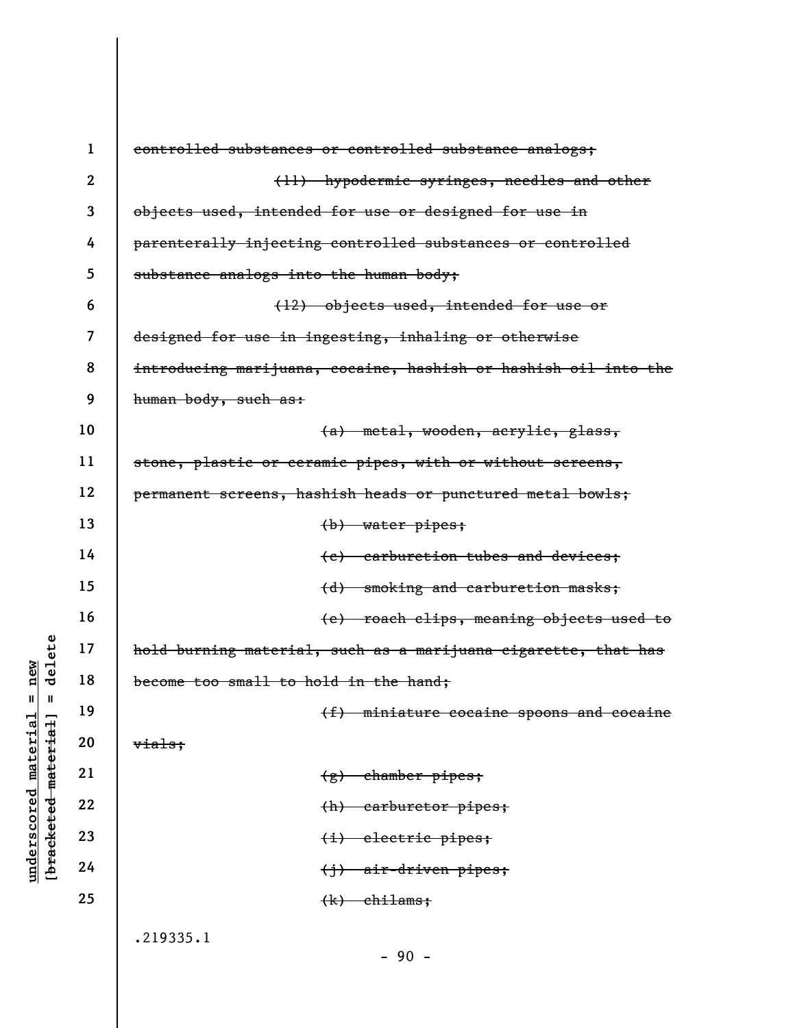~~controlled substances or controlled substance analogs;~~

~~(11) hypodermic syringes, needles and other objects used, intended for use or designed for use in parenterally injecting controlled substances or controlled substance analogs into the human body;~~

~~(12) objects used, intended for use or designed for use in ingesting, inhaling or otherwise introducing marijuana, cocaine, hashish or hashish oil into the human body, such as:~~

~~(a) metal, wooden, acrylic, glass, stone, plastic or ceramic pipes, with or without screens, permanent screens, hashish heads or punctured metal bowls;~~

~~(b) water pipes;~~

~~(c) carburetion tubes and devices;~~

~~(d) smoking and carburetion masks;~~

~~(e) roach clips, meaning objects used to hold burning material, such as a marijuana cigarette, that has become too small to hold in the hand;~~

~~(f) miniature cocaine spoons and cocaine vials;~~

~~(g) chamber pipes;~~

~~(h) carburetor pipes;~~

~~(i) electric pipes;~~

~~(j) air-driven pipes;~~

~~(k) chilams;~~

.219335.1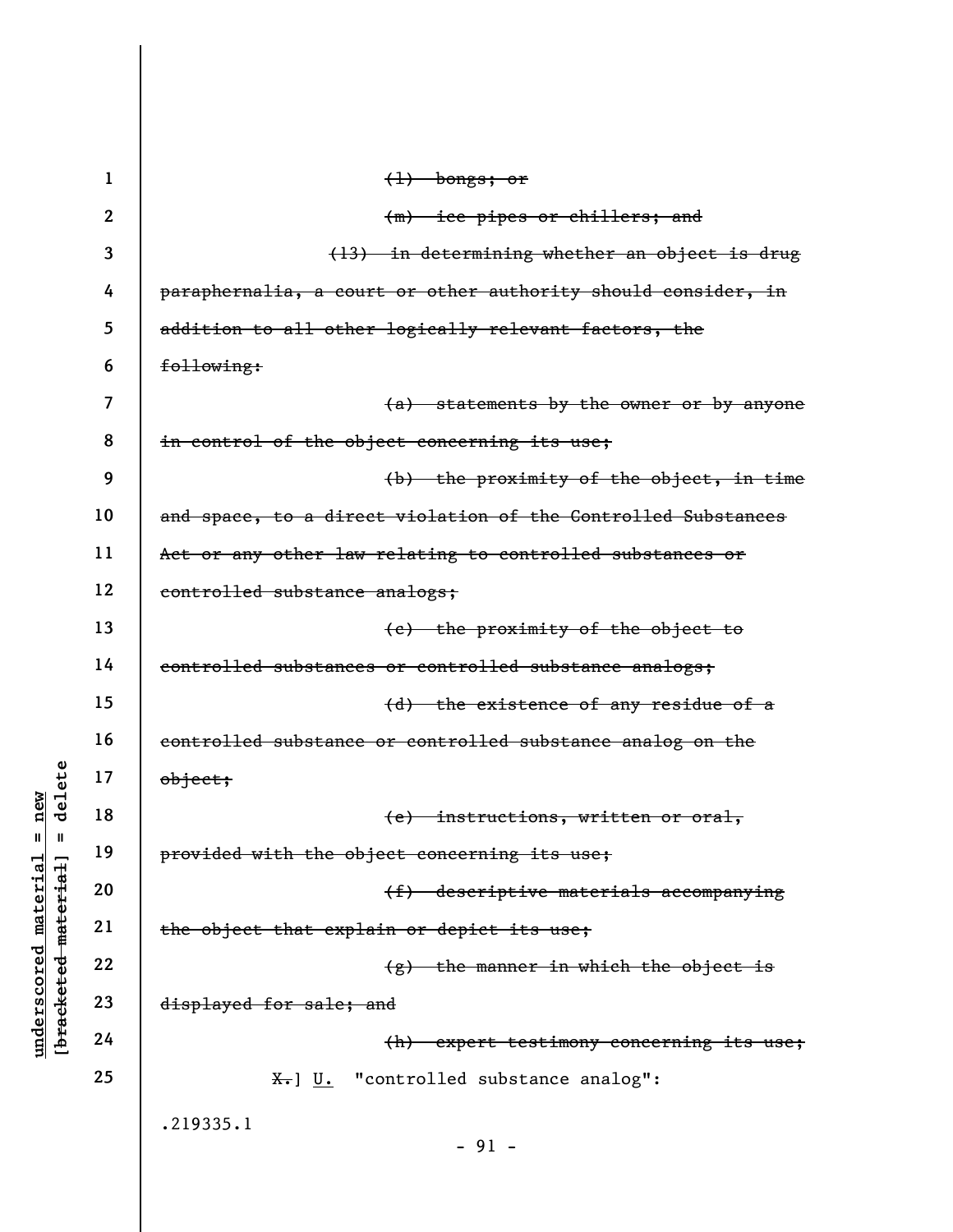~~(l) bongs; or~~

~~(m) ice pipes or chillers; and~~

~~(13) in determining whether an object is drug paraphernalia, a court or other authority should consider, in addition to all other logically relevant factors, the following:~~

~~(a) statements by the owner or by anyone in control of the object concerning its use;~~

~~(b) the proximity of the object, in time and space, to a direct violation of the Controlled Substances Act or any other law relating to controlled substances or controlled substance analogs;~~

~~(c) the proximity of the object to controlled substances or controlled substance analogs;~~

~~(d) the existence of any residue of a controlled substance or controlled substance analog on the object;~~

~~(e) instructions, written or oral, provided with the object concerning its use;~~

~~(f) descriptive materials accompanying the object that explain or depict its use;~~

~~(g) the manner in which the object is displayed for sale; and~~

~~(h) expert testimony concerning its use;~~

~~X.~~] U. "controlled substance analog":

.219335.1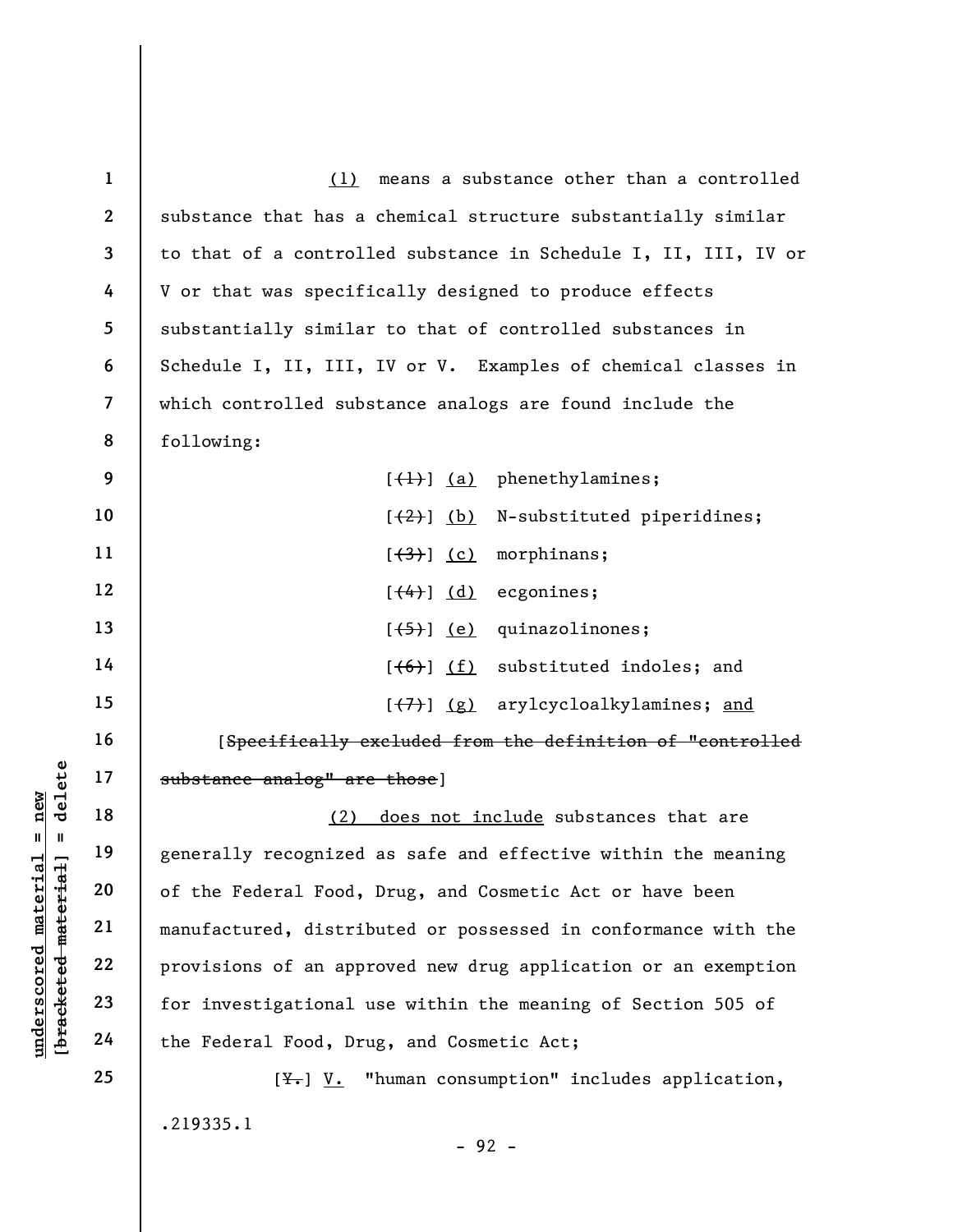(1) means a substance other than a controlled substance that has a chemical structure substantially similar to that of a controlled substance in Schedule I, II, III, IV or V or that was specifically designed to produce effects substantially similar to that of controlled substances in Schedule I, II, III, IV or V. Examples of chemical classes in which controlled substance analogs are found include the following:

[~~(1)~~] (a) phenethylamines;

[~~(2)~~] (b) N-substituted piperidines;

[~~(3)~~] (c) morphinans;

[~~(4)~~] (d) ecgonines;

[~~(5)~~] (e) quinazolinones;

[~~(6)~~] (f) substituted indoles; and

[~~(7)~~] (g) arylcycloalkylamines; and

[~~Specifically excluded from the definition of "controlled substance analog" are those~~]

(2) does not include substances that are generally recognized as safe and effective within the meaning of the Federal Food, Drug, and Cosmetic Act or have been manufactured, distributed or possessed in conformance with the provisions of an approved new drug application or an exemption for investigational use within the meaning of Section 505 of the Federal Food, Drug, and Cosmetic Act;

[~~Y.~~] V. "human consumption" includes application,

.219335.1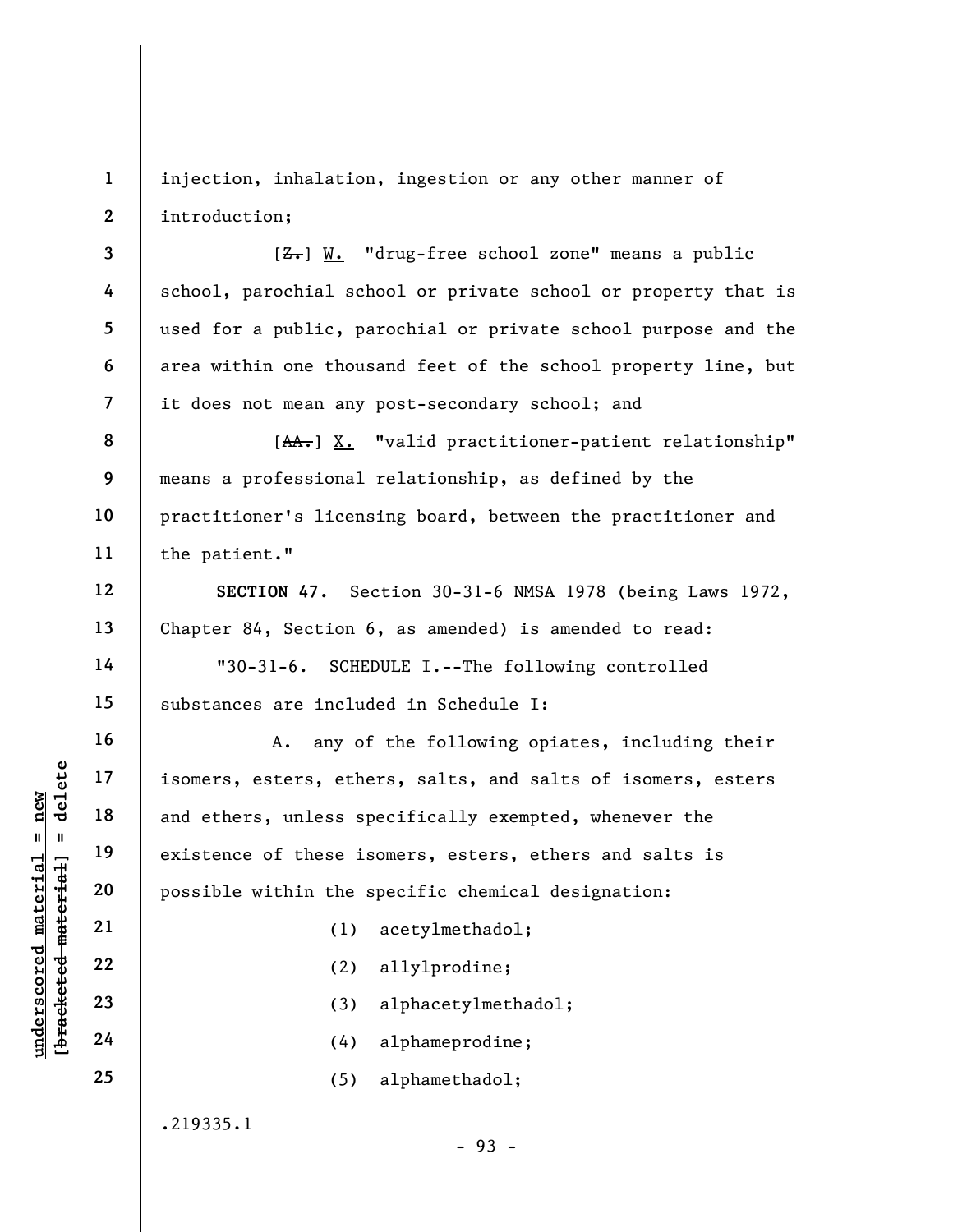injection, inhalation, ingestion or any other manner of introduction;

[~~Z.~~] W. "drug-free school zone" means a public school, parochial school or private school or property that is used for a public, parochial or private school purpose and the area within one thousand feet of the school property line, but it does not mean any post-secondary school; and

[~~AA.~~] X. "valid practitioner-patient relationship" means a professional relationship, as defined by the practitioner's licensing board, between the practitioner and the patient."

**SECTION 47.** Section 30-31-6 NMSA 1978 (being Laws 1972, Chapter 84, Section 6, as amended) is amended to read:

"30-31-6. SCHEDULE I.--The following controlled substances are included in Schedule I:

A. any of the following opiates, including their isomers, esters, ethers, salts, and salts of isomers, esters and ethers, unless specifically exempted, whenever the existence of these isomers, esters, ethers and salts is possible within the specific chemical designation:

(1) acetylmethadol;

(2) allylprodine;

(3) alphacetylmethadol;

(4) alphameprodine;

(5) alphamethadol;

.219335.1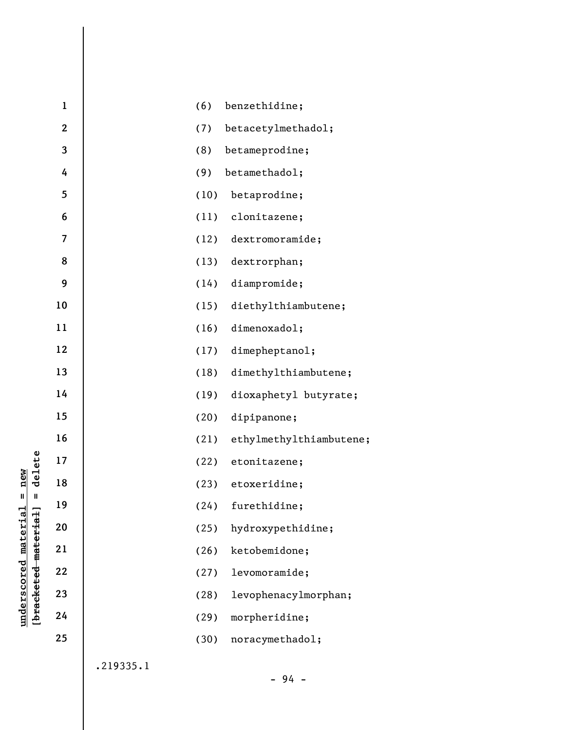(6) benzethidine;

(7) betacetylmethadol;

(8) betameprodine;

(9) betamethadol;

(10) betaprodine;

(11) clonitazene;

(12) dextromoramide;

(13) dextrorphan;

(14) diampromide;

(15) diethylthiambutene;

(16) dimenoxadol;

(17) dimepheptanol;

(18) dimethylthiambutene;

(19) dioxaphetyl butyrate;

(20) dipipanone;

(21) ethylmethylthiambutene;

(22) etonitazene;

(23) etoxeridine;

(24) furethidine;

(25) hydroxypethidine;

(26) ketobemidone;

(27) levomoramide;

(28) levophenacylmorphan;

(29) morpheridine;

(30) noracymethadol;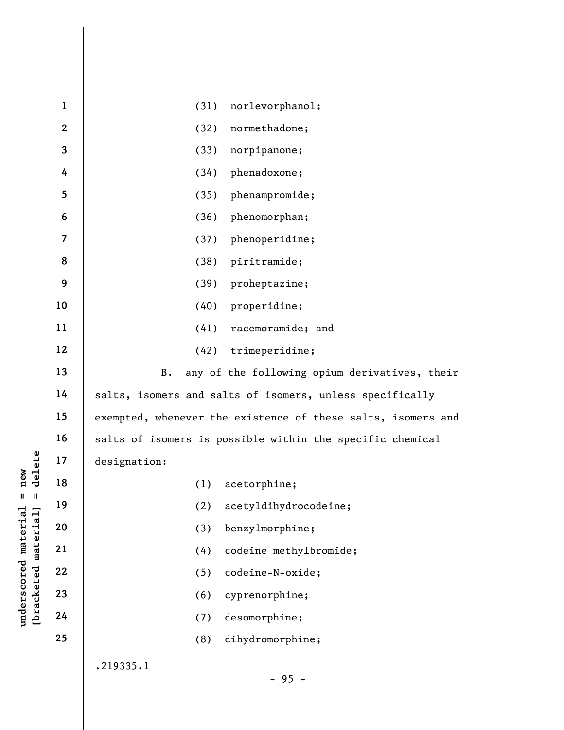(31) norlevorphanol;

(32) normethadone;

(33) norpipanone;

(34) phenadoxone;

(35) phenampromide;

(36) phenomorphan;

(37) phenoperidine;

(38) piritramide;

(39) proheptazine;

(40) properidine;

(41) racemoramide; and

(42) trimeperidine;

B. any of the following opium derivatives, their salts, isomers and salts of isomers, unless specifically exempted, whenever the existence of these salts, isomers and salts of isomers is possible within the specific chemical designation:

(1) acetorphine;

(2) acetyldihydrocodeine;

(3) benzylmorphine;

(4) codeine methylbromide;

(5) codeine-N-oxide;

(6) cyprenorphine;

(7) desomorphine;

(8) dihydromorphine;

.219335.1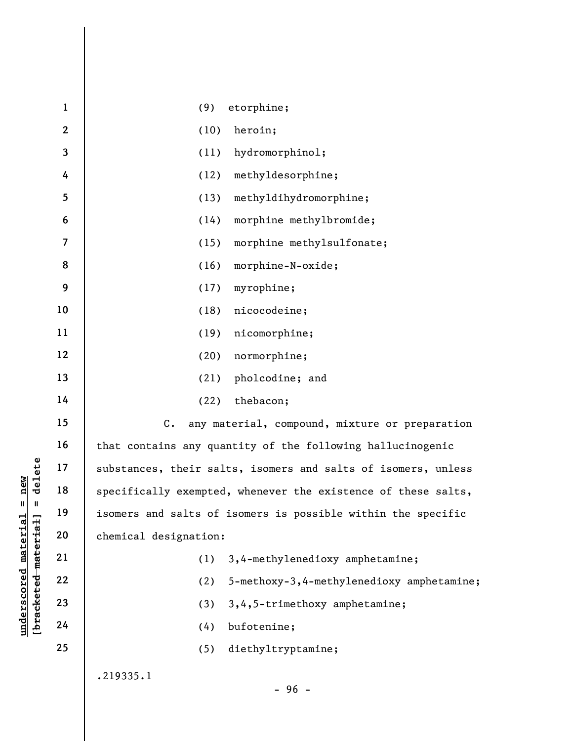(9) etorphine;

(10) heroin;

(11) hydromorphinol;

(12) methyldesorphine;

(13) methyldihydromorphine;

(14) morphine methylbromide;

(15) morphine methylsulfonate;

(16) morphine-N-oxide;

(17) myrophine;

(18) nicocodeine;

(19) nicomorphine;

(20) normorphine;

(21) pholcodine; and

(22) thebacon;

C. any material, compound, mixture or preparation that contains any quantity of the following hallucinogenic substances, their salts, isomers and salts of isomers, unless specifically exempted, whenever the existence of these salts, isomers and salts of isomers is possible within the specific chemical designation:

(1) 3,4-methylenedioxy amphetamine;

(2) 5-methoxy-3,4-methylenedioxy amphetamine;

(3) 3,4,5-trimethoxy amphetamine;

(4) bufotenine;

(5) diethyltryptamine;

.219335.1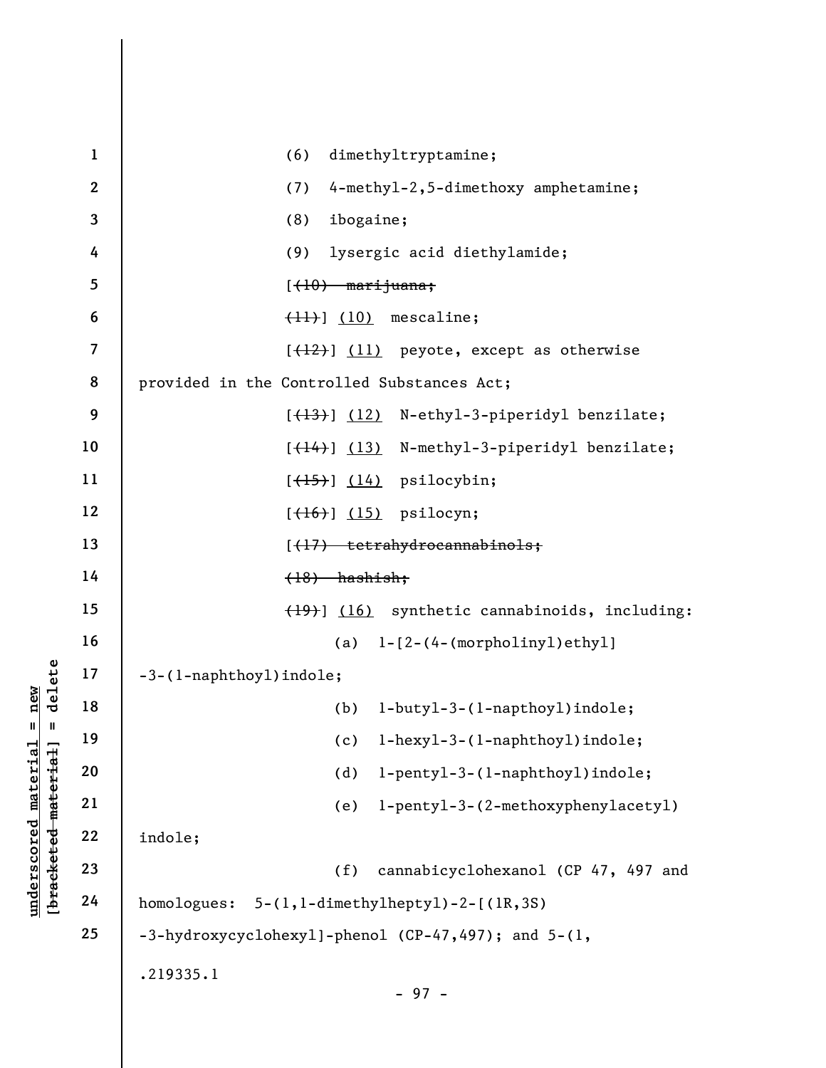(6) dimethyltryptamine;

(7) 4-methyl-2,5-dimethoxy amphetamine;

(8) ibogaine;

(9) lysergic acid diethylamide;

[~~(10) marijuana;~~

~~(11)~~] <u>(10)</u> mescaline;

[~~(12)~~] <u>(11)</u> peyote, except as otherwise provided in the Controlled Substances Act;

[~~(13)~~] <u>(12)</u> N-ethyl-3-piperidyl benzilate;

[~~(14)~~] <u>(13)</u> N-methyl-3-piperidyl benzilate;

[~~(15)~~] <u>(14)</u> psilocybin;

[~~(16)~~] <u>(15)</u> psilocyn;

[~~(17) tetrahydrocannabinols;~~

~~(18) hashish;~~

~~(19)~~] <u>(16)</u> synthetic cannabinoids, including:

(a) 1-[2-(4-(morpholinyl)ethyl]-3-(1-naphthoyl)indole;

(b) 1-butyl-3-(1-napthoyl)indole;

(c) 1-hexyl-3-(1-naphthoyl)indole;

(d) 1-pentyl-3-(1-naphthoyl)indole;

(e) 1-pentyl-3-(2-methoxyphenylacetyl) indole;

(f) cannabicyclohexanol (CP 47, 497 and homologues: 5-(1,1-dimethylheptyl)-2-[(1R,3S)-3-hydroxycyclohexyl]-phenol (CP-47,497); and 5-(1,

.219335.1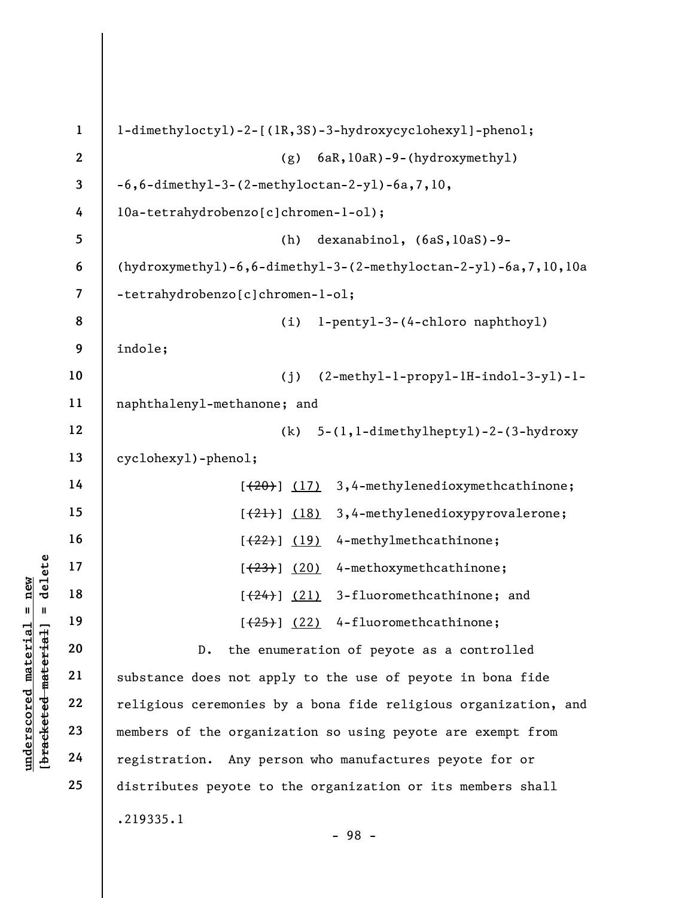1-dimethyloctyl)-2-[(1R,3S)-3-hydroxycyclohexyl]-phenol;

(g) 6aR,10aR)-9-(hydroxymethyl) -6,6-dimethyl-3-(2-methyloctan-2-yl)-6a,7,10, 10a-tetrahydrobenzo[c]chromen-1-ol);

(h) dexanabinol, (6aS,10aS)-9-(hydroxymethyl)-6,6-dimethyl-3-(2-methyloctan-2-yl)-6a,7,10,10a -tetrahydrobenzo[c]chromen-1-ol;

(i) 1-pentyl-3-(4-chloro naphthoyl) indole;

(j) (2-methyl-1-propyl-1H-indol-3-yl)-1-naphthalenyl-methanone; and

(k) 5-(1,1-dimethylheptyl)-2-(3-hydroxy cyclohexyl)-phenol;

[~~(20)~~] <u>(17)</u> 3,4-methylenedioxymethcathinone;

[~~(21)~~] <u>(18)</u> 3,4-methylenedioxypyrovalerone;

[~~(22)~~] <u>(19)</u> 4-methylmethcathinone;

[~~(23)~~] <u>(20)</u> 4-methoxymethcathinone;

[~~(24)~~] <u>(21)</u> 3-fluoromethcathinone; and

[~~(25)~~] <u>(22)</u> 4-fluoromethcathinone;

D. the enumeration of peyote as a controlled substance does not apply to the use of peyote in bona fide religious ceremonies by a bona fide religious organization, and members of the organization so using peyote are exempt from registration. Any person who manufactures peyote for or distributes peyote to the organization or its members shall

.219335.1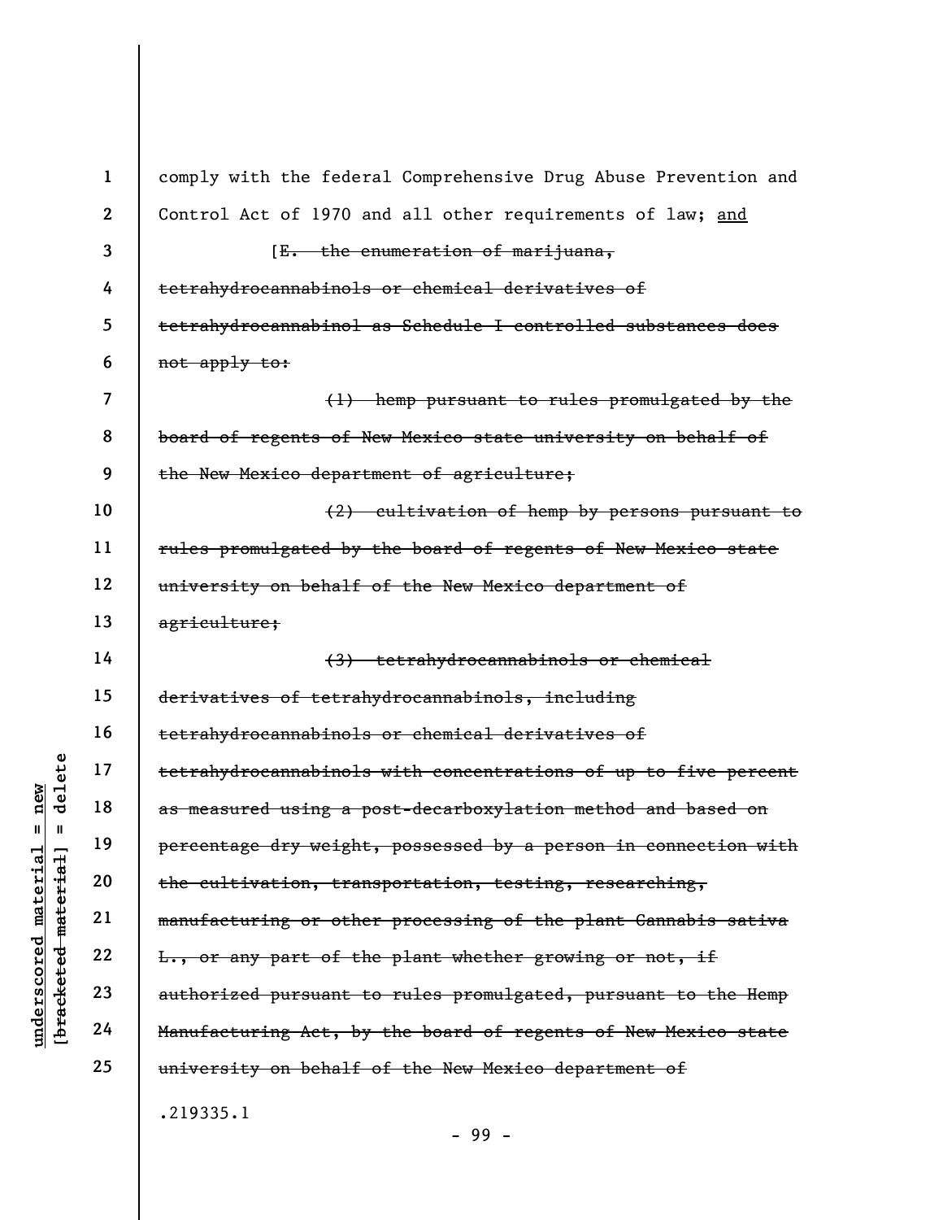comply with the federal Comprehensive Drug Abuse Prevention and Control Act of 1970 and all other requirements of law; <u>and</u>

[~~E. the enumeration of marijuana, tetrahydrocannabinols or chemical derivatives of tetrahydrocannabinol as Schedule I controlled substances does not apply to:~~

~~(1) hemp pursuant to rules promulgated by the board of regents of New Mexico state university on behalf of the New Mexico department of agriculture;~~

~~(2) cultivation of hemp by persons pursuant to rules promulgated by the board of regents of New Mexico state university on behalf of the New Mexico department of agriculture;~~

~~(3) tetrahydrocannabinols or chemical derivatives of tetrahydrocannabinols, including tetrahydrocannabinols or chemical derivatives of tetrahydrocannabinols with concentrations of up to five percent as measured using a post-decarboxylation method and based on percentage dry weight, possessed by a person in connection with the cultivation, transportation, testing, researching, manufacturing or other processing of the plant Cannabis sativa L., or any part of the plant whether growing or not, if authorized pursuant to rules promulgated, pursuant to the Hemp Manufacturing Act, by the board of regents of New Mexico state university on behalf of the New Mexico department of~~

.219335.1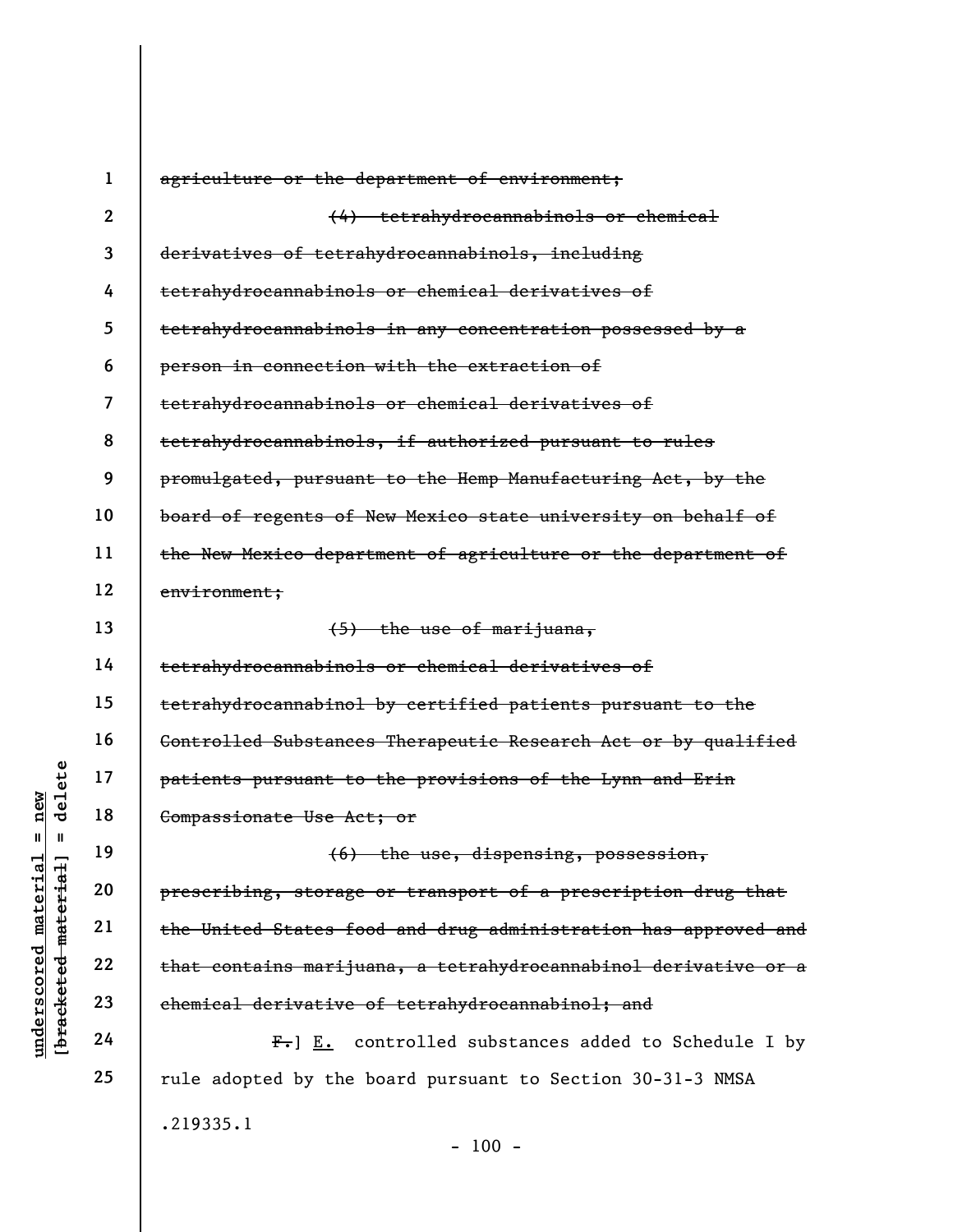~~agriculture or the department of environment;~~

~~(4) tetrahydrocannabinols or chemical derivatives of tetrahydrocannabinols, including tetrahydrocannabinols or chemical derivatives of tetrahydrocannabinols in any concentration possessed by a person in connection with the extraction of tetrahydrocannabinols or chemical derivatives of tetrahydrocannabinols, if authorized pursuant to rules promulgated, pursuant to the Hemp Manufacturing Act, by the board of regents of New Mexico state university on behalf of the New Mexico department of agriculture or the department of environment;~~

~~(5) the use of marijuana, tetrahydrocannabinols or chemical derivatives of tetrahydrocannabinol by certified patients pursuant to the Controlled Substances Therapeutic Research Act or by qualified patients pursuant to the provisions of the Lynn and Erin Compassionate Use Act; or~~

~~(6) the use, dispensing, possession, prescribing, storage or transport of a prescription drug that the United States food and drug administration has approved and that contains marijuana, a tetrahydrocannabinol derivative or a chemical derivative of tetrahydrocannabinol; and~~

~~F.~~] E. controlled substances added to Schedule I by rule adopted by the board pursuant to Section 30-31-3 NMSA

.219335.1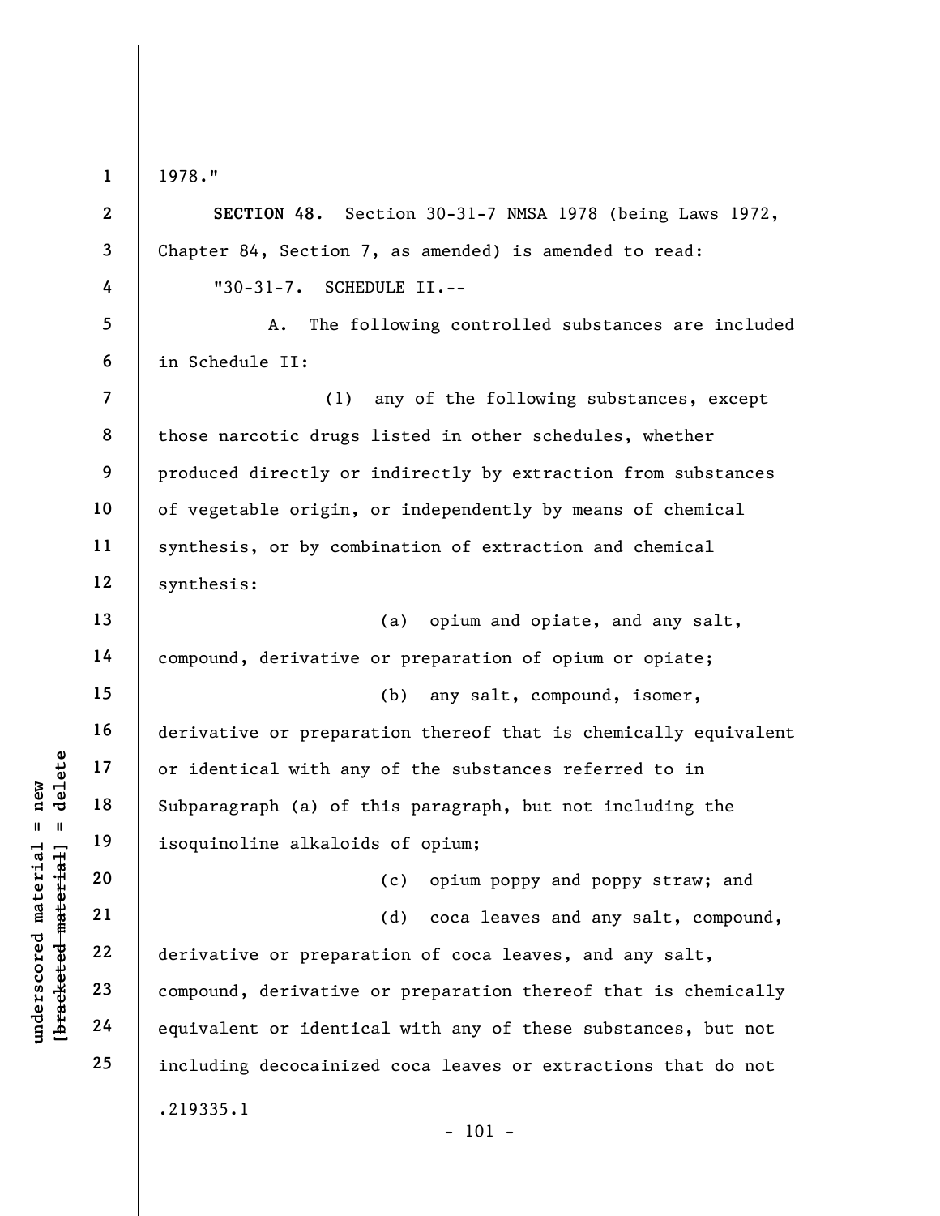1978."

**SECTION 48.** Section 30-31-7 NMSA 1978 (being Laws 1972, Chapter 84, Section 7, as amended) is amended to read:

"30-31-7. SCHEDULE II.--

A. The following controlled substances are included in Schedule II:

(1) any of the following substances, except those narcotic drugs listed in other schedules, whether produced directly or indirectly by extraction from substances of vegetable origin, or independently by means of chemical synthesis, or by combination of extraction and chemical synthesis:

(a) opium and opiate, and any salt, compound, derivative or preparation of opium or opiate;

(b) any salt, compound, isomer, derivative or preparation thereof that is chemically equivalent or identical with any of the substances referred to in Subparagraph (a) of this paragraph, but not including the isoquinoline alkaloids of opium;

(c) opium poppy and poppy straw; <u>and</u>

(d) coca leaves and any salt, compound, derivative or preparation of coca leaves, and any salt, compound, derivative or preparation thereof that is chemically equivalent or identical with any of these substances, but not including decocainized coca leaves or extractions that do not

.219335.1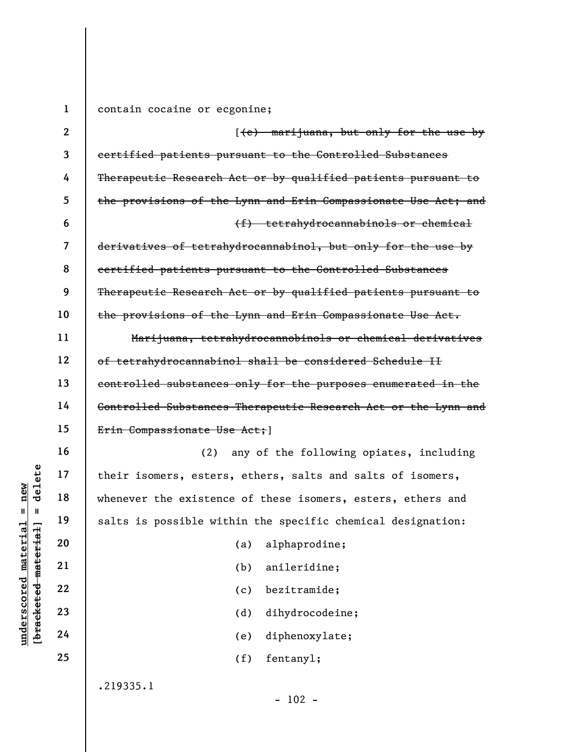contain cocaine or ecgonine;

[~~(e) marijuana, but only for the use by certified patients pursuant to the Controlled Substances Therapeutic Research Act or by qualified patients pursuant to the provisions of the Lynn and Erin Compassionate Use Act; and~~

~~(f) tetrahydrocannabinols or chemical derivatives of tetrahydrocannabinol, but only for the use by certified patients pursuant to the Controlled Substances Therapeutic Research Act or by qualified patients pursuant to the provisions of the Lynn and Erin Compassionate Use Act.~~

~~Marijuana, tetrahydrocannobinols or chemical derivatives of tetrahydrocannabinol shall be considered Schedule II controlled substances only for the purposes enumerated in the Controlled Substances Therapeutic Research Act or the Lynn and Erin Compassionate Use Act;~~]

(2) any of the following opiates, including their isomers, esters, ethers, salts and salts of isomers, whenever the existence of these isomers, esters, ethers and salts is possible within the specific chemical designation:

(a) alphaprodine;

(b) anileridine;

(c) bezitramide;

(d) dihydrocodeine;

(e) diphenoxylate;

(f) fentanyl;

.219335.1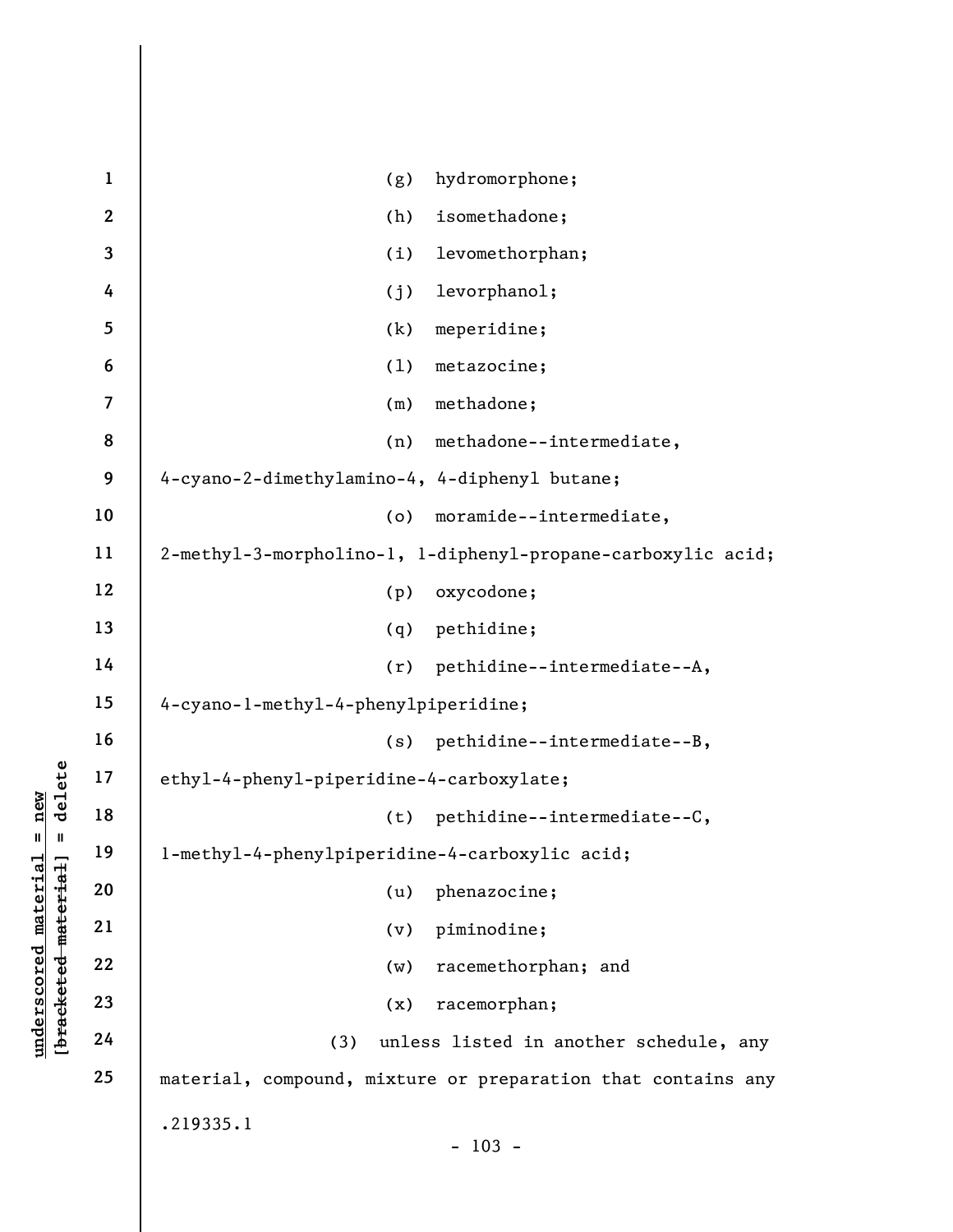(g) hydromorphone;

(h) isomethadone;

(i) levomethorphan;

(j) levorphanol;

(k) meperidine;

(l) metazocine;

(m) methadone;

(n) methadone--intermediate, 4-cyano-2-dimethylamino-4, 4-diphenyl butane;

(o) moramide--intermediate, 2-methyl-3-morpholino-1, 1-diphenyl-propane-carboxylic acid;

(p) oxycodone;

(q) pethidine;

(r) pethidine--intermediate--A, 4-cyano-1-methyl-4-phenylpiperidine;

(s) pethidine--intermediate--B, ethyl-4-phenyl-piperidine-4-carboxylate;

(t) pethidine--intermediate--C, 1-methyl-4-phenylpiperidine-4-carboxylic acid;

(u) phenazocine;

(v) piminodine;

(w) racemethorphan; and

(x) racemorphan;

(3) unless listed in another schedule, any material, compound, mixture or preparation that contains any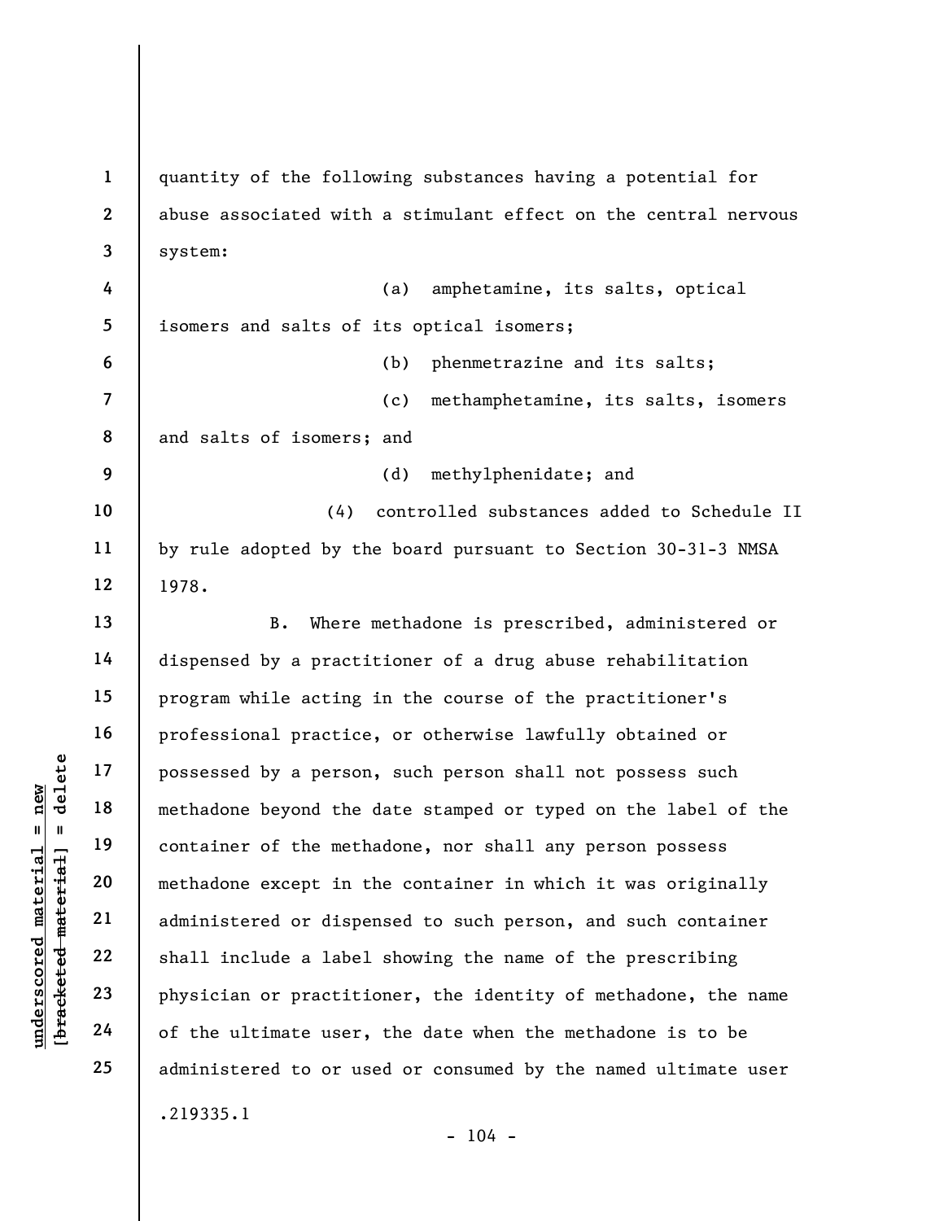quantity of the following substances having a potential for abuse associated with a stimulant effect on the central nervous system:

(a) amphetamine, its salts, optical isomers and salts of its optical isomers;

(b) phenmetrazine and its salts;

(c) methamphetamine, its salts, isomers and salts of isomers; and

(d) methylphenidate; and

(4) controlled substances added to Schedule II by rule adopted by the board pursuant to Section 30-31-3 NMSA 1978.

B. Where methadone is prescribed, administered or dispensed by a practitioner of a drug abuse rehabilitation program while acting in the course of the practitioner's professional practice, or otherwise lawfully obtained or possessed by a person, such person shall not possess such methadone beyond the date stamped or typed on the label of the container of the methadone, nor shall any person possess methadone except in the container in which it was originally administered or dispensed to such person, and such container shall include a label showing the name of the prescribing physician or practitioner, the identity of methadone, the name of the ultimate user, the date when the methadone is to be administered to or used or consumed by the named ultimate user

.219335.1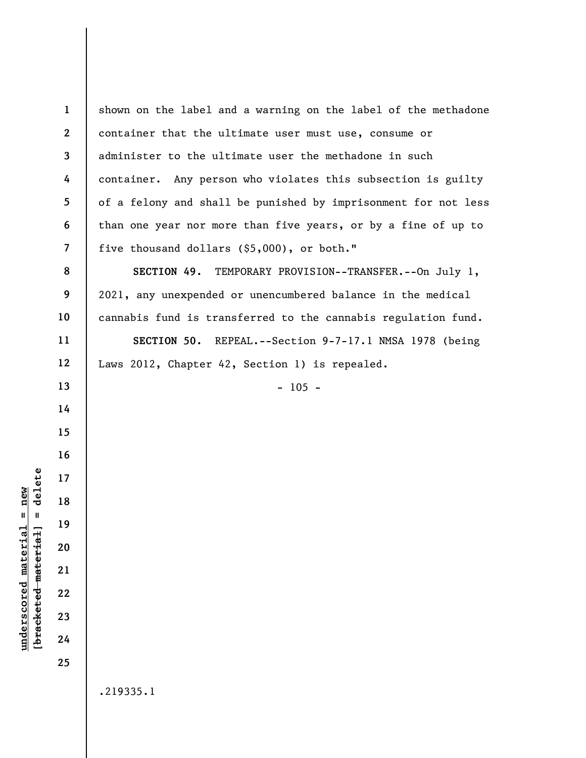shown on the label and a warning on the label of the methadone container that the ultimate user must use, consume or administer to the ultimate user the methadone in such container. Any person who violates this subsection is guilty of a felony and shall be punished by imprisonment for not less than one year nor more than five years, or by a fine of up to five thousand dollars ($5,000), or both."

**SECTION 49.** TEMPORARY PROVISION--TRANSFER.--On July 1, 2021, any unexpended or unencumbered balance in the medical cannabis fund is transferred to the cannabis regulation fund.

**SECTION 50.** REPEAL.--Section 9-7-17.1 NMSA 1978 (being Laws 2012, Chapter 42, Section 1) is repealed.

.219335.1